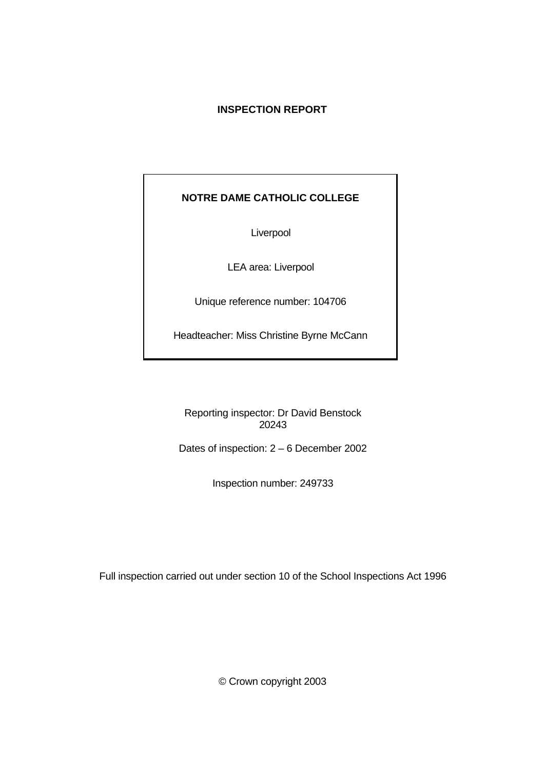# INSPECTION REPORT

**NOTRE DAME CATHOLIC COLLEGE**

Liverpool

LEA area: Liverpool

Unique reference number: 104706

Headteacher: Miss Christine Byrne McCann

Reporting inspector: Dr David Benstock
20243

Dates of inspection: 2 – 6 December 2002

Inspection number: 249733

Full inspection carried out under section 10 of the School Inspections Act 1996

© Crown copyright 2003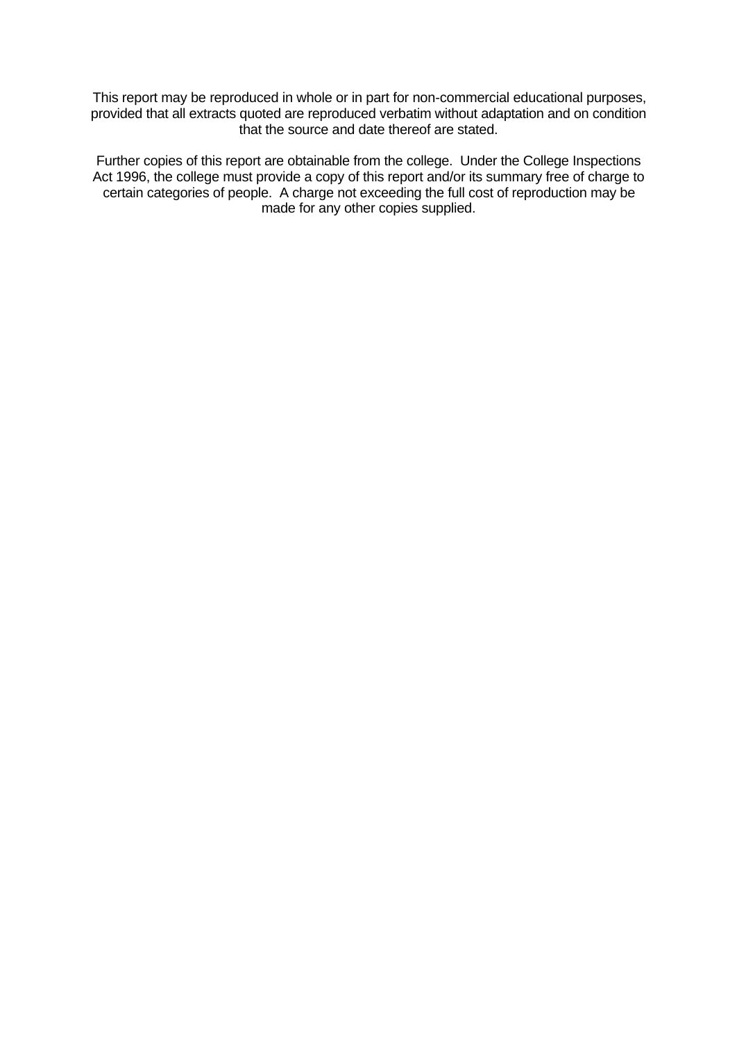This report may be reproduced in whole or in part for non-commercial educational purposes, provided that all extracts quoted are reproduced verbatim without adaptation and on condition that the source and date thereof are stated.

Further copies of this report are obtainable from the college. Under the College Inspections Act 1996, the college must provide a copy of this report and/or its summary free of charge to certain categories of people. A charge not exceeding the full cost of reproduction may be made for any other copies supplied.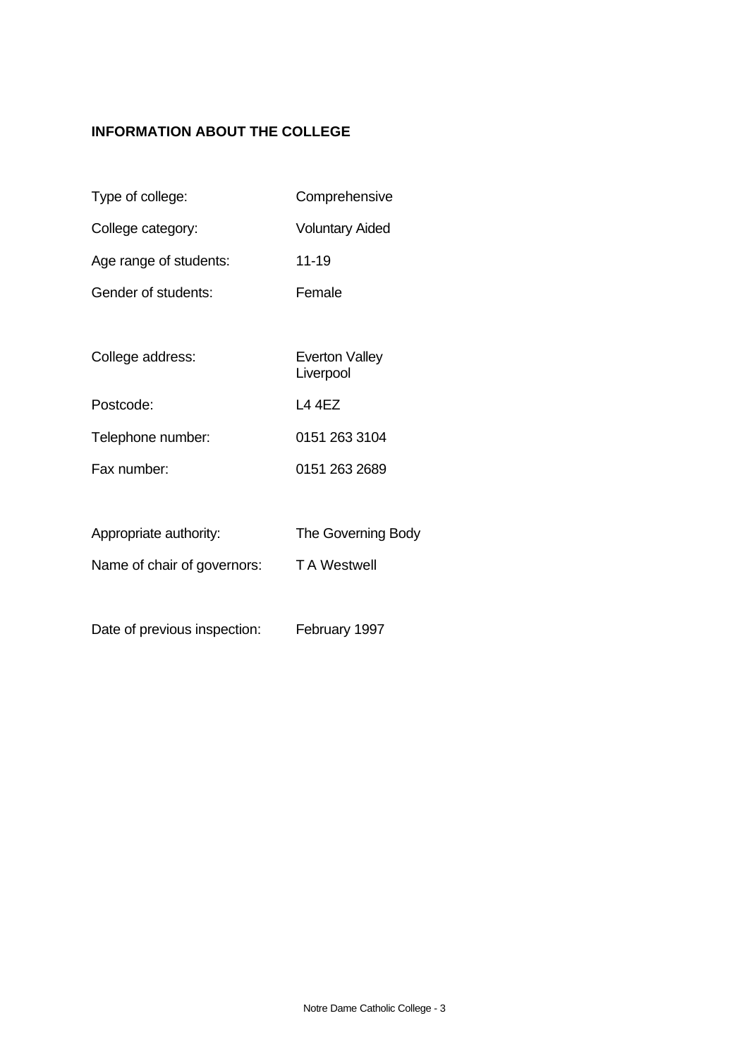## INFORMATION ABOUT THE COLLEGE

| | |
|---|---|
| Type of college: | Comprehensive |
| College category: | Voluntary Aided |
| Age range of students: | 11-19 |
| Gender of students: | Female |
| | |
| College address: | Everton Valley<br>Liverpool |
| Postcode: | L4 4EZ |
| Telephone number: | 0151 263 3104 |
| Fax number: | 0151 263 2689 |
| | |
| Appropriate authority: | The Governing Body |
| Name of chair of governors: | T A Westwell |
| | |
| Date of previous inspection: | February 1997 |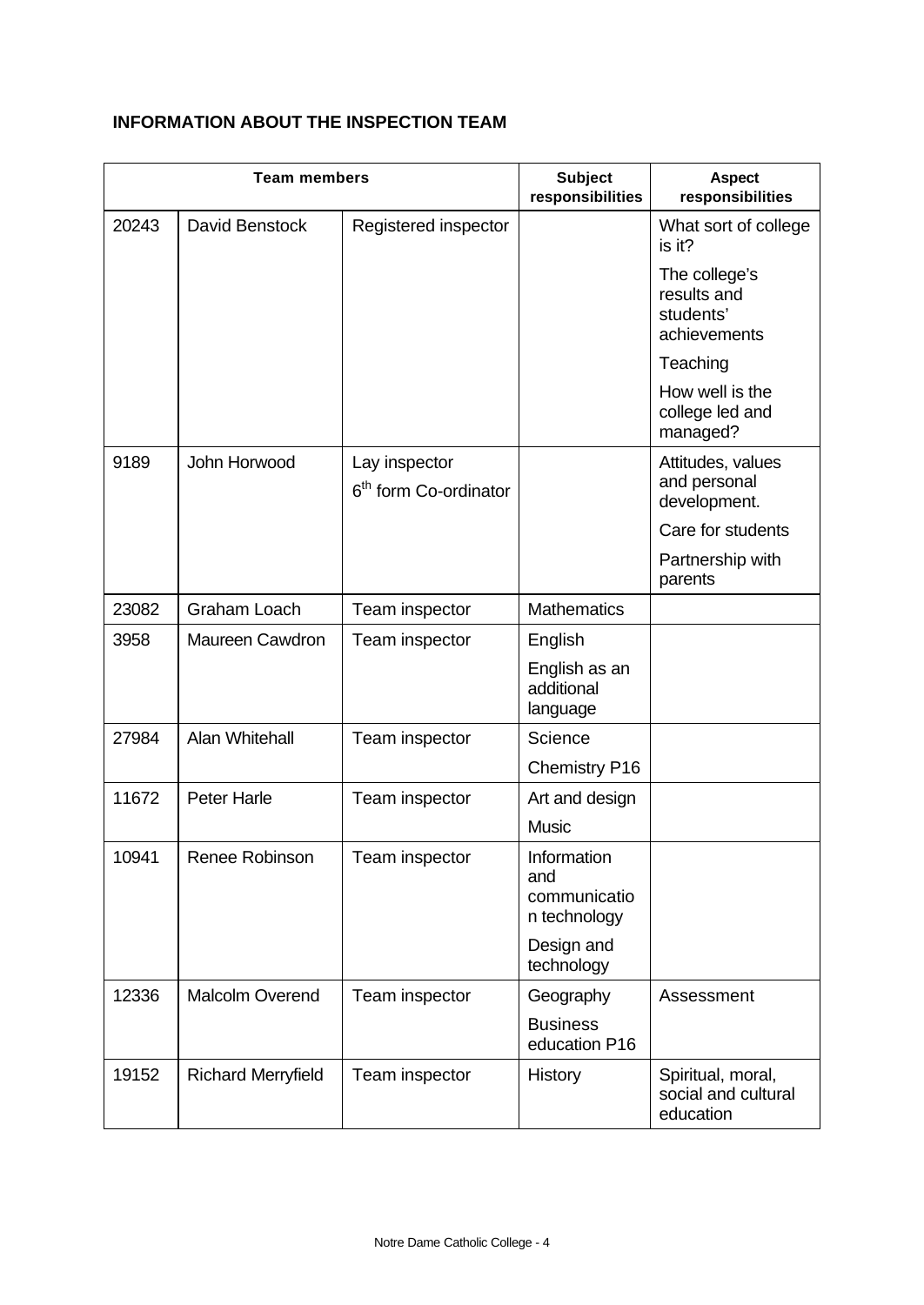**INFORMATION ABOUT THE INSPECTION TEAM**

| Team members | | | Subject responsibilities | Aspect responsibilities |
|---|---|---|---|---|
| 20243 | David Benstock | Registered inspector | | What sort of college is it?<br>The college's results and students' achievements<br>Teaching<br>How well is the college led and managed? |
| 9189 | John Horwood | Lay inspector<br>6th form Co-ordinator | | Attitudes, values and personal development.<br>Care for students<br>Partnership with parents |
| 23082 | Graham Loach | Team inspector | Mathematics | |
| 3958 | Maureen Cawdron | Team inspector | English<br>English as an additional language | |
| 27984 | Alan Whitehall | Team inspector | Science<br>Chemistry P16 | |
| 11672 | Peter Harle | Team inspector | Art and design<br>Music | |
| 10941 | Renee Robinson | Team inspector | Information and communication technology<br>Design and technology | |
| 12336 | Malcolm Overend | Team inspector | Geography<br>Business education P16 | Assessment |
| 19152 | Richard Merryfield | Team inspector | History | Spiritual, moral, social and cultural education |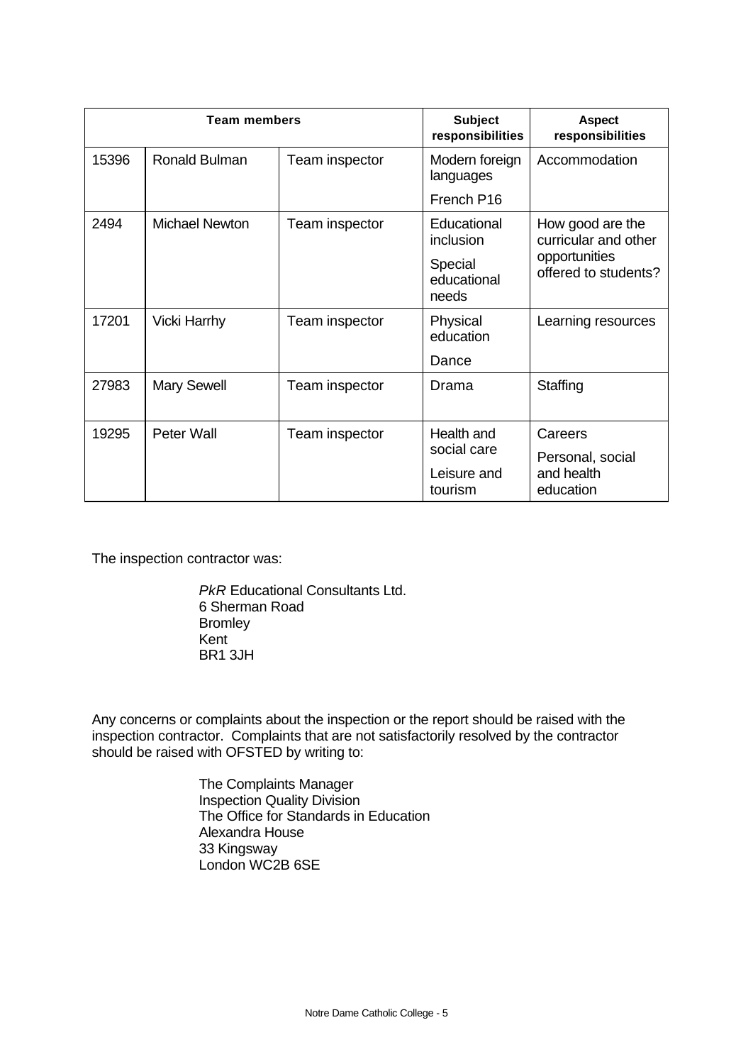| Team members | | | Subject responsibilities | Aspect responsibilities |
|---|---|---|---|---|
| 15396 | Ronald Bulman | Team inspector | Modern foreign languages<br>French P16 | Accommodation |
| 2494 | Michael Newton | Team inspector | Educational inclusion<br>Special educational needs | How good are the curricular and other opportunities offered to students? |
| 17201 | Vicki Harrhy | Team inspector | Physical education<br>Dance | Learning resources |
| 27983 | Mary Sewell | Team inspector | Drama | Staffing |
| 19295 | Peter Wall | Team inspector | Health and social care<br>Leisure and tourism | Careers<br>Personal, social and health education |

The inspection contractor was:

*PkR* Educational Consultants Ltd.
6 Sherman Road
Bromley
Kent
BR1 3JH

Any concerns or complaints about the inspection or the report should be raised with the inspection contractor. Complaints that are not satisfactorily resolved by the contractor should be raised with OFSTED by writing to:

The Complaints Manager
Inspection Quality Division
The Office for Standards in Education
Alexandra House
33 Kingsway
London WC2B 6SE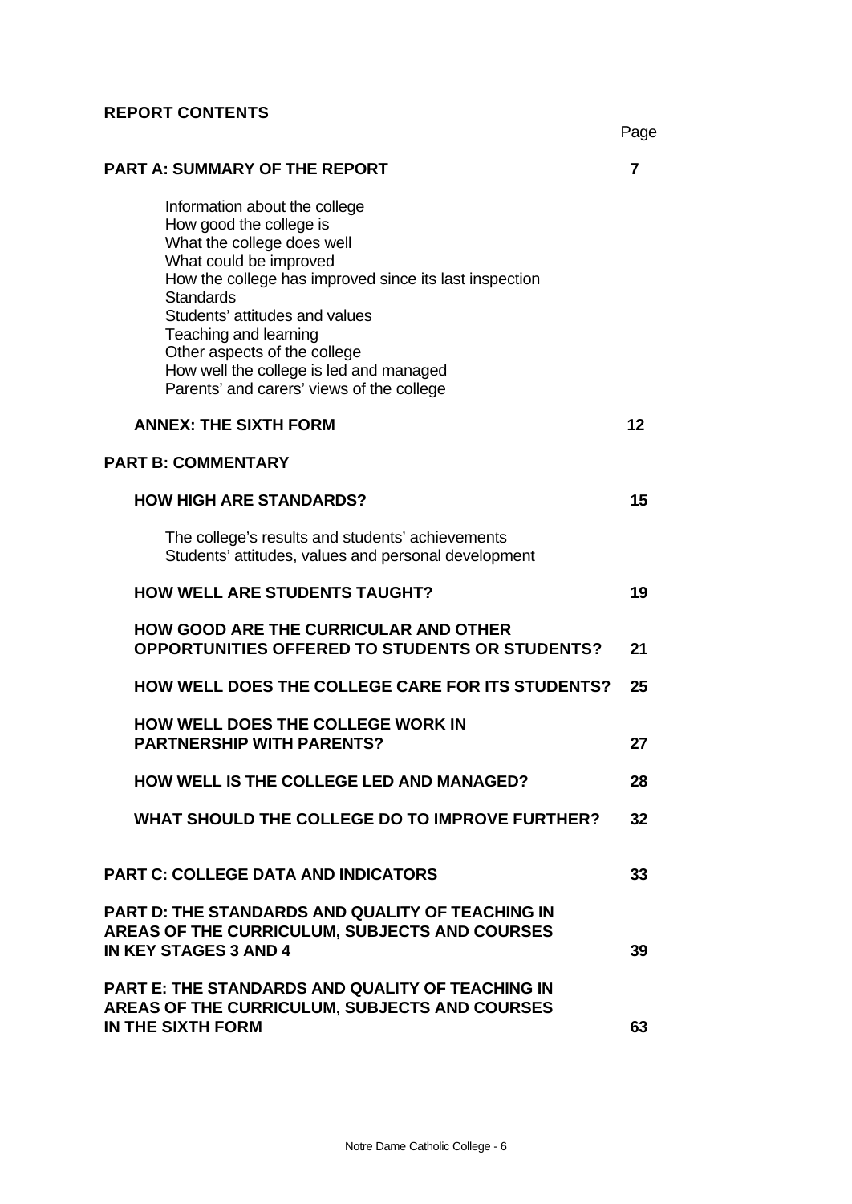## REPORT CONTENTS

| | Page |
|---|---|
| **PART A: SUMMARY OF THE REPORT** | **7** |
| Information about the college<br>How good the college is<br>What the college does well<br>What could be improved<br>How the college has improved since its last inspection<br>Standards<br>Students' attitudes and values<br>Teaching and learning<br>Other aspects of the college<br>How well the college is led and managed<br>Parents' and carers' views of the college | |
| **ANNEX: THE SIXTH FORM** | **12** |
| **PART B: COMMENTARY** | |
| **HOW HIGH ARE STANDARDS?** | **15** |
| The college's results and students' achievements<br>Students' attitudes, values and personal development | |
| **HOW WELL ARE STUDENTS TAUGHT?** | **19** |
| **HOW GOOD ARE THE CURRICULAR AND OTHER OPPORTUNITIES OFFERED TO STUDENTS OR STUDENTS?** | **21** |
| **HOW WELL DOES THE COLLEGE CARE FOR ITS STUDENTS?** | **25** |
| **HOW WELL DOES THE COLLEGE WORK IN PARTNERSHIP WITH PARENTS?** | **27** |
| **HOW WELL IS THE COLLEGE LED AND MANAGED?** | **28** |
| **WHAT SHOULD THE COLLEGE DO TO IMPROVE FURTHER?** | **32** |
| **PART C: COLLEGE DATA AND INDICATORS** | **33** |
| **PART D: THE STANDARDS AND QUALITY OF TEACHING IN AREAS OF THE CURRICULUM, SUBJECTS AND COURSES IN KEY STAGES 3 AND 4** | **39** |
| **PART E: THE STANDARDS AND QUALITY OF TEACHING IN AREAS OF THE CURRICULUM, SUBJECTS AND COURSES IN THE SIXTH FORM** | **63** |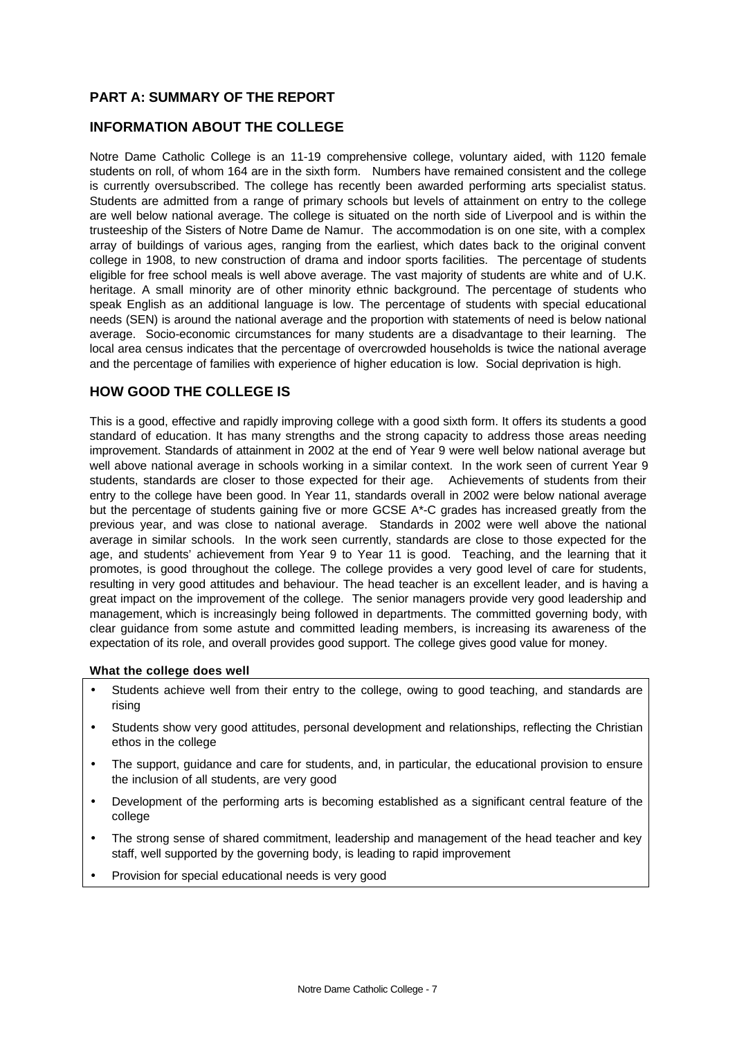## PART A: SUMMARY OF THE REPORT

## INFORMATION ABOUT THE COLLEGE

Notre Dame Catholic College is an 11-19 comprehensive college, voluntary aided, with 1120 female students on roll, of whom 164 are in the sixth form. Numbers have remained consistent and the college is currently oversubscribed. The college has recently been awarded performing arts specialist status. Students are admitted from a range of primary schools but levels of attainment on entry to the college are well below national average. The college is situated on the north side of Liverpool and is within the trusteeship of the Sisters of Notre Dame de Namur. The accommodation is on one site, with a complex array of buildings of various ages, ranging from the earliest, which dates back to the original convent college in 1908, to new construction of drama and indoor sports facilities. The percentage of students eligible for free school meals is well above average. The vast majority of students are white and of U.K. heritage. A small minority are of other minority ethnic background. The percentage of students who speak English as an additional language is low. The percentage of students with special educational needs (SEN) is around the national average and the proportion with statements of need is below national average. Socio-economic circumstances for many students are a disadvantage to their learning. The local area census indicates that the percentage of overcrowded households is twice the national average and the percentage of families with experience of higher education is low. Social deprivation is high.

## HOW GOOD THE COLLEGE IS

This is a good, effective and rapidly improving college with a good sixth form. It offers its students a good standard of education. It has many strengths and the strong capacity to address those areas needing improvement. Standards of attainment in 2002 at the end of Year 9 were well below national average but well above national average in schools working in a similar context. In the work seen of current Year 9 students, standards are closer to those expected for their age. Achievements of students from their entry to the college have been good. In Year 11, standards overall in 2002 were below national average but the percentage of students gaining five or more GCSE A*-C grades has increased greatly from the previous year, and was close to national average. Standards in 2002 were well above the national average in similar schools. In the work seen currently, standards are close to those expected for the age, and students' achievement from Year 9 to Year 11 is good. Teaching, and the learning that it promotes, is good throughout the college. The college provides a very good level of care for students, resulting in very good attitudes and behaviour. The head teacher is an excellent leader, and is having a great impact on the improvement of the college. The senior managers provide very good leadership and management, which is increasingly being followed in departments. The committed governing body, with clear guidance from some astute and committed leading members, is increasing its awareness of the expectation of its role, and overall provides good support. The college gives good value for money.

**What the college does well**

- Students achieve well from their entry to the college, owing to good teaching, and standards are rising
- Students show very good attitudes, personal development and relationships, reflecting the Christian ethos in the college
- The support, guidance and care for students, and, in particular, the educational provision to ensure the inclusion of all students, are very good
- Development of the performing arts is becoming established as a significant central feature of the college
- The strong sense of shared commitment, leadership and management of the head teacher and key staff, well supported by the governing body, is leading to rapid improvement
- Provision for special educational needs is very good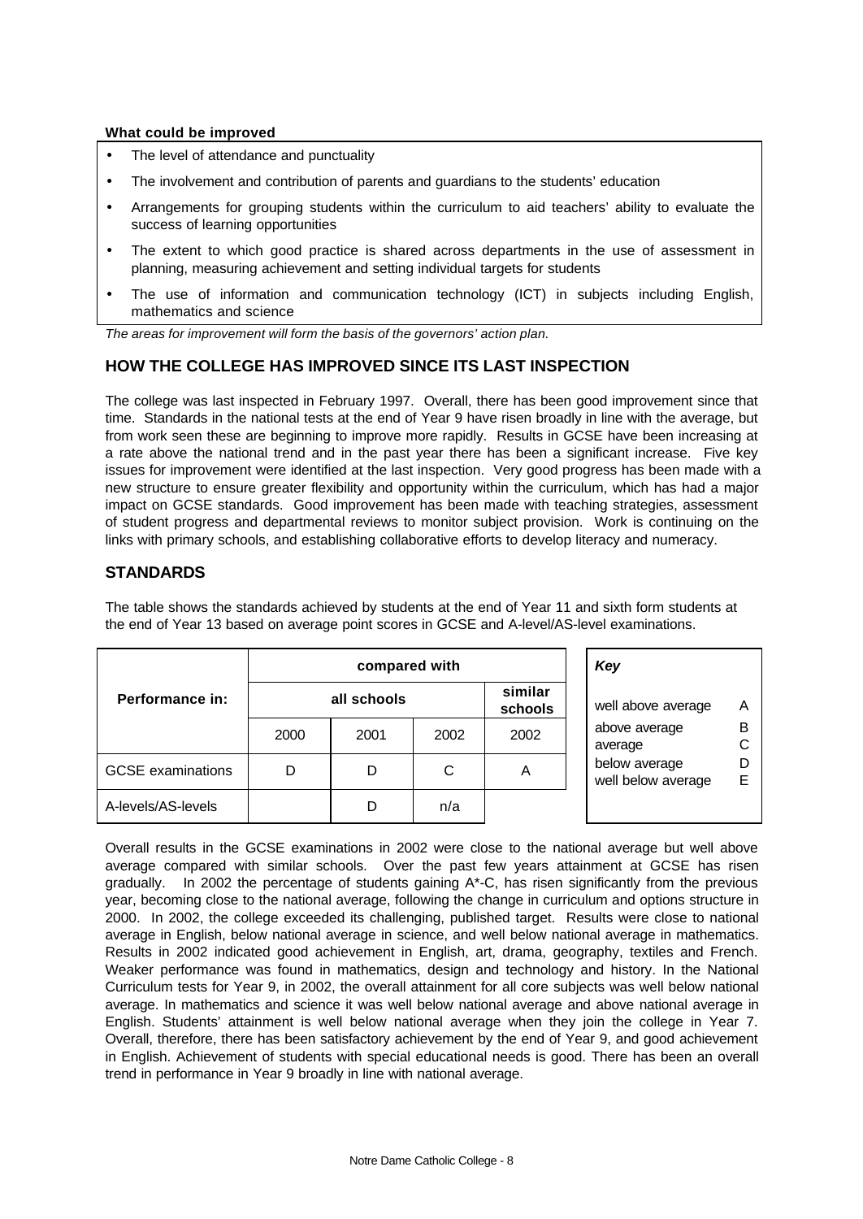**What could be improved**

- The level of attendance and punctuality
- The involvement and contribution of parents and guardians to the students' education
- Arrangements for grouping students within the curriculum to aid teachers' ability to evaluate the success of learning opportunities
- The extent to which good practice is shared across departments in the use of assessment in planning, measuring achievement and setting individual targets for students
- The use of information and communication technology (ICT) in subjects including English, mathematics and science

*The areas for improvement will form the basis of the governors' action plan.*

## HOW THE COLLEGE HAS IMPROVED SINCE ITS LAST INSPECTION

The college was last inspected in February 1997. Overall, there has been good improvement since that time. Standards in the national tests at the end of Year 9 have risen broadly in line with the average, but from work seen these are beginning to improve more rapidly. Results in GCSE have been increasing at a rate above the national trend and in the past year there has been a significant increase. Five key issues for improvement were identified at the last inspection. Very good progress has been made with a new structure to ensure greater flexibility and opportunity within the curriculum, which has had a major impact on GCSE standards. Good improvement has been made with teaching strategies, assessment of student progress and departmental reviews to monitor subject provision. Work is continuing on the links with primary schools, and establishing collaborative efforts to develop literacy and numeracy.

## STANDARDS

The table shows the standards achieved by students at the end of Year 11 and sixth form students at the end of Year 13 based on average point scores in GCSE and A-level/AS-level examinations.

| Performance in: | compared with | | | |
|---|---|---|---|---|
| | all schools | | | similar schools |
| | 2000 | 2001 | 2002 | 2002 |
| GCSE examinations | D | D | C | A |
| A-levels/AS-levels | | D | n/a | |

| *Key* | |
|---|---|
| well above average | A |
| above average | B |
| average | C |
| below average | D |
| well below average | E |

Overall results in the GCSE examinations in 2002 were close to the national average but well above average compared with similar schools. Over the past few years attainment at GCSE has risen gradually. In 2002 the percentage of students gaining A*-C, has risen significantly from the previous year, becoming close to the national average, following the change in curriculum and options structure in 2000. In 2002, the college exceeded its challenging, published target. Results were close to national average in English, below national average in science, and well below national average in mathematics. Results in 2002 indicated good achievement in English, art, drama, geography, textiles and French. Weaker performance was found in mathematics, design and technology and history. In the National Curriculum tests for Year 9, in 2002, the overall attainment for all core subjects was well below national average. In mathematics and science it was well below national average and above national average in English. Students' attainment is well below national average when they join the college in Year 7. Overall, therefore, there has been satisfactory achievement by the end of Year 9, and good achievement in English. Achievement of students with special educational needs is good. There has been an overall trend in performance in Year 9 broadly in line with national average.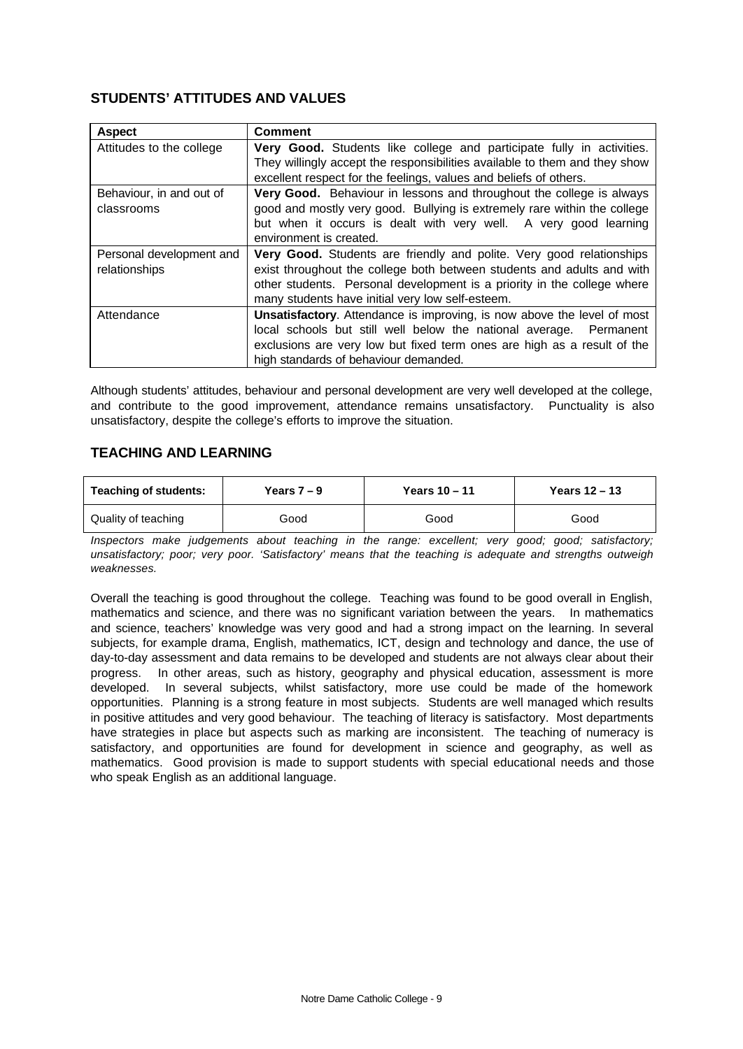## STUDENTS' ATTITUDES AND VALUES

| Aspect | Comment |
|---|---|
| Attitudes to the college | **Very Good.** Students like college and participate fully in activities. They willingly accept the responsibilities available to them and they show excellent respect for the feelings, values and beliefs of others. |
| Behaviour, in and out of classrooms | **Very Good.** Behaviour in lessons and throughout the college is always good and mostly very good. Bullying is extremely rare within the college but when it occurs is dealt with very well. A very good learning environment is created. |
| Personal development and relationships | **Very Good.** Students are friendly and polite. Very good relationships exist throughout the college both between students and adults and with other students. Personal development is a priority in the college where many students have initial very low self-esteem. |
| Attendance | **Unsatisfactory**. Attendance is improving, is now above the level of most local schools but still well below the national average. Permanent exclusions are very low but fixed term ones are high as a result of the high standards of behaviour demanded. |

Although students' attitudes, behaviour and personal development are very well developed at the college, and contribute to the good improvement, attendance remains unsatisfactory. Punctuality is also unsatisfactory, despite the college's efforts to improve the situation.

## TEACHING AND LEARNING

| Teaching of students: | Years 7 – 9 | Years 10 – 11 | Years 12 – 13 |
|---|---|---|---|
| Quality of teaching | Good | Good | Good |

*Inspectors make judgements about teaching in the range: excellent; very good; good; satisfactory; unsatisfactory; poor; very poor. 'Satisfactory' means that the teaching is adequate and strengths outweigh weaknesses.*

Overall the teaching is good throughout the college. Teaching was found to be good overall in English, mathematics and science, and there was no significant variation between the years. In mathematics and science, teachers' knowledge was very good and had a strong impact on the learning. In several subjects, for example drama, English, mathematics, ICT, design and technology and dance, the use of day-to-day assessment and data remains to be developed and students are not always clear about their progress. In other areas, such as history, geography and physical education, assessment is more developed. In several subjects, whilst satisfactory, more use could be made of the homework opportunities. Planning is a strong feature in most subjects. Students are well managed which results in positive attitudes and very good behaviour. The teaching of literacy is satisfactory. Most departments have strategies in place but aspects such as marking are inconsistent. The teaching of numeracy is satisfactory, and opportunities are found for development in science and geography, as well as mathematics. Good provision is made to support students with special educational needs and those who speak English as an additional language.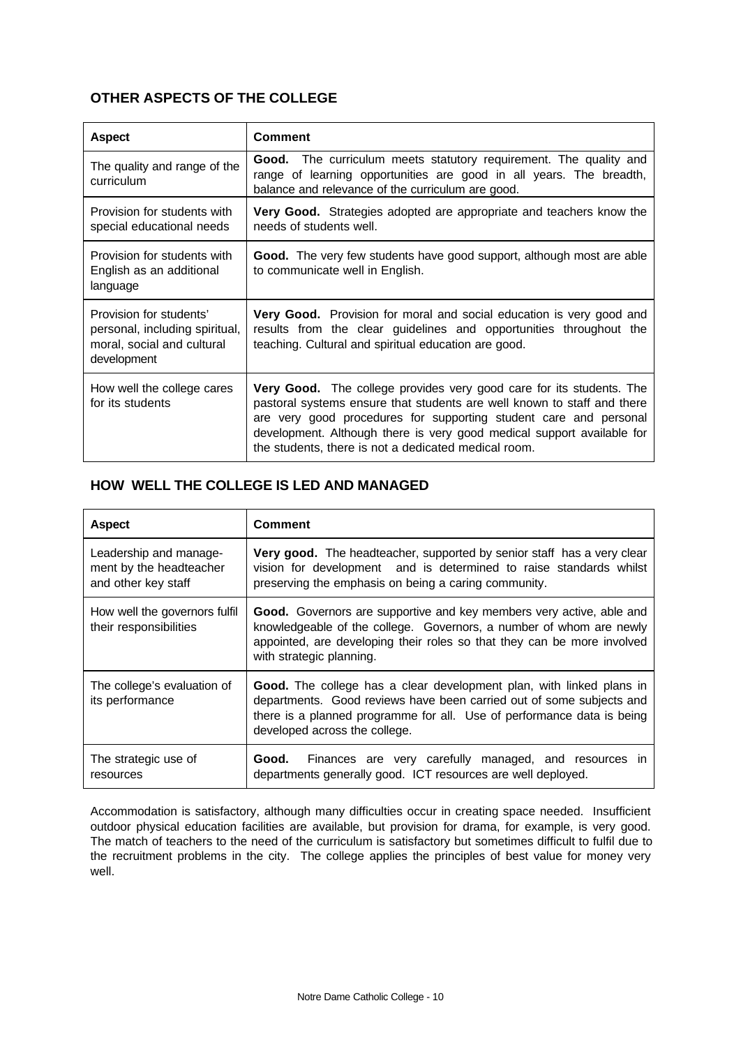## OTHER ASPECTS OF THE COLLEGE

| Aspect | Comment |
|---|---|
| The quality and range of the curriculum | **Good.** The curriculum meets statutory requirement. The quality and range of learning opportunities are good in all years. The breadth, balance and relevance of the curriculum are good. |
| Provision for students with special educational needs | **Very Good.** Strategies adopted are appropriate and teachers know the needs of students well. |
| Provision for students with English as an additional language | **Good.** The very few students have good support, although most are able to communicate well in English. |
| Provision for students' personal, including spiritual, moral, social and cultural development | **Very Good.** Provision for moral and social education is very good and results from the clear guidelines and opportunities throughout the teaching. Cultural and spiritual education are good. |
| How well the college cares for its students | **Very Good.** The college provides very good care for its students. The pastoral systems ensure that students are well known to staff and there are very good procedures for supporting student care and personal development. Although there is very good medical support available for the students, there is not a dedicated medical room. |

## HOW WELL THE COLLEGE IS LED AND MANAGED

| Aspect | Comment |
|---|---|
| Leadership and manage-ment by the headteacher and other key staff | **Very good.** The headteacher, supported by senior staff has a very clear vision for development and is determined to raise standards whilst preserving the emphasis on being a caring community. |
| How well the governors fulfil their responsibilities | **Good.** Governors are supportive and key members very active, able and knowledgeable of the college. Governors, a number of whom are newly appointed, are developing their roles so that they can be more involved with strategic planning. |
| The college's evaluation of its performance | **Good.** The college has a clear development plan, with linked plans in departments. Good reviews have been carried out of some subjects and there is a planned programme for all. Use of performance data is being developed across the college. |
| The strategic use of resources | **Good.** Finances are very carefully managed, and resources in departments generally good. ICT resources are well deployed. |

Accommodation is satisfactory, although many difficulties occur in creating space needed. Insufficient outdoor physical education facilities are available, but provision for drama, for example, is very good. The match of teachers to the need of the curriculum is satisfactory but sometimes difficult to fulfil due to the recruitment problems in the city. The college applies the principles of best value for money very well.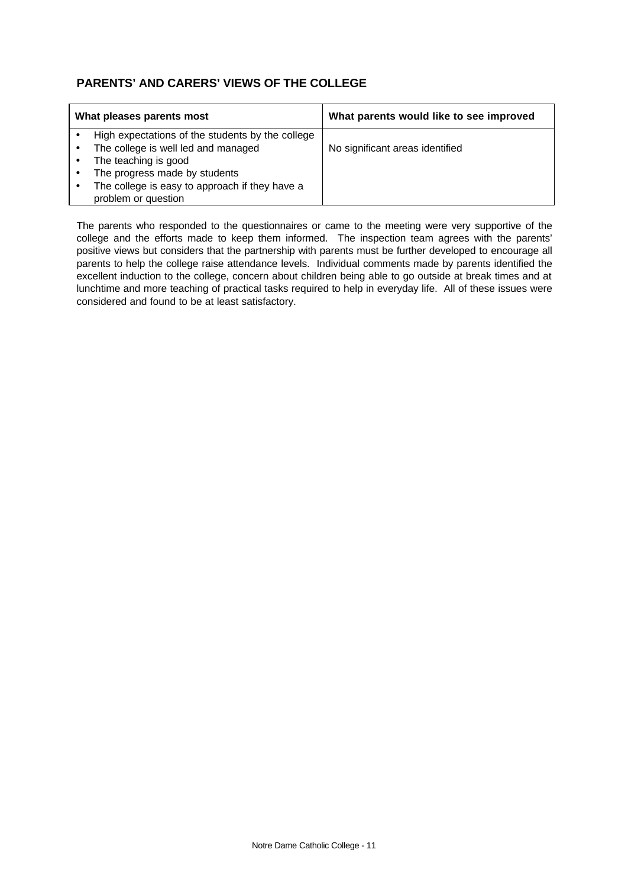## PARENTS' AND CARERS' VIEWS OF THE COLLEGE

| What pleases parents most | What parents would like to see improved |
| --- | --- |
| • High expectations of the students by the college<br>• The college is well led and managed<br>• The teaching is good<br>• The progress made by students<br>• The college is easy to approach if they have a problem or question | No significant areas identified |

The parents who responded to the questionnaires or came to the meeting were very supportive of the college and the efforts made to keep them informed. The inspection team agrees with the parents' positive views but considers that the partnership with parents must be further developed to encourage all parents to help the college raise attendance levels. Individual comments made by parents identified the excellent induction to the college, concern about children being able to go outside at break times and at lunchtime and more teaching of practical tasks required to help in everyday life. All of these issues were considered and found to be at least satisfactory.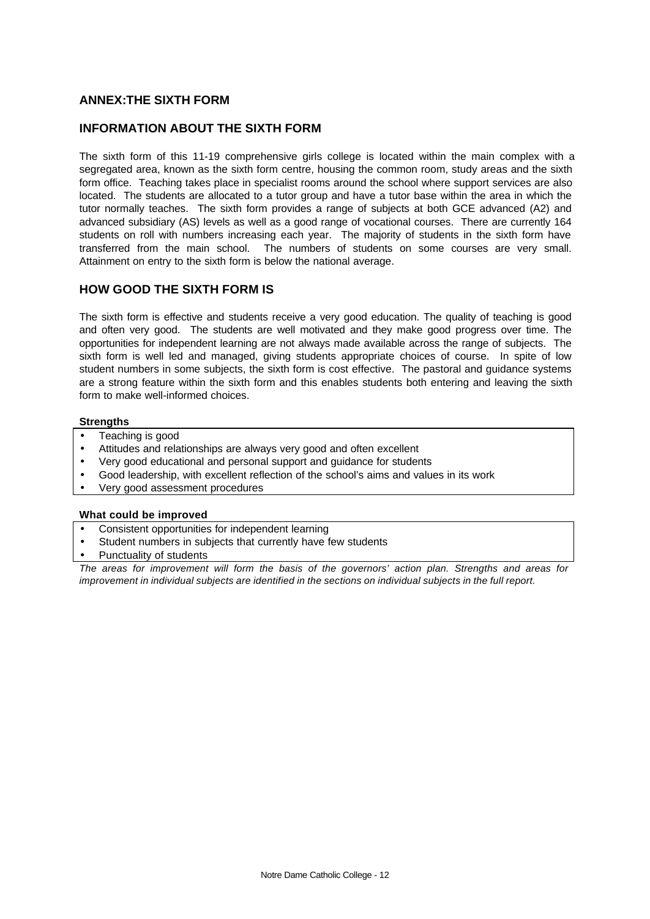## ANNEX:THE SIXTH FORM

## INFORMATION ABOUT THE SIXTH FORM

The sixth form of this 11-19 comprehensive girls college is located within the main complex with a segregated area, known as the sixth form centre, housing the common room, study areas and the sixth form office. Teaching takes place in specialist rooms around the school where support services are also located. The students are allocated to a tutor group and have a tutor base within the area in which the tutor normally teaches. The sixth form provides a range of subjects at both GCE advanced (A2) and advanced subsidiary (AS) levels as well as a good range of vocational courses. There are currently 164 students on roll with numbers increasing each year. The majority of students in the sixth form have transferred from the main school. The numbers of students on some courses are very small. Attainment on entry to the sixth form is below the national average.

## HOW GOOD THE SIXTH FORM IS

The sixth form is effective and students receive a very good education. The quality of teaching is good and often very good. The students are well motivated and they make good progress over time. The opportunities for independent learning are not always made available across the range of subjects. The sixth form is well led and managed, giving students appropriate choices of course. In spite of low student numbers in some subjects, the sixth form is cost effective. The pastoral and guidance systems are a strong feature within the sixth form and this enables students both entering and leaving the sixth form to make well-informed choices.

**Strengths**

- Teaching is good
- Attitudes and relationships are always very good and often excellent
- Very good educational and personal support and guidance for students
- Good leadership, with excellent reflection of the school's aims and values in its work
- Very good assessment procedures

**What could be improved**

- Consistent opportunities for independent learning
- Student numbers in subjects that currently have few students
- Punctuality of students

*The areas for improvement will form the basis of the governors' action plan. Strengths and areas for improvement in individual subjects are identified in the sections on individual subjects in the full report.*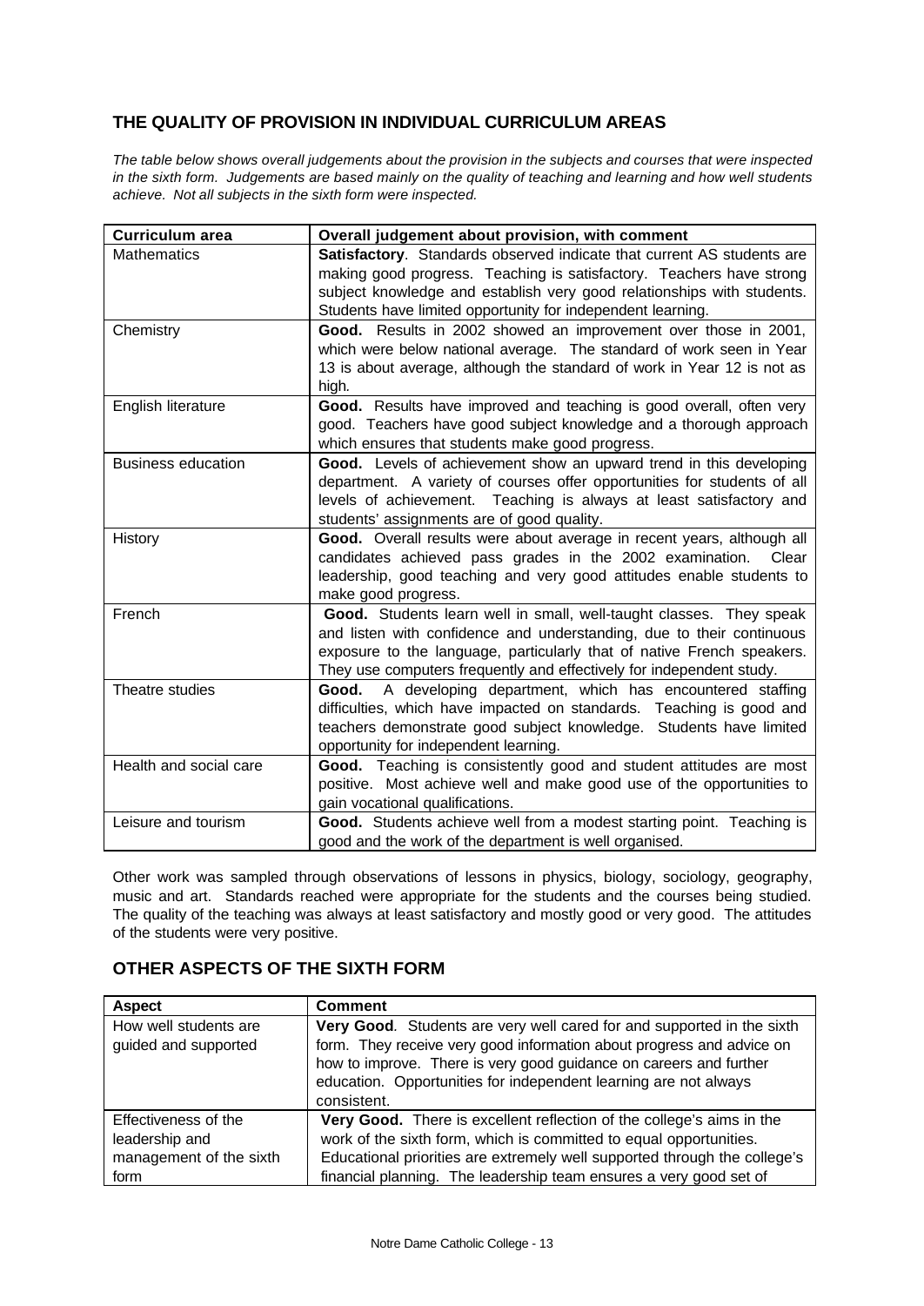## THE QUALITY OF PROVISION IN INDIVIDUAL CURRICULUM AREAS

*The table below shows overall judgements about the provision in the subjects and courses that were inspected in the sixth form. Judgements are based mainly on the quality of teaching and learning and how well students achieve. Not all subjects in the sixth form were inspected.*

| Curriculum area | Overall judgement about provision, with comment |
|---|---|
| Mathematics | **Satisfactory**. Standards observed indicate that current AS students are making good progress. Teaching is satisfactory. Teachers have strong subject knowledge and establish very good relationships with students. Students have limited opportunity for independent learning. |
| Chemistry | **Good.** Results in 2002 showed an improvement over those in 2001, which were below national average. The standard of work seen in Year 13 is about average, although the standard of work in Year 12 is not as high. |
| English literature | **Good.** Results have improved and teaching is good overall, often very good. Teachers have good subject knowledge and a thorough approach which ensures that students make good progress. |
| Business education | **Good.** Levels of achievement show an upward trend in this developing department. A variety of courses offer opportunities for students of all levels of achievement. Teaching is always at least satisfactory and students' assignments are of good quality. |
| History | **Good.** Overall results were about average in recent years, although all candidates achieved pass grades in the 2002 examination. Clear leadership, good teaching and very good attitudes enable students to make good progress. |
| French | **Good.** Students learn well in small, well-taught classes. They speak and listen with confidence and understanding, due to their continuous exposure to the language, particularly that of native French speakers. They use computers frequently and effectively for independent study. |
| Theatre studies | **Good.** A developing department, which has encountered staffing difficulties, which have impacted on standards. Teaching is good and teachers demonstrate good subject knowledge. Students have limited opportunity for independent learning. |
| Health and social care | **Good.** Teaching is consistently good and student attitudes are most positive. Most achieve well and make good use of the opportunities to gain vocational qualifications. |
| Leisure and tourism | **Good.** Students achieve well from a modest starting point. Teaching is good and the work of the department is well organised. |

Other work was sampled through observations of lessons in physics, biology, sociology, geography, music and art. Standards reached were appropriate for the students and the courses being studied. The quality of the teaching was always at least satisfactory and mostly good or very good. The attitudes of the students were very positive.

## OTHER ASPECTS OF THE SIXTH FORM

| Aspect | Comment |
|---|---|
| How well students are guided and supported | **Very Good**. Students are very well cared for and supported in the sixth form. They receive very good information about progress and advice on how to improve. There is very good guidance on careers and further education. Opportunities for independent learning are not always consistent. |
| Effectiveness of the leadership and management of the sixth form | **Very Good.** There is excellent reflection of the college's aims in the work of the sixth form, which is committed to equal opportunities. Educational priorities are extremely well supported through the college's financial planning. The leadership team ensures a very good set of |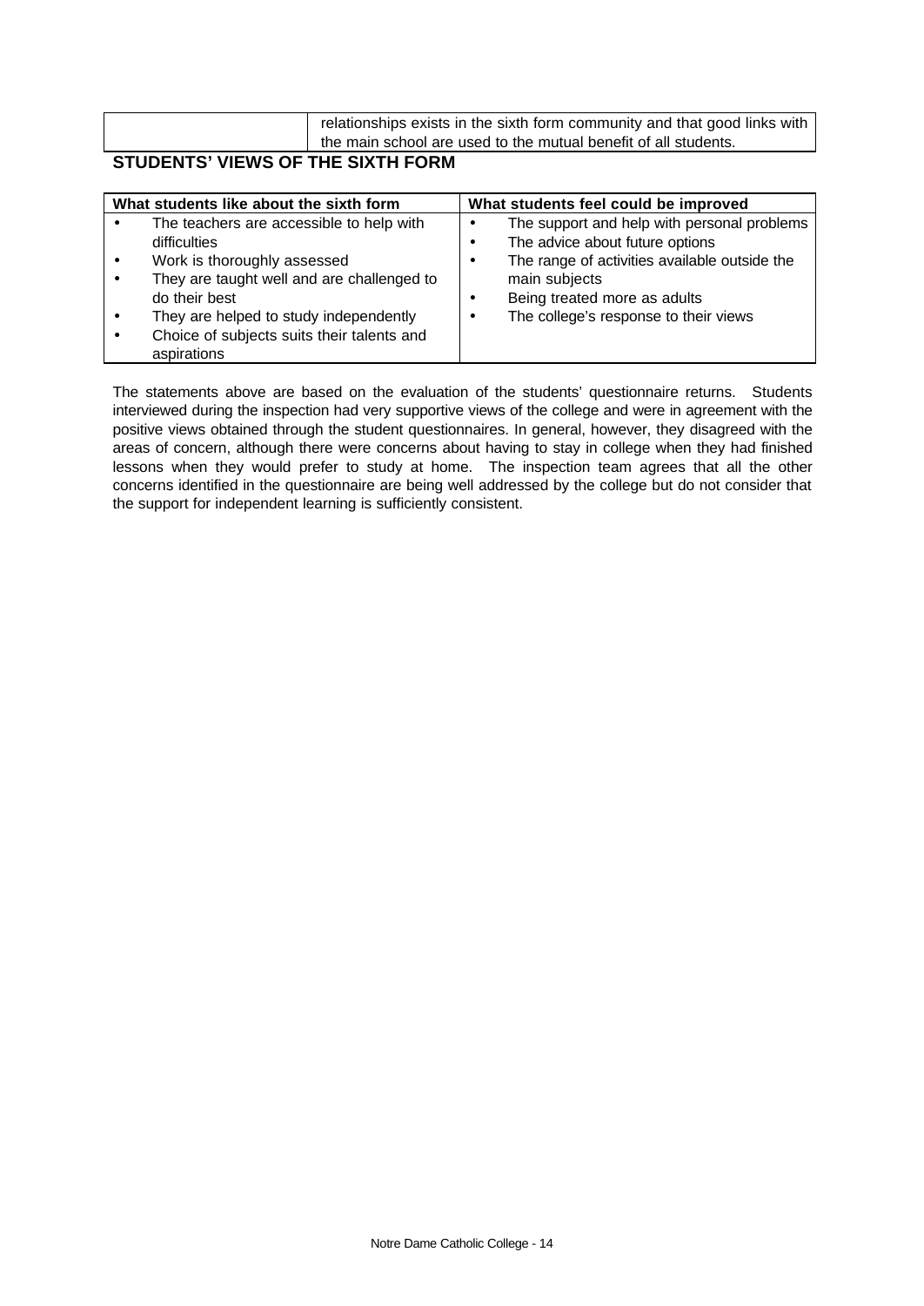| | relationships exists in the sixth form community and that good links with the main school are used to the mutual benefit of all students. |
|---|---|

## STUDENTS' VIEWS OF THE SIXTH FORM

| What students like about the sixth form | What students feel could be improved |
|---|---|
| • The teachers are accessible to help with difficulties<br>• Work is thoroughly assessed<br>• They are taught well and are challenged to do their best<br>• They are helped to study independently<br>• Choice of subjects suits their talents and aspirations | • The support and help with personal problems<br>• The advice about future options<br>• The range of activities available outside the main subjects<br>• Being treated more as adults<br>• The college's response to their views |

The statements above are based on the evaluation of the students' questionnaire returns. Students interviewed during the inspection had very supportive views of the college and were in agreement with the positive views obtained through the student questionnaires. In general, however, they disagreed with the areas of concern, although there were concerns about having to stay in college when they had finished lessons when they would prefer to study at home. The inspection team agrees that all the other concerns identified in the questionnaire are being well addressed by the college but do not consider that the support for independent learning is sufficiently consistent.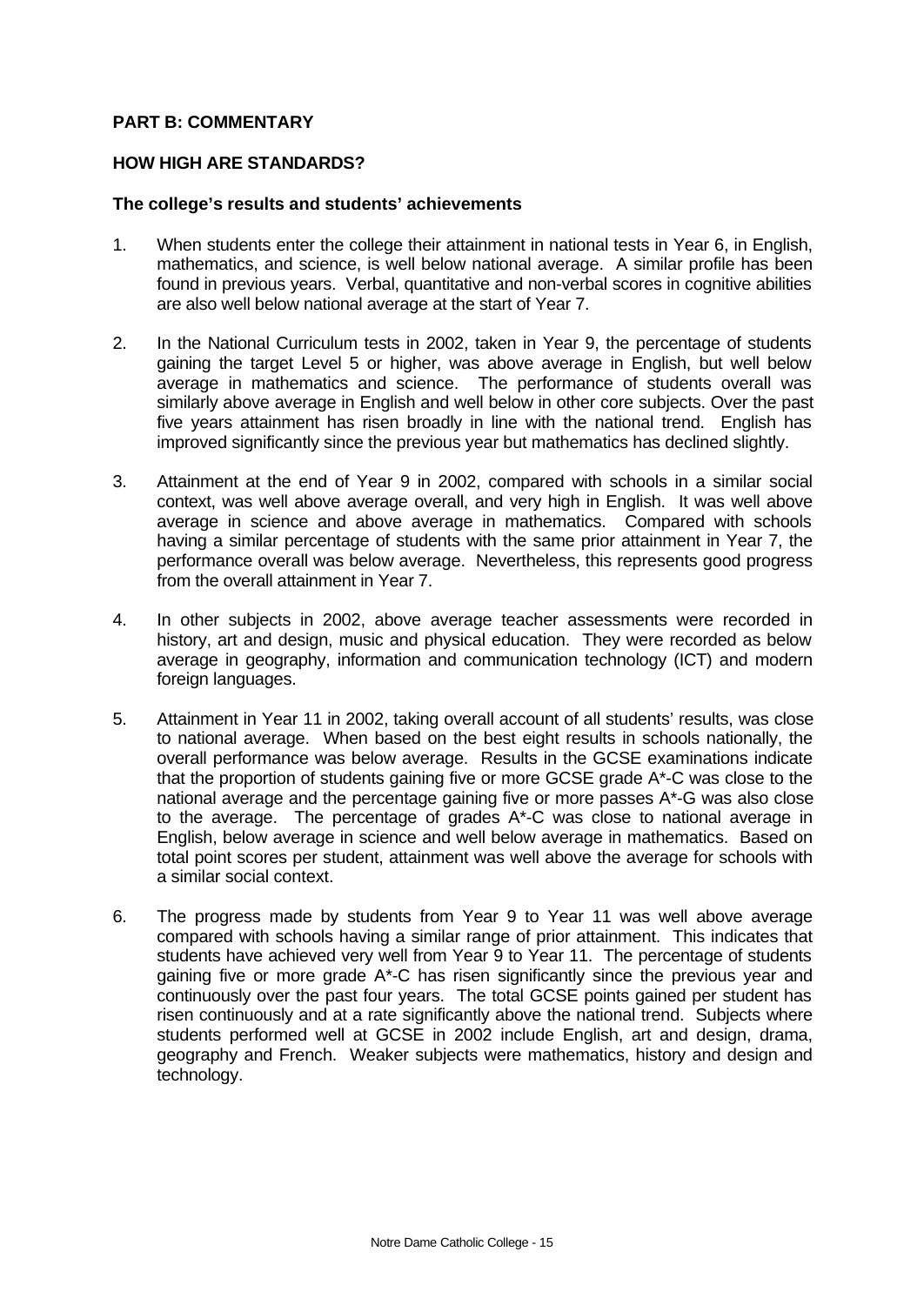**PART B: COMMENTARY**

**HOW HIGH ARE STANDARDS?**

**The college's results and students' achievements**

1. When students enter the college their attainment in national tests in Year 6, in English, mathematics, and science, is well below national average. A similar profile has been found in previous years. Verbal, quantitative and non-verbal scores in cognitive abilities are also well below national average at the start of Year 7.

2. In the National Curriculum tests in 2002, taken in Year 9, the percentage of students gaining the target Level 5 or higher, was above average in English, but well below average in mathematics and science. The performance of students overall was similarly above average in English and well below in other core subjects. Over the past five years attainment has risen broadly in line with the national trend. English has improved significantly since the previous year but mathematics has declined slightly.

3. Attainment at the end of Year 9 in 2002, compared with schools in a similar social context, was well above average overall, and very high in English. It was well above average in science and above average in mathematics. Compared with schools having a similar percentage of students with the same prior attainment in Year 7, the performance overall was below average. Nevertheless, this represents good progress from the overall attainment in Year 7.

4. In other subjects in 2002, above average teacher assessments were recorded in history, art and design, music and physical education. They were recorded as below average in geography, information and communication technology (ICT) and modern foreign languages.

5. Attainment in Year 11 in 2002, taking overall account of all students' results, was close to national average. When based on the best eight results in schools nationally, the overall performance was below average. Results in the GCSE examinations indicate that the proportion of students gaining five or more GCSE grade A*-C was close to the national average and the percentage gaining five or more passes A*-G was also close to the average. The percentage of grades A*-C was close to national average in English, below average in science and well below average in mathematics. Based on total point scores per student, attainment was well above the average for schools with a similar social context.

6. The progress made by students from Year 9 to Year 11 was well above average compared with schools having a similar range of prior attainment. This indicates that students have achieved very well from Year 9 to Year 11. The percentage of students gaining five or more grade A*-C has risen significantly since the previous year and continuously over the past four years. The total GCSE points gained per student has risen continuously and at a rate significantly above the national trend. Subjects where students performed well at GCSE in 2002 include English, art and design, drama, geography and French. Weaker subjects were mathematics, history and design and technology.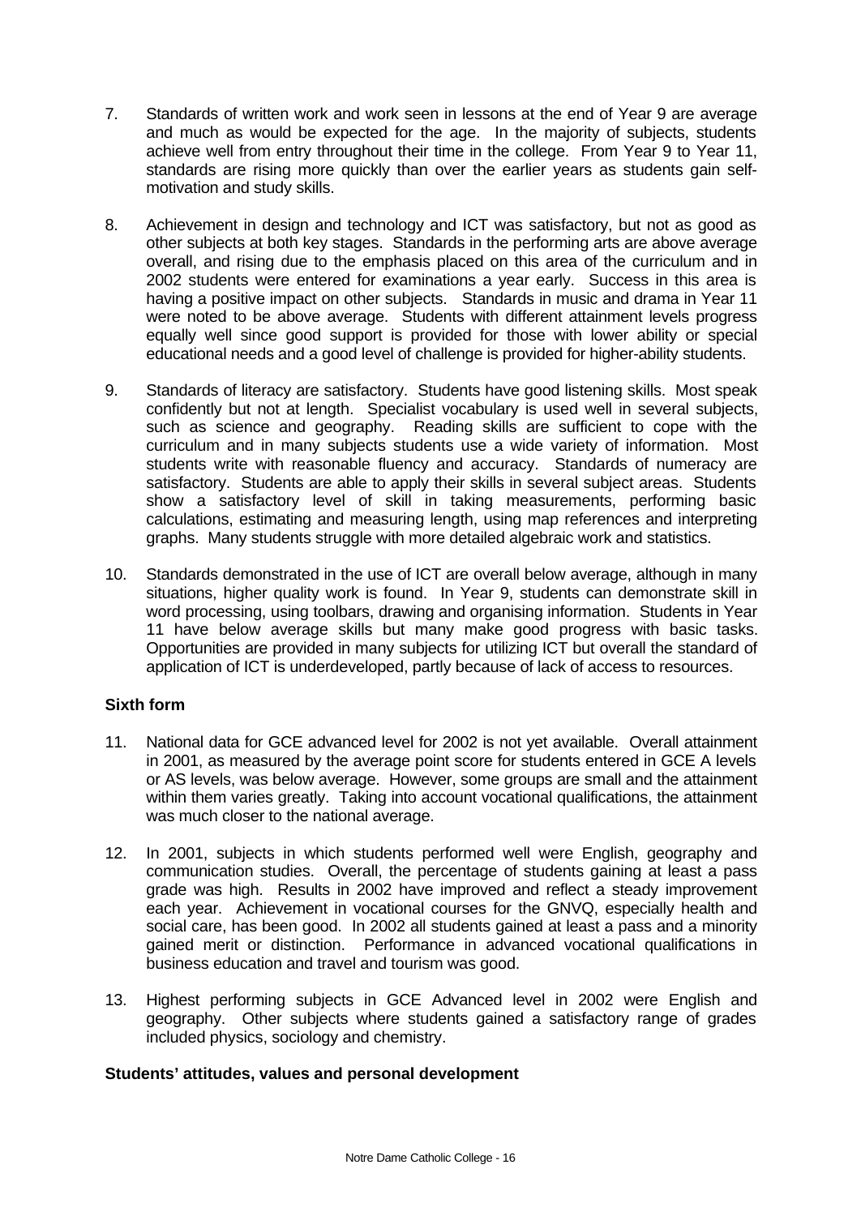7. Standards of written work and work seen in lessons at the end of Year 9 are average and much as would be expected for the age. In the majority of subjects, students achieve well from entry throughout their time in the college. From Year 9 to Year 11, standards are rising more quickly than over the earlier years as students gain self-motivation and study skills.

8. Achievement in design and technology and ICT was satisfactory, but not as good as other subjects at both key stages. Standards in the performing arts are above average overall, and rising due to the emphasis placed on this area of the curriculum and in 2002 students were entered for examinations a year early. Success in this area is having a positive impact on other subjects. Standards in music and drama in Year 11 were noted to be above average. Students with different attainment levels progress equally well since good support is provided for those with lower ability or special educational needs and a good level of challenge is provided for higher-ability students.

9. Standards of literacy are satisfactory. Students have good listening skills. Most speak confidently but not at length. Specialist vocabulary is used well in several subjects, such as science and geography. Reading skills are sufficient to cope with the curriculum and in many subjects students use a wide variety of information. Most students write with reasonable fluency and accuracy. Standards of numeracy are satisfactory. Students are able to apply their skills in several subject areas. Students show a satisfactory level of skill in taking measurements, performing basic calculations, estimating and measuring length, using map references and interpreting graphs. Many students struggle with more detailed algebraic work and statistics.

10. Standards demonstrated in the use of ICT are overall below average, although in many situations, higher quality work is found. In Year 9, students can demonstrate skill in word processing, using toolbars, drawing and organising information. Students in Year 11 have below average skills but many make good progress with basic tasks. Opportunities are provided in many subjects for utilizing ICT but overall the standard of application of ICT is underdeveloped, partly because of lack of access to resources.

### Sixth form

11. National data for GCE advanced level for 2002 is not yet available. Overall attainment in 2001, as measured by the average point score for students entered in GCE A levels or AS levels, was below average. However, some groups are small and the attainment within them varies greatly. Taking into account vocational qualifications, the attainment was much closer to the national average.

12. In 2001, subjects in which students performed well were English, geography and communication studies. Overall, the percentage of students gaining at least a pass grade was high. Results in 2002 have improved and reflect a steady improvement each year. Achievement in vocational courses for the GNVQ, especially health and social care, has been good. In 2002 all students gained at least a pass and a minority gained merit or distinction. Performance in advanced vocational qualifications in business education and travel and tourism was good.

13. Highest performing subjects in GCE Advanced level in 2002 were English and geography. Other subjects where students gained a satisfactory range of grades included physics, sociology and chemistry.

### Students' attitudes, values and personal development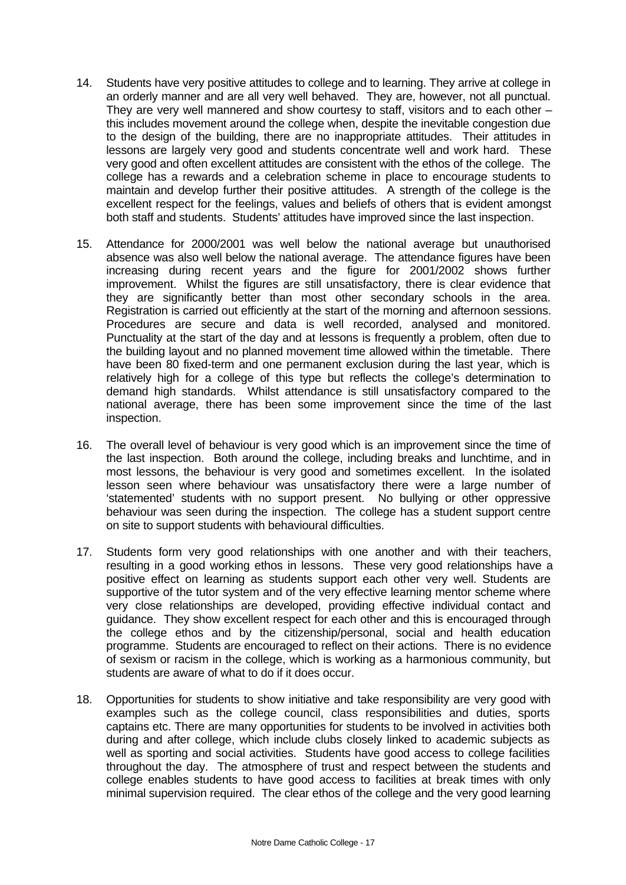14. Students have very positive attitudes to college and to learning. They arrive at college in an orderly manner and are all very well behaved. They are, however, not all punctual. They are very well mannered and show courtesy to staff, visitors and to each other – this includes movement around the college when, despite the inevitable congestion due to the design of the building, there are no inappropriate attitudes. Their attitudes in lessons are largely very good and students concentrate well and work hard. These very good and often excellent attitudes are consistent with the ethos of the college. The college has a rewards and a celebration scheme in place to encourage students to maintain and develop further their positive attitudes. A strength of the college is the excellent respect for the feelings, values and beliefs of others that is evident amongst both staff and students. Students' attitudes have improved since the last inspection.

15. Attendance for 2000/2001 was well below the national average but unauthorised absence was also well below the national average. The attendance figures have been increasing during recent years and the figure for 2001/2002 shows further improvement. Whilst the figures are still unsatisfactory, there is clear evidence that they are significantly better than most other secondary schools in the area. Registration is carried out efficiently at the start of the morning and afternoon sessions. Procedures are secure and data is well recorded, analysed and monitored. Punctuality at the start of the day and at lessons is frequently a problem, often due to the building layout and no planned movement time allowed within the timetable. There have been 80 fixed-term and one permanent exclusion during the last year, which is relatively high for a college of this type but reflects the college's determination to demand high standards. Whilst attendance is still unsatisfactory compared to the national average, there has been some improvement since the time of the last inspection.

16. The overall level of behaviour is very good which is an improvement since the time of the last inspection. Both around the college, including breaks and lunchtime, and in most lessons, the behaviour is very good and sometimes excellent. In the isolated lesson seen where behaviour was unsatisfactory there were a large number of 'statemented' students with no support present. No bullying or other oppressive behaviour was seen during the inspection. The college has a student support centre on site to support students with behavioural difficulties.

17. Students form very good relationships with one another and with their teachers, resulting in a good working ethos in lessons. These very good relationships have a positive effect on learning as students support each other very well. Students are supportive of the tutor system and of the very effective learning mentor scheme where very close relationships are developed, providing effective individual contact and guidance. They show excellent respect for each other and this is encouraged through the college ethos and by the citizenship/personal, social and health education programme. Students are encouraged to reflect on their actions. There is no evidence of sexism or racism in the college, which is working as a harmonious community, but students are aware of what to do if it does occur.

18. Opportunities for students to show initiative and take responsibility are very good with examples such as the college council, class responsibilities and duties, sports captains etc. There are many opportunities for students to be involved in activities both during and after college, which include clubs closely linked to academic subjects as well as sporting and social activities. Students have good access to college facilities throughout the day. The atmosphere of trust and respect between the students and college enables students to have good access to facilities at break times with only minimal supervision required. The clear ethos of the college and the very good learning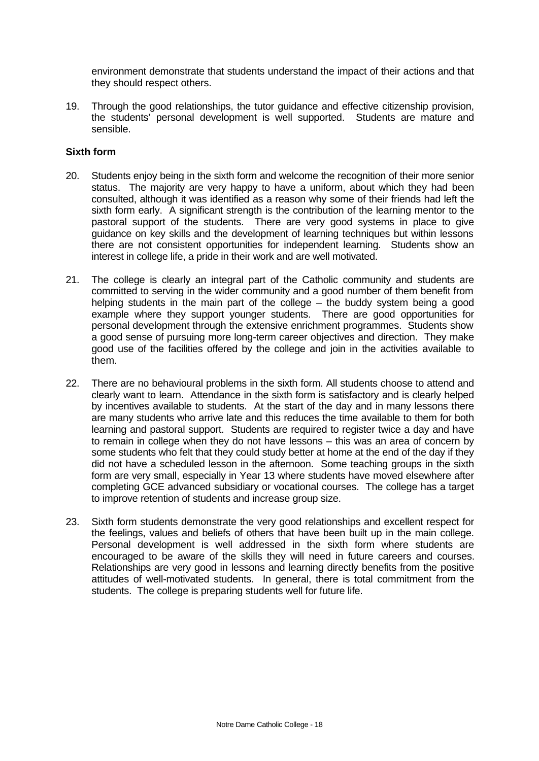environment demonstrate that students understand the impact of their actions and that they should respect others.

19. Through the good relationships, the tutor guidance and effective citizenship provision, the students' personal development is well supported. Students are mature and sensible.

**Sixth form**

20. Students enjoy being in the sixth form and welcome the recognition of their more senior status. The majority are very happy to have a uniform, about which they had been consulted, although it was identified as a reason why some of their friends had left the sixth form early. A significant strength is the contribution of the learning mentor to the pastoral support of the students. There are very good systems in place to give guidance on key skills and the development of learning techniques but within lessons there are not consistent opportunities for independent learning. Students show an interest in college life, a pride in their work and are well motivated.

21. The college is clearly an integral part of the Catholic community and students are committed to serving in the wider community and a good number of them benefit from helping students in the main part of the college – the buddy system being a good example where they support younger students. There are good opportunities for personal development through the extensive enrichment programmes. Students show a good sense of pursuing more long-term career objectives and direction. They make good use of the facilities offered by the college and join in the activities available to them.

22. There are no behavioural problems in the sixth form. All students choose to attend and clearly want to learn. Attendance in the sixth form is satisfactory and is clearly helped by incentives available to students. At the start of the day and in many lessons there are many students who arrive late and this reduces the time available to them for both learning and pastoral support. Students are required to register twice a day and have to remain in college when they do not have lessons – this was an area of concern by some students who felt that they could study better at home at the end of the day if they did not have a scheduled lesson in the afternoon. Some teaching groups in the sixth form are very small, especially in Year 13 where students have moved elsewhere after completing GCE advanced subsidiary or vocational courses. The college has a target to improve retention of students and increase group size.

23. Sixth form students demonstrate the very good relationships and excellent respect for the feelings, values and beliefs of others that have been built up in the main college. Personal development is well addressed in the sixth form where students are encouraged to be aware of the skills they will need in future careers and courses. Relationships are very good in lessons and learning directly benefits from the positive attitudes of well-motivated students. In general, there is total commitment from the students. The college is preparing students well for future life.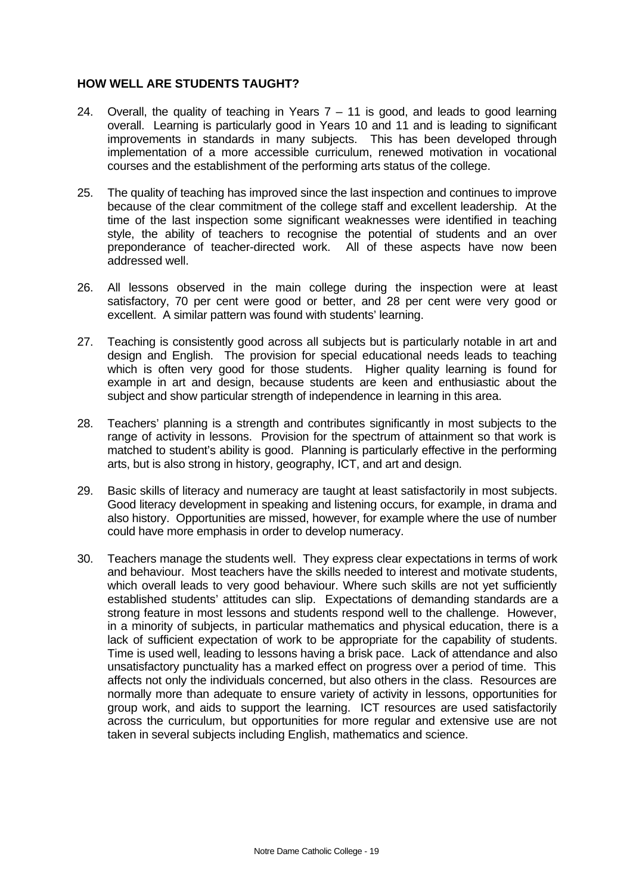## HOW WELL ARE STUDENTS TAUGHT?

24. Overall, the quality of teaching in Years 7 – 11 is good, and leads to good learning overall. Learning is particularly good in Years 10 and 11 and is leading to significant improvements in standards in many subjects. This has been developed through implementation of a more accessible curriculum, renewed motivation in vocational courses and the establishment of the performing arts status of the college.

25. The quality of teaching has improved since the last inspection and continues to improve because of the clear commitment of the college staff and excellent leadership. At the time of the last inspection some significant weaknesses were identified in teaching style, the ability of teachers to recognise the potential of students and an over preponderance of teacher-directed work. All of these aspects have now been addressed well.

26. All lessons observed in the main college during the inspection were at least satisfactory, 70 per cent were good or better, and 28 per cent were very good or excellent. A similar pattern was found with students' learning.

27. Teaching is consistently good across all subjects but is particularly notable in art and design and English. The provision for special educational needs leads to teaching which is often very good for those students. Higher quality learning is found for example in art and design, because students are keen and enthusiastic about the subject and show particular strength of independence in learning in this area.

28. Teachers' planning is a strength and contributes significantly in most subjects to the range of activity in lessons. Provision for the spectrum of attainment so that work is matched to student's ability is good. Planning is particularly effective in the performing arts, but is also strong in history, geography, ICT, and art and design.

29. Basic skills of literacy and numeracy are taught at least satisfactorily in most subjects. Good literacy development in speaking and listening occurs, for example, in drama and also history. Opportunities are missed, however, for example where the use of number could have more emphasis in order to develop numeracy.

30. Teachers manage the students well. They express clear expectations in terms of work and behaviour. Most teachers have the skills needed to interest and motivate students, which overall leads to very good behaviour. Where such skills are not yet sufficiently established students' attitudes can slip. Expectations of demanding standards are a strong feature in most lessons and students respond well to the challenge. However, in a minority of subjects, in particular mathematics and physical education, there is a lack of sufficient expectation of work to be appropriate for the capability of students. Time is used well, leading to lessons having a brisk pace. Lack of attendance and also unsatisfactory punctuality has a marked effect on progress over a period of time. This affects not only the individuals concerned, but also others in the class. Resources are normally more than adequate to ensure variety of activity in lessons, opportunities for group work, and aids to support the learning. ICT resources are used satisfactorily across the curriculum, but opportunities for more regular and extensive use are not taken in several subjects including English, mathematics and science.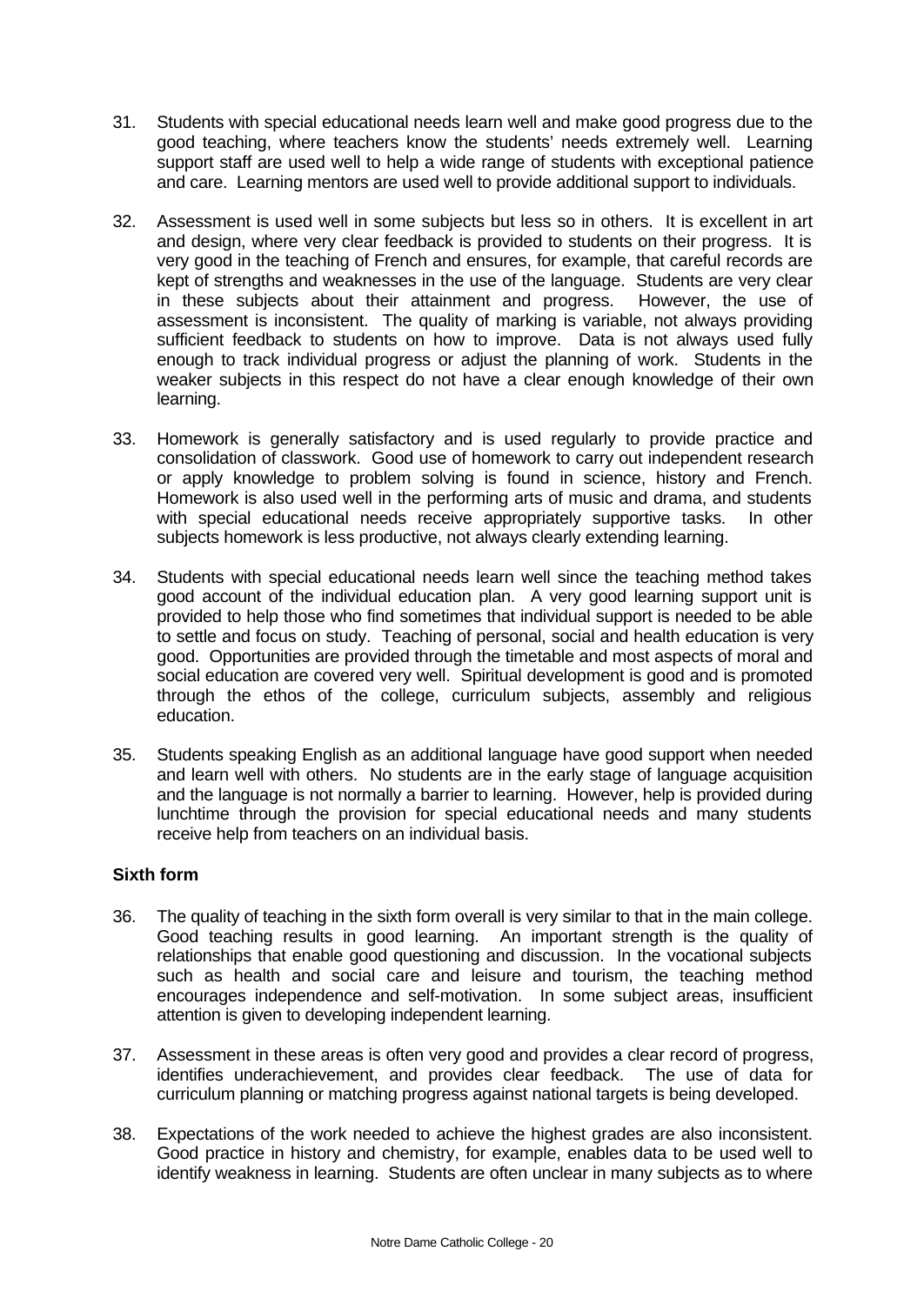31. Students with special educational needs learn well and make good progress due to the good teaching, where teachers know the students' needs extremely well. Learning support staff are used well to help a wide range of students with exceptional patience and care. Learning mentors are used well to provide additional support to individuals.

32. Assessment is used well in some subjects but less so in others. It is excellent in art and design, where very clear feedback is provided to students on their progress. It is very good in the teaching of French and ensures, for example, that careful records are kept of strengths and weaknesses in the use of the language. Students are very clear in these subjects about their attainment and progress. However, the use of assessment is inconsistent. The quality of marking is variable, not always providing sufficient feedback to students on how to improve. Data is not always used fully enough to track individual progress or adjust the planning of work. Students in the weaker subjects in this respect do not have a clear enough knowledge of their own learning.

33. Homework is generally satisfactory and is used regularly to provide practice and consolidation of classwork. Good use of homework to carry out independent research or apply knowledge to problem solving is found in science, history and French. Homework is also used well in the performing arts of music and drama, and students with special educational needs receive appropriately supportive tasks. In other subjects homework is less productive, not always clearly extending learning.

34. Students with special educational needs learn well since the teaching method takes good account of the individual education plan. A very good learning support unit is provided to help those who find sometimes that individual support is needed to be able to settle and focus on study. Teaching of personal, social and health education is very good. Opportunities are provided through the timetable and most aspects of moral and social education are covered very well. Spiritual development is good and is promoted through the ethos of the college, curriculum subjects, assembly and religious education.

35. Students speaking English as an additional language have good support when needed and learn well with others. No students are in the early stage of language acquisition and the language is not normally a barrier to learning. However, help is provided during lunchtime through the provision for special educational needs and many students receive help from teachers on an individual basis.

**Sixth form**

36. The quality of teaching in the sixth form overall is very similar to that in the main college. Good teaching results in good learning. An important strength is the quality of relationships that enable good questioning and discussion. In the vocational subjects such as health and social care and leisure and tourism, the teaching method encourages independence and self-motivation. In some subject areas, insufficient attention is given to developing independent learning.

37. Assessment in these areas is often very good and provides a clear record of progress, identifies underachievement, and provides clear feedback. The use of data for curriculum planning or matching progress against national targets is being developed.

38. Expectations of the work needed to achieve the highest grades are also inconsistent. Good practice in history and chemistry, for example, enables data to be used well to identify weakness in learning. Students are often unclear in many subjects as to where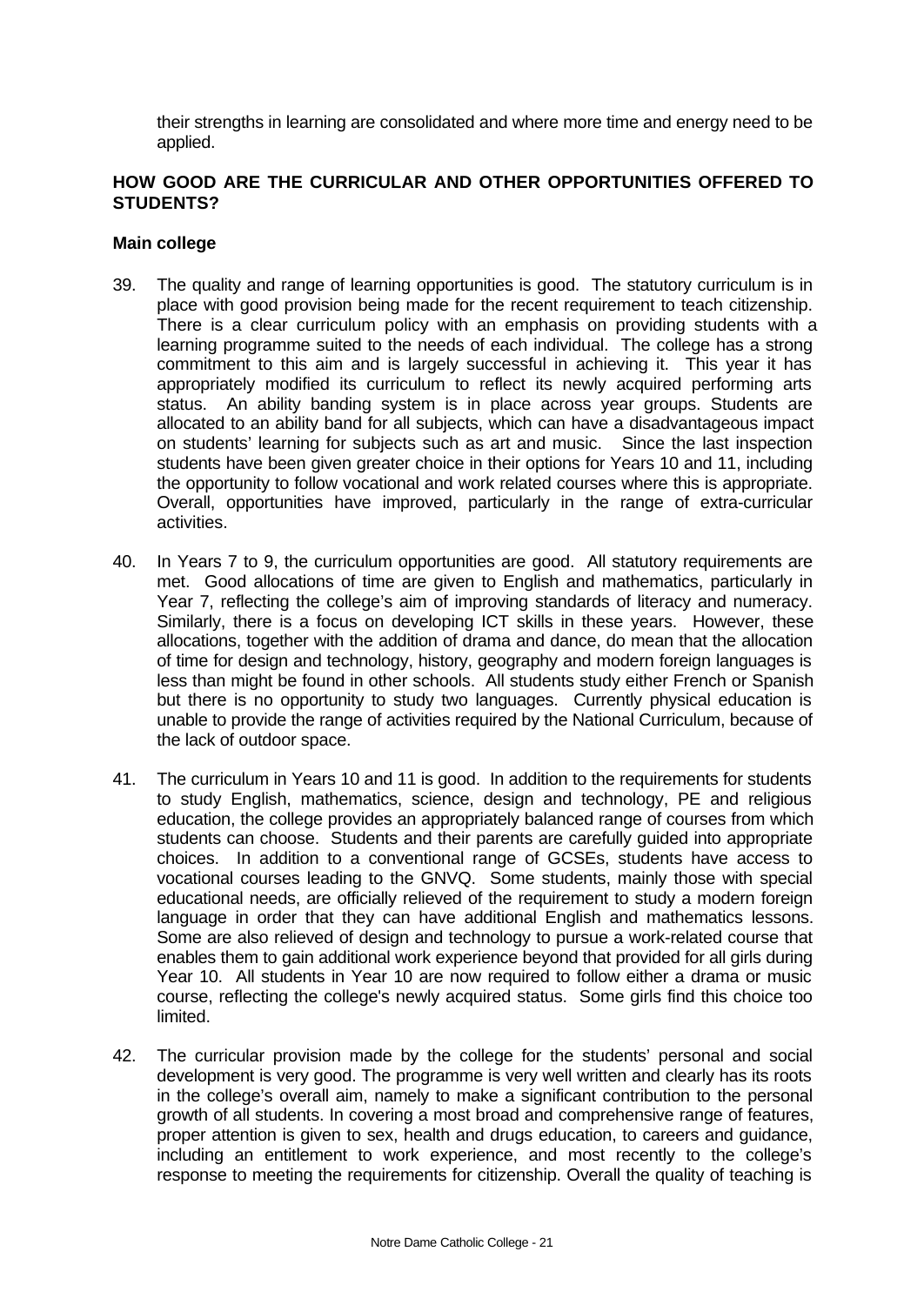their strengths in learning are consolidated and where more time and energy need to be applied.

## HOW GOOD ARE THE CURRICULAR AND OTHER OPPORTUNITIES OFFERED TO STUDENTS?

### Main college

39. The quality and range of learning opportunities is good. The statutory curriculum is in place with good provision being made for the recent requirement to teach citizenship. There is a clear curriculum policy with an emphasis on providing students with a learning programme suited to the needs of each individual. The college has a strong commitment to this aim and is largely successful in achieving it. This year it has appropriately modified its curriculum to reflect its newly acquired performing arts status. An ability banding system is in place across year groups. Students are allocated to an ability band for all subjects, which can have a disadvantageous impact on students' learning for subjects such as art and music. Since the last inspection students have been given greater choice in their options for Years 10 and 11, including the opportunity to follow vocational and work related courses where this is appropriate. Overall, opportunities have improved, particularly in the range of extra-curricular activities.

40. In Years 7 to 9, the curriculum opportunities are good. All statutory requirements are met. Good allocations of time are given to English and mathematics, particularly in Year 7, reflecting the college's aim of improving standards of literacy and numeracy. Similarly, there is a focus on developing ICT skills in these years. However, these allocations, together with the addition of drama and dance, do mean that the allocation of time for design and technology, history, geography and modern foreign languages is less than might be found in other schools. All students study either French or Spanish but there is no opportunity to study two languages. Currently physical education is unable to provide the range of activities required by the National Curriculum, because of the lack of outdoor space.

41. The curriculum in Years 10 and 11 is good. In addition to the requirements for students to study English, mathematics, science, design and technology, PE and religious education, the college provides an appropriately balanced range of courses from which students can choose. Students and their parents are carefully guided into appropriate choices. In addition to a conventional range of GCSEs, students have access to vocational courses leading to the GNVQ. Some students, mainly those with special educational needs, are officially relieved of the requirement to study a modern foreign language in order that they can have additional English and mathematics lessons. Some are also relieved of design and technology to pursue a work-related course that enables them to gain additional work experience beyond that provided for all girls during Year 10. All students in Year 10 are now required to follow either a drama or music course, reflecting the college's newly acquired status. Some girls find this choice too limited.

42. The curricular provision made by the college for the students' personal and social development is very good. The programme is very well written and clearly has its roots in the college's overall aim, namely to make a significant contribution to the personal growth of all students. In covering a most broad and comprehensive range of features, proper attention is given to sex, health and drugs education, to careers and guidance, including an entitlement to work experience, and most recently to the college's response to meeting the requirements for citizenship. Overall the quality of teaching is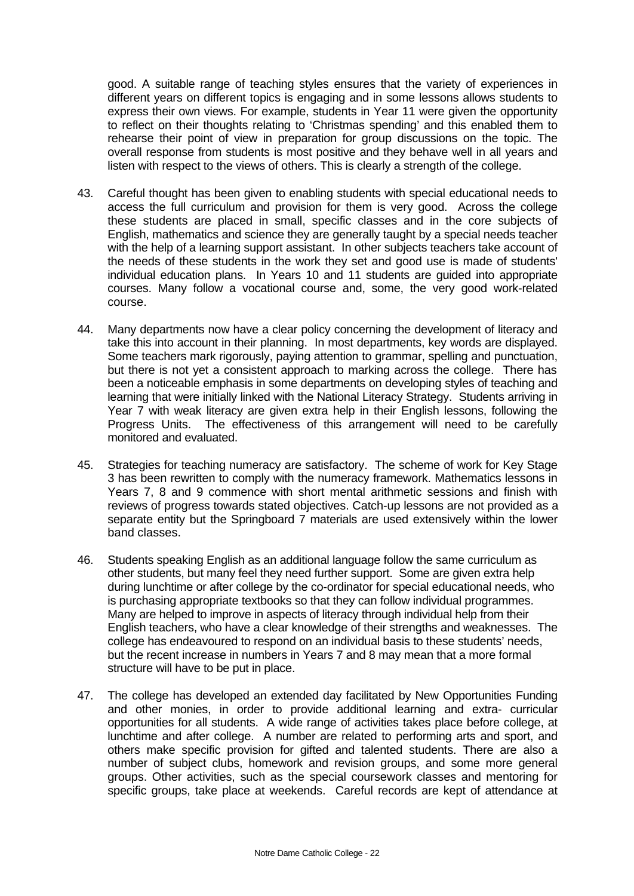good. A suitable range of teaching styles ensures that the variety of experiences in different years on different topics is engaging and in some lessons allows students to express their own views. For example, students in Year 11 were given the opportunity to reflect on their thoughts relating to 'Christmas spending' and this enabled them to rehearse their point of view in preparation for group discussions on the topic. The overall response from students is most positive and they behave well in all years and listen with respect to the views of others. This is clearly a strength of the college.

43. Careful thought has been given to enabling students with special educational needs to access the full curriculum and provision for them is very good. Across the college these students are placed in small, specific classes and in the core subjects of English, mathematics and science they are generally taught by a special needs teacher with the help of a learning support assistant. In other subjects teachers take account of the needs of these students in the work they set and good use is made of students' individual education plans. In Years 10 and 11 students are guided into appropriate courses. Many follow a vocational course and, some, the very good work-related course.

44. Many departments now have a clear policy concerning the development of literacy and take this into account in their planning. In most departments, key words are displayed. Some teachers mark rigorously, paying attention to grammar, spelling and punctuation, but there is not yet a consistent approach to marking across the college. There has been a noticeable emphasis in some departments on developing styles of teaching and learning that were initially linked with the National Literacy Strategy. Students arriving in Year 7 with weak literacy are given extra help in their English lessons, following the Progress Units. The effectiveness of this arrangement will need to be carefully monitored and evaluated.

45. Strategies for teaching numeracy are satisfactory. The scheme of work for Key Stage 3 has been rewritten to comply with the numeracy framework. Mathematics lessons in Years 7, 8 and 9 commence with short mental arithmetic sessions and finish with reviews of progress towards stated objectives. Catch-up lessons are not provided as a separate entity but the Springboard 7 materials are used extensively within the lower band classes.

46. Students speaking English as an additional language follow the same curriculum as other students, but many feel they need further support. Some are given extra help during lunchtime or after college by the co-ordinator for special educational needs, who is purchasing appropriate textbooks so that they can follow individual programmes. Many are helped to improve in aspects of literacy through individual help from their English teachers, who have a clear knowledge of their strengths and weaknesses. The college has endeavoured to respond on an individual basis to these students' needs, but the recent increase in numbers in Years 7 and 8 may mean that a more formal structure will have to be put in place.

47. The college has developed an extended day facilitated by New Opportunities Funding and other monies, in order to provide additional learning and extra- curricular opportunities for all students. A wide range of activities takes place before college, at lunchtime and after college. A number are related to performing arts and sport, and others make specific provision for gifted and talented students. There are also a number of subject clubs, homework and revision groups, and some more general groups. Other activities, such as the special coursework classes and mentoring for specific groups, take place at weekends. Careful records are kept of attendance at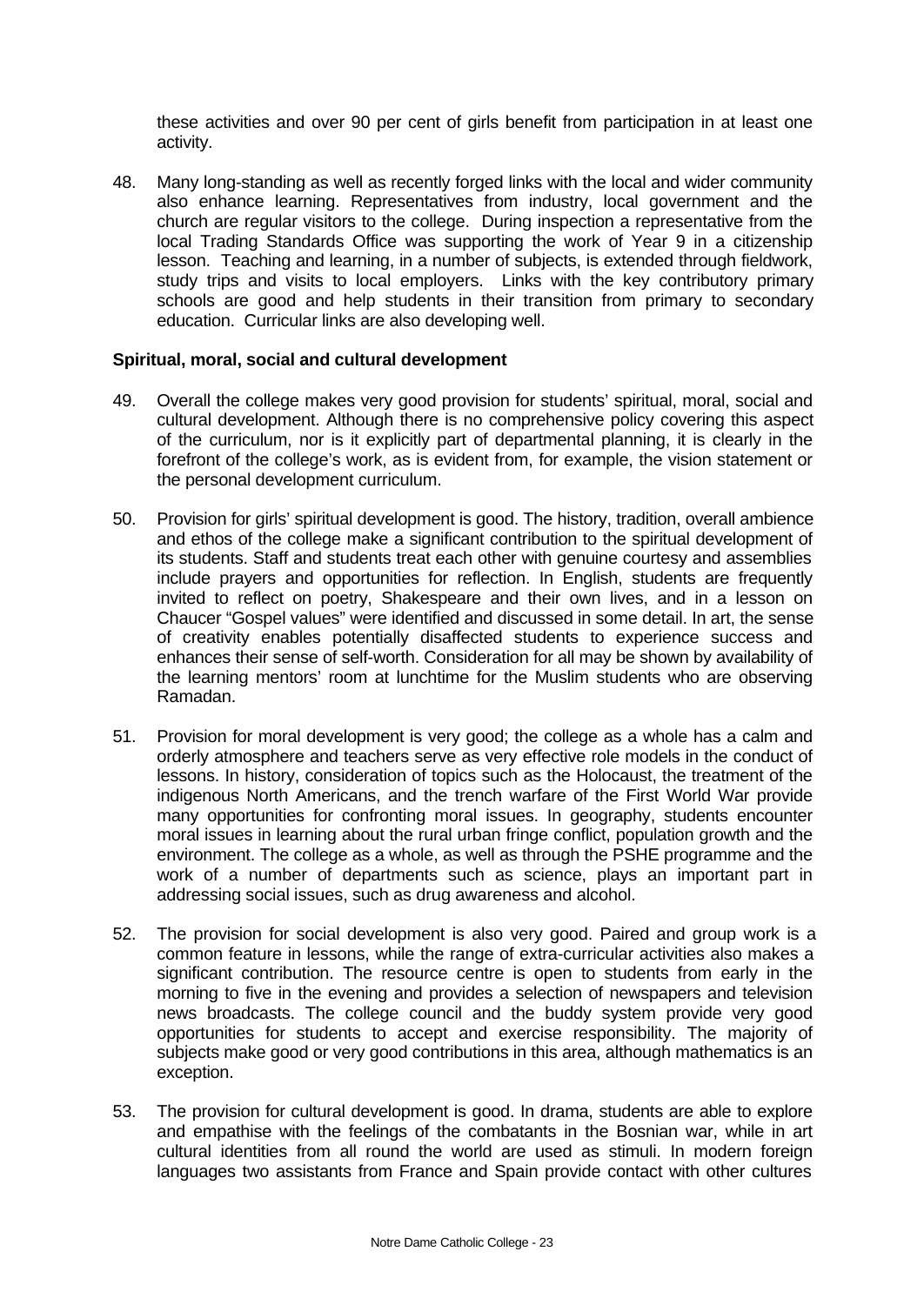these activities and over 90 per cent of girls benefit from participation in at least one activity.

48. Many long-standing as well as recently forged links with the local and wider community also enhance learning. Representatives from industry, local government and the church are regular visitors to the college. During inspection a representative from the local Trading Standards Office was supporting the work of Year 9 in a citizenship lesson. Teaching and learning, in a number of subjects, is extended through fieldwork, study trips and visits to local employers. Links with the key contributory primary schools are good and help students in their transition from primary to secondary education. Curricular links are also developing well.

**Spiritual, moral, social and cultural development**

49. Overall the college makes very good provision for students' spiritual, moral, social and cultural development. Although there is no comprehensive policy covering this aspect of the curriculum, nor is it explicitly part of departmental planning, it is clearly in the forefront of the college's work, as is evident from, for example, the vision statement or the personal development curriculum.

50. Provision for girls' spiritual development is good. The history, tradition, overall ambience and ethos of the college make a significant contribution to the spiritual development of its students. Staff and students treat each other with genuine courtesy and assemblies include prayers and opportunities for reflection. In English, students are frequently invited to reflect on poetry, Shakespeare and their own lives, and in a lesson on Chaucer "Gospel values" were identified and discussed in some detail. In art, the sense of creativity enables potentially disaffected students to experience success and enhances their sense of self-worth. Consideration for all may be shown by availability of the learning mentors' room at lunchtime for the Muslim students who are observing Ramadan.

51. Provision for moral development is very good; the college as a whole has a calm and orderly atmosphere and teachers serve as very effective role models in the conduct of lessons. In history, consideration of topics such as the Holocaust, the treatment of the indigenous North Americans, and the trench warfare of the First World War provide many opportunities for confronting moral issues. In geography, students encounter moral issues in learning about the rural urban fringe conflict, population growth and the environment. The college as a whole, as well as through the PSHE programme and the work of a number of departments such as science, plays an important part in addressing social issues, such as drug awareness and alcohol.

52. The provision for social development is also very good. Paired and group work is a common feature in lessons, while the range of extra-curricular activities also makes a significant contribution. The resource centre is open to students from early in the morning to five in the evening and provides a selection of newspapers and television news broadcasts. The college council and the buddy system provide very good opportunities for students to accept and exercise responsibility. The majority of subjects make good or very good contributions in this area, although mathematics is an exception.

53. The provision for cultural development is good. In drama, students are able to explore and empathise with the feelings of the combatants in the Bosnian war, while in art cultural identities from all round the world are used as stimuli. In modern foreign languages two assistants from France and Spain provide contact with other cultures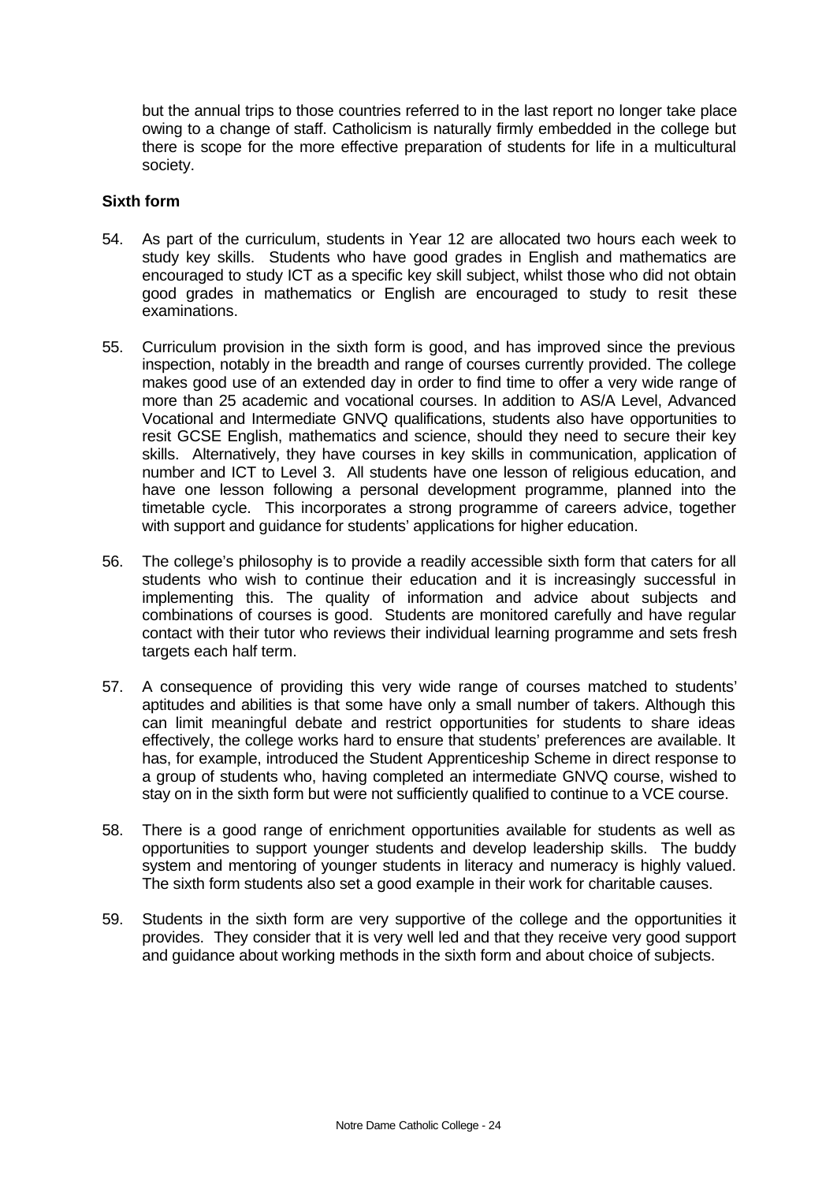but the annual trips to those countries referred to in the last report no longer take place owing to a change of staff. Catholicism is naturally firmly embedded in the college but there is scope for the more effective preparation of students for life in a multicultural society.

**Sixth form**

54. As part of the curriculum, students in Year 12 are allocated two hours each week to study key skills. Students who have good grades in English and mathematics are encouraged to study ICT as a specific key skill subject, whilst those who did not obtain good grades in mathematics or English are encouraged to study to resit these examinations.

55. Curriculum provision in the sixth form is good, and has improved since the previous inspection, notably in the breadth and range of courses currently provided. The college makes good use of an extended day in order to find time to offer a very wide range of more than 25 academic and vocational courses. In addition to AS/A Level, Advanced Vocational and Intermediate GNVQ qualifications, students also have opportunities to resit GCSE English, mathematics and science, should they need to secure their key skills. Alternatively, they have courses in key skills in communication, application of number and ICT to Level 3. All students have one lesson of religious education, and have one lesson following a personal development programme, planned into the timetable cycle. This incorporates a strong programme of careers advice, together with support and guidance for students' applications for higher education.

56. The college's philosophy is to provide a readily accessible sixth form that caters for all students who wish to continue their education and it is increasingly successful in implementing this. The quality of information and advice about subjects and combinations of courses is good. Students are monitored carefully and have regular contact with their tutor who reviews their individual learning programme and sets fresh targets each half term.

57. A consequence of providing this very wide range of courses matched to students' aptitudes and abilities is that some have only a small number of takers. Although this can limit meaningful debate and restrict opportunities for students to share ideas effectively, the college works hard to ensure that students' preferences are available. It has, for example, introduced the Student Apprenticeship Scheme in direct response to a group of students who, having completed an intermediate GNVQ course, wished to stay on in the sixth form but were not sufficiently qualified to continue to a VCE course.

58. There is a good range of enrichment opportunities available for students as well as opportunities to support younger students and develop leadership skills. The buddy system and mentoring of younger students in literacy and numeracy is highly valued. The sixth form students also set a good example in their work for charitable causes.

59. Students in the sixth form are very supportive of the college and the opportunities it provides. They consider that it is very well led and that they receive very good support and guidance about working methods in the sixth form and about choice of subjects.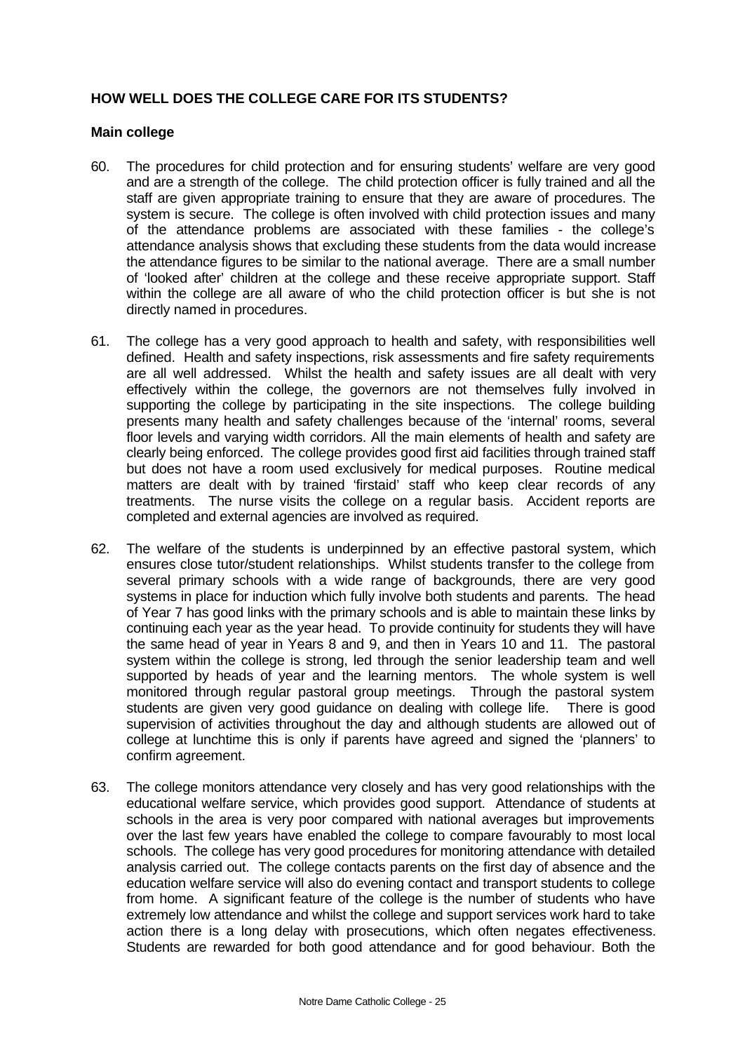## HOW WELL DOES THE COLLEGE CARE FOR ITS STUDENTS?

### Main college

60. The procedures for child protection and for ensuring students' welfare are very good and are a strength of the college. The child protection officer is fully trained and all the staff are given appropriate training to ensure that they are aware of procedures. The system is secure. The college is often involved with child protection issues and many of the attendance problems are associated with these families - the college's attendance analysis shows that excluding these students from the data would increase the attendance figures to be similar to the national average. There are a small number of 'looked after' children at the college and these receive appropriate support. Staff within the college are all aware of who the child protection officer is but she is not directly named in procedures.

61. The college has a very good approach to health and safety, with responsibilities well defined. Health and safety inspections, risk assessments and fire safety requirements are all well addressed. Whilst the health and safety issues are all dealt with very effectively within the college, the governors are not themselves fully involved in supporting the college by participating in the site inspections. The college building presents many health and safety challenges because of the 'internal' rooms, several floor levels and varying width corridors. All the main elements of health and safety are clearly being enforced. The college provides good first aid facilities through trained staff but does not have a room used exclusively for medical purposes. Routine medical matters are dealt with by trained 'firstaid' staff who keep clear records of any treatments. The nurse visits the college on a regular basis. Accident reports are completed and external agencies are involved as required.

62. The welfare of the students is underpinned by an effective pastoral system, which ensures close tutor/student relationships. Whilst students transfer to the college from several primary schools with a wide range of backgrounds, there are very good systems in place for induction which fully involve both students and parents. The head of Year 7 has good links with the primary schools and is able to maintain these links by continuing each year as the year head. To provide continuity for students they will have the same head of year in Years 8 and 9, and then in Years 10 and 11. The pastoral system within the college is strong, led through the senior leadership team and well supported by heads of year and the learning mentors. The whole system is well monitored through regular pastoral group meetings. Through the pastoral system students are given very good guidance on dealing with college life. There is good supervision of activities throughout the day and although students are allowed out of college at lunchtime this is only if parents have agreed and signed the 'planners' to confirm agreement.

63. The college monitors attendance very closely and has very good relationships with the educational welfare service, which provides good support. Attendance of students at schools in the area is very poor compared with national averages but improvements over the last few years have enabled the college to compare favourably to most local schools. The college has very good procedures for monitoring attendance with detailed analysis carried out. The college contacts parents on the first day of absence and the education welfare service will also do evening contact and transport students to college from home. A significant feature of the college is the number of students who have extremely low attendance and whilst the college and support services work hard to take action there is a long delay with prosecutions, which often negates effectiveness. Students are rewarded for both good attendance and for good behaviour. Both the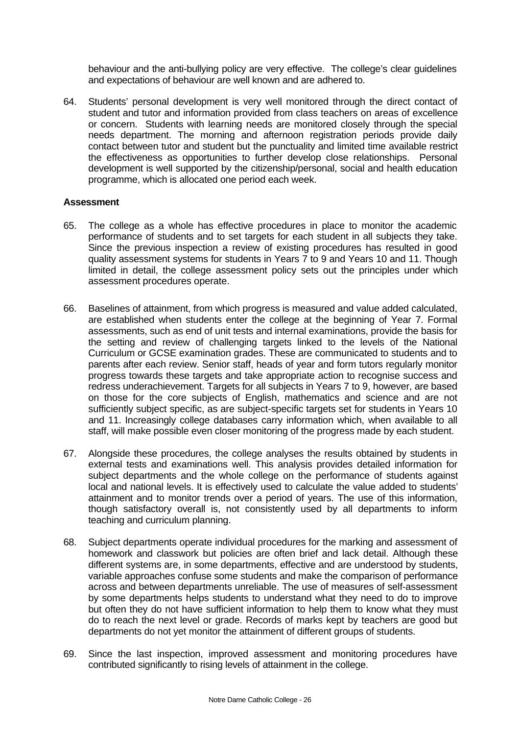behaviour and the anti-bullying policy are very effective. The college's clear guidelines and expectations of behaviour are well known and are adhered to.

64. Students' personal development is very well monitored through the direct contact of student and tutor and information provided from class teachers on areas of excellence or concern. Students with learning needs are monitored closely through the special needs department. The morning and afternoon registration periods provide daily contact between tutor and student but the punctuality and limited time available restrict the effectiveness as opportunities to further develop close relationships. Personal development is well supported by the citizenship/personal, social and health education programme, which is allocated one period each week.

**Assessment**

65. The college as a whole has effective procedures in place to monitor the academic performance of students and to set targets for each student in all subjects they take. Since the previous inspection a review of existing procedures has resulted in good quality assessment systems for students in Years 7 to 9 and Years 10 and 11. Though limited in detail, the college assessment policy sets out the principles under which assessment procedures operate.

66. Baselines of attainment, from which progress is measured and value added calculated, are established when students enter the college at the beginning of Year 7. Formal assessments, such as end of unit tests and internal examinations, provide the basis for the setting and review of challenging targets linked to the levels of the National Curriculum or GCSE examination grades. These are communicated to students and to parents after each review. Senior staff, heads of year and form tutors regularly monitor progress towards these targets and take appropriate action to recognise success and redress underachievement. Targets for all subjects in Years 7 to 9, however, are based on those for the core subjects of English, mathematics and science and are not sufficiently subject specific, as are subject-specific targets set for students in Years 10 and 11. Increasingly college databases carry information which, when available to all staff, will make possible even closer monitoring of the progress made by each student.

67. Alongside these procedures, the college analyses the results obtained by students in external tests and examinations well. This analysis provides detailed information for subject departments and the whole college on the performance of students against local and national levels. It is effectively used to calculate the value added to students' attainment and to monitor trends over a period of years. The use of this information, though satisfactory overall is, not consistently used by all departments to inform teaching and curriculum planning.

68. Subject departments operate individual procedures for the marking and assessment of homework and classwork but policies are often brief and lack detail. Although these different systems are, in some departments, effective and are understood by students, variable approaches confuse some students and make the comparison of performance across and between departments unreliable. The use of measures of self-assessment by some departments helps students to understand what they need to do to improve but often they do not have sufficient information to help them to know what they must do to reach the next level or grade. Records of marks kept by teachers are good but departments do not yet monitor the attainment of different groups of students.

69. Since the last inspection, improved assessment and monitoring procedures have contributed significantly to rising levels of attainment in the college.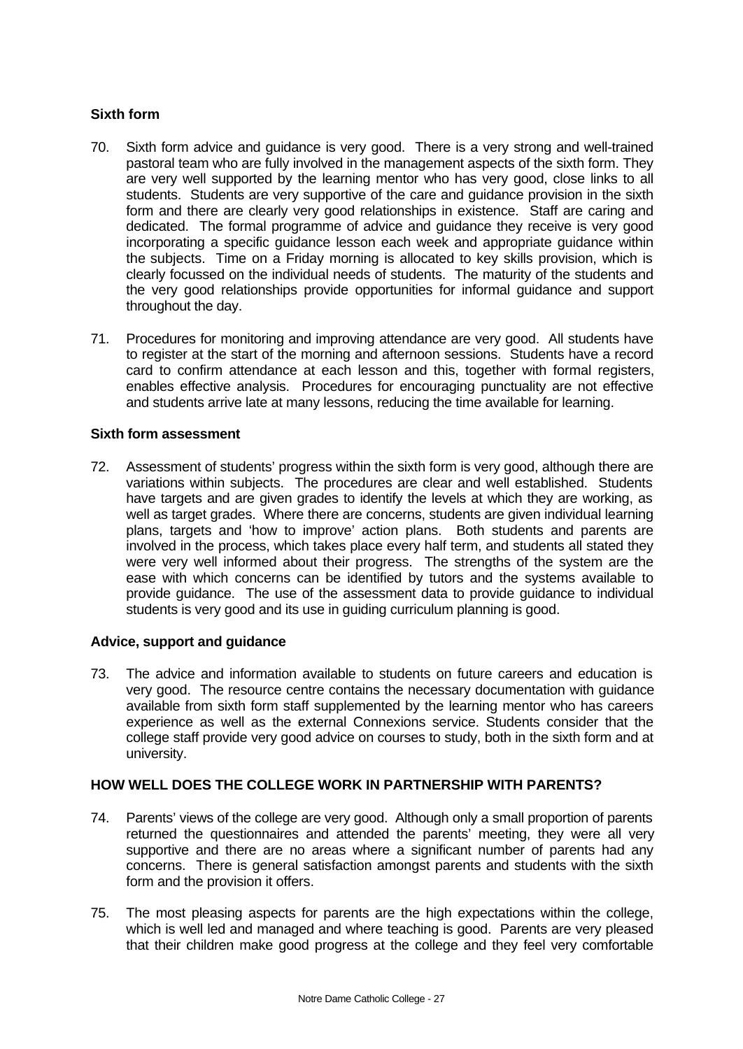### Sixth form

70. Sixth form advice and guidance is very good. There is a very strong and well-trained pastoral team who are fully involved in the management aspects of the sixth form. They are very well supported by the learning mentor who has very good, close links to all students. Students are very supportive of the care and guidance provision in the sixth form and there are clearly very good relationships in existence. Staff are caring and dedicated. The formal programme of advice and guidance they receive is very good incorporating a specific guidance lesson each week and appropriate guidance within the subjects. Time on a Friday morning is allocated to key skills provision, which is clearly focussed on the individual needs of students. The maturity of the students and the very good relationships provide opportunities for informal guidance and support throughout the day.

71. Procedures for monitoring and improving attendance are very good. All students have to register at the start of the morning and afternoon sessions. Students have a record card to confirm attendance at each lesson and this, together with formal registers, enables effective analysis. Procedures for encouraging punctuality are not effective and students arrive late at many lessons, reducing the time available for learning.

### Sixth form assessment

72. Assessment of students' progress within the sixth form is very good, although there are variations within subjects. The procedures are clear and well established. Students have targets and are given grades to identify the levels at which they are working, as well as target grades. Where there are concerns, students are given individual learning plans, targets and 'how to improve' action plans. Both students and parents are involved in the process, which takes place every half term, and students all stated they were very well informed about their progress. The strengths of the system are the ease with which concerns can be identified by tutors and the systems available to provide guidance. The use of the assessment data to provide guidance to individual students is very good and its use in guiding curriculum planning is good.

### Advice, support and guidance

73. The advice and information available to students on future careers and education is very good. The resource centre contains the necessary documentation with guidance available from sixth form staff supplemented by the learning mentor who has careers experience as well as the external Connexions service. Students consider that the college staff provide very good advice on courses to study, both in the sixth form and at university.

## HOW WELL DOES THE COLLEGE WORK IN PARTNERSHIP WITH PARENTS?

74. Parents' views of the college are very good. Although only a small proportion of parents returned the questionnaires and attended the parents' meeting, they were all very supportive and there are no areas where a significant number of parents had any concerns. There is general satisfaction amongst parents and students with the sixth form and the provision it offers.

75. The most pleasing aspects for parents are the high expectations within the college, which is well led and managed and where teaching is good. Parents are very pleased that their children make good progress at the college and they feel very comfortable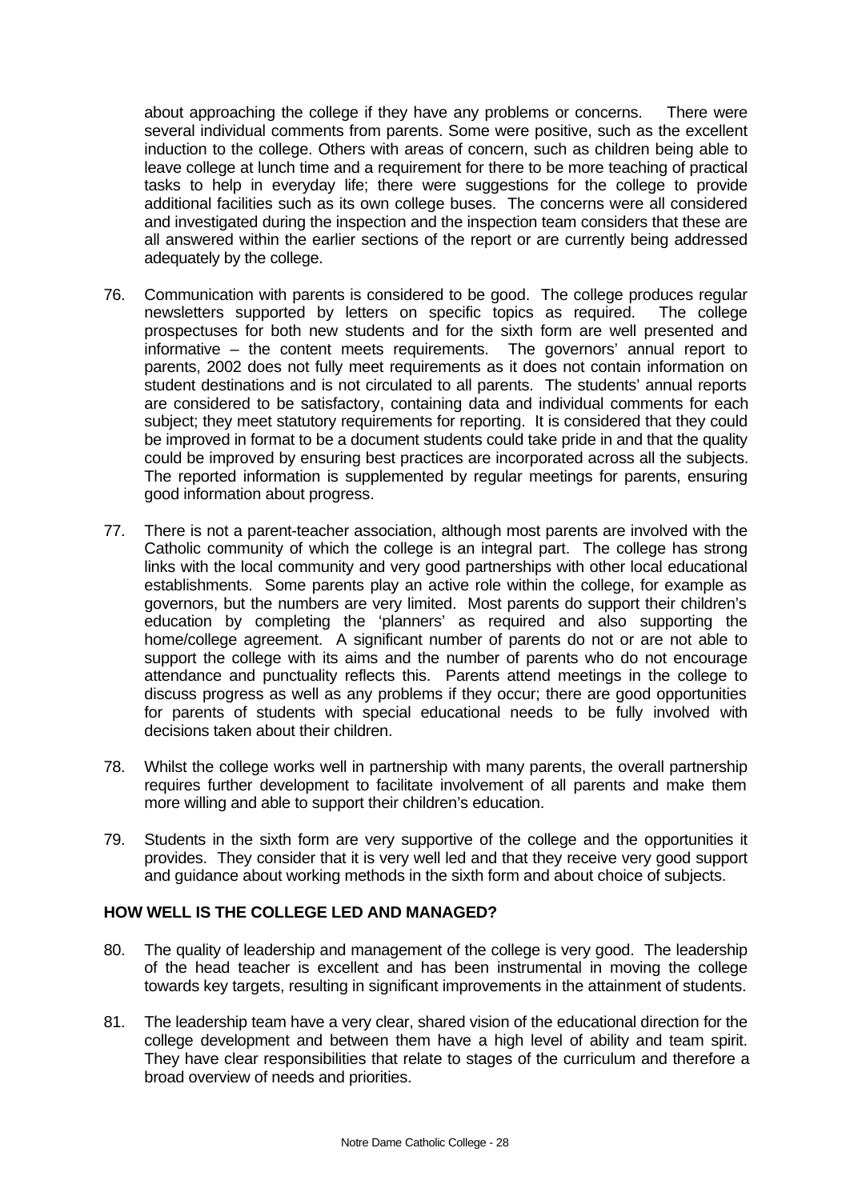about approaching the college if they have any problems or concerns. There were several individual comments from parents. Some were positive, such as the excellent induction to the college. Others with areas of concern, such as children being able to leave college at lunch time and a requirement for there to be more teaching of practical tasks to help in everyday life; there were suggestions for the college to provide additional facilities such as its own college buses. The concerns were all considered and investigated during the inspection and the inspection team considers that these are all answered within the earlier sections of the report or are currently being addressed adequately by the college.

76. Communication with parents is considered to be good. The college produces regular newsletters supported by letters on specific topics as required. The college prospectuses for both new students and for the sixth form are well presented and informative – the content meets requirements. The governors' annual report to parents, 2002 does not fully meet requirements as it does not contain information on student destinations and is not circulated to all parents. The students' annual reports are considered to be satisfactory, containing data and individual comments for each subject; they meet statutory requirements for reporting. It is considered that they could be improved in format to be a document students could take pride in and that the quality could be improved by ensuring best practices are incorporated across all the subjects. The reported information is supplemented by regular meetings for parents, ensuring good information about progress.

77. There is not a parent-teacher association, although most parents are involved with the Catholic community of which the college is an integral part. The college has strong links with the local community and very good partnerships with other local educational establishments. Some parents play an active role within the college, for example as governors, but the numbers are very limited. Most parents do support their children's education by completing the 'planners' as required and also supporting the home/college agreement. A significant number of parents do not or are not able to support the college with its aims and the number of parents who do not encourage attendance and punctuality reflects this. Parents attend meetings in the college to discuss progress as well as any problems if they occur; there are good opportunities for parents of students with special educational needs to be fully involved with decisions taken about their children.

78. Whilst the college works well in partnership with many parents, the overall partnership requires further development to facilitate involvement of all parents and make them more willing and able to support their children's education.

79. Students in the sixth form are very supportive of the college and the opportunities it provides. They consider that it is very well led and that they receive very good support and guidance about working methods in the sixth form and about choice of subjects.

## HOW WELL IS THE COLLEGE LED AND MANAGED?

80. The quality of leadership and management of the college is very good. The leadership of the head teacher is excellent and has been instrumental in moving the college towards key targets, resulting in significant improvements in the attainment of students.

81. The leadership team have a very clear, shared vision of the educational direction for the college development and between them have a high level of ability and team spirit. They have clear responsibilities that relate to stages of the curriculum and therefore a broad overview of needs and priorities.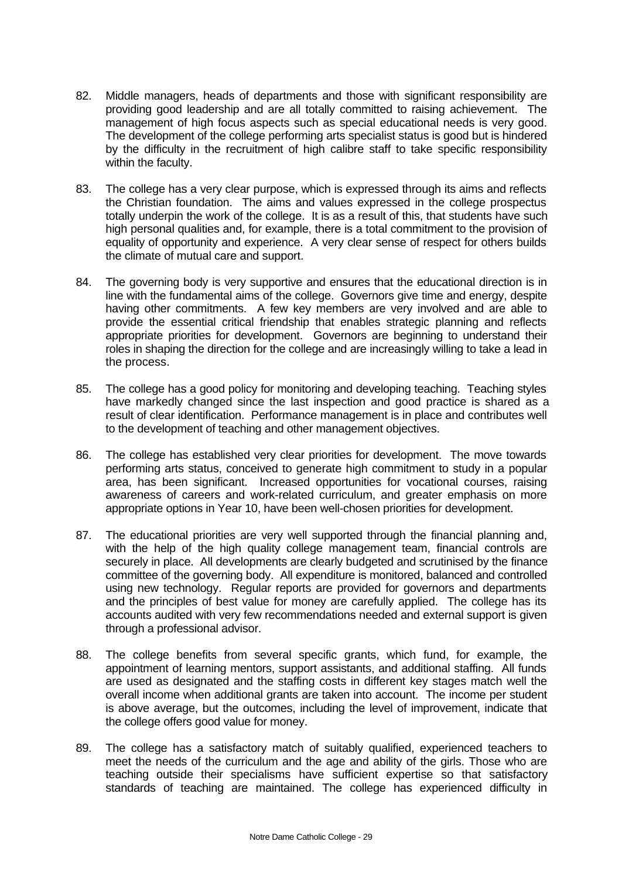82. Middle managers, heads of departments and those with significant responsibility are providing good leadership and are all totally committed to raising achievement. The management of high focus aspects such as special educational needs is very good. The development of the college performing arts specialist status is good but is hindered by the difficulty in the recruitment of high calibre staff to take specific responsibility within the faculty.

83. The college has a very clear purpose, which is expressed through its aims and reflects the Christian foundation. The aims and values expressed in the college prospectus totally underpin the work of the college. It is as a result of this, that students have such high personal qualities and, for example, there is a total commitment to the provision of equality of opportunity and experience. A very clear sense of respect for others builds the climate of mutual care and support.

84. The governing body is very supportive and ensures that the educational direction is in line with the fundamental aims of the college. Governors give time and energy, despite having other commitments. A few key members are very involved and are able to provide the essential critical friendship that enables strategic planning and reflects appropriate priorities for development. Governors are beginning to understand their roles in shaping the direction for the college and are increasingly willing to take a lead in the process.

85. The college has a good policy for monitoring and developing teaching. Teaching styles have markedly changed since the last inspection and good practice is shared as a result of clear identification. Performance management is in place and contributes well to the development of teaching and other management objectives.

86. The college has established very clear priorities for development. The move towards performing arts status, conceived to generate high commitment to study in a popular area, has been significant. Increased opportunities for vocational courses, raising awareness of careers and work-related curriculum, and greater emphasis on more appropriate options in Year 10, have been well-chosen priorities for development.

87. The educational priorities are very well supported through the financial planning and, with the help of the high quality college management team, financial controls are securely in place. All developments are clearly budgeted and scrutinised by the finance committee of the governing body. All expenditure is monitored, balanced and controlled using new technology. Regular reports are provided for governors and departments and the principles of best value for money are carefully applied. The college has its accounts audited with very few recommendations needed and external support is given through a professional advisor.

88. The college benefits from several specific grants, which fund, for example, the appointment of learning mentors, support assistants, and additional staffing. All funds are used as designated and the staffing costs in different key stages match well the overall income when additional grants are taken into account. The income per student is above average, but the outcomes, including the level of improvement, indicate that the college offers good value for money.

89. The college has a satisfactory match of suitably qualified, experienced teachers to meet the needs of the curriculum and the age and ability of the girls. Those who are teaching outside their specialisms have sufficient expertise so that satisfactory standards of teaching are maintained. The college has experienced difficulty in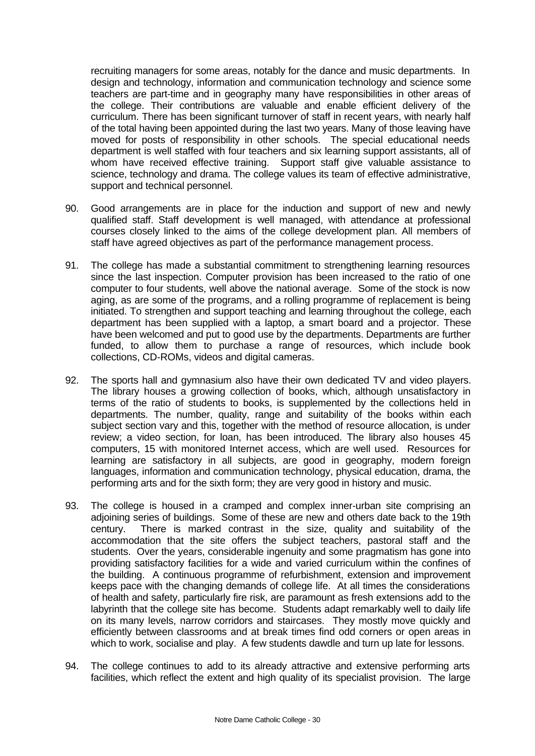recruiting managers for some areas, notably for the dance and music departments. In design and technology, information and communication technology and science some teachers are part-time and in geography many have responsibilities in other areas of the college. Their contributions are valuable and enable efficient delivery of the curriculum. There has been significant turnover of staff in recent years, with nearly half of the total having been appointed during the last two years. Many of those leaving have moved for posts of responsibility in other schools. The special educational needs department is well staffed with four teachers and six learning support assistants, all of whom have received effective training. Support staff give valuable assistance to science, technology and drama. The college values its team of effective administrative, support and technical personnel.

90. Good arrangements are in place for the induction and support of new and newly qualified staff. Staff development is well managed, with attendance at professional courses closely linked to the aims of the college development plan. All members of staff have agreed objectives as part of the performance management process.

91. The college has made a substantial commitment to strengthening learning resources since the last inspection. Computer provision has been increased to the ratio of one computer to four students, well above the national average. Some of the stock is now aging, as are some of the programs, and a rolling programme of replacement is being initiated. To strengthen and support teaching and learning throughout the college, each department has been supplied with a laptop, a smart board and a projector. These have been welcomed and put to good use by the departments. Departments are further funded, to allow them to purchase a range of resources, which include book collections, CD-ROMs, videos and digital cameras.

92. The sports hall and gymnasium also have their own dedicated TV and video players. The library houses a growing collection of books, which, although unsatisfactory in terms of the ratio of students to books, is supplemented by the collections held in departments. The number, quality, range and suitability of the books within each subject section vary and this, together with the method of resource allocation, is under review; a video section, for loan, has been introduced. The library also houses 45 computers, 15 with monitored Internet access, which are well used. Resources for learning are satisfactory in all subjects, are good in geography, modern foreign languages, information and communication technology, physical education, drama, the performing arts and for the sixth form; they are very good in history and music.

93. The college is housed in a cramped and complex inner-urban site comprising an adjoining series of buildings. Some of these are new and others date back to the 19th century. There is marked contrast in the size, quality and suitability of the accommodation that the site offers the subject teachers, pastoral staff and the students. Over the years, considerable ingenuity and some pragmatism has gone into providing satisfactory facilities for a wide and varied curriculum within the confines of the building. A continuous programme of refurbishment, extension and improvement keeps pace with the changing demands of college life. At all times the considerations of health and safety, particularly fire risk, are paramount as fresh extensions add to the labyrinth that the college site has become. Students adapt remarkably well to daily life on its many levels, narrow corridors and staircases. They mostly move quickly and efficiently between classrooms and at break times find odd corners or open areas in which to work, socialise and play. A few students dawdle and turn up late for lessons.

94. The college continues to add to its already attractive and extensive performing arts facilities, which reflect the extent and high quality of its specialist provision. The large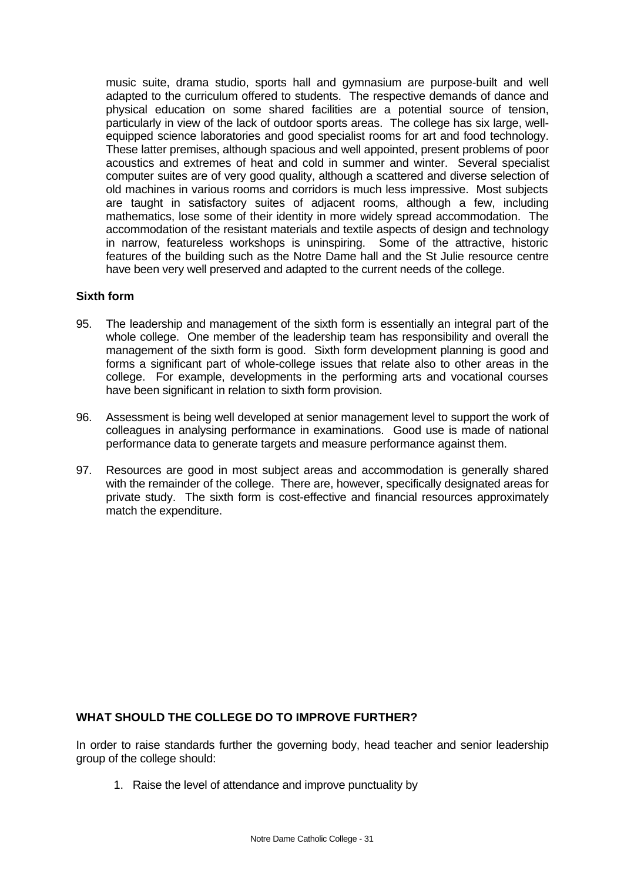music suite, drama studio, sports hall and gymnasium are purpose-built and well adapted to the curriculum offered to students. The respective demands of dance and physical education on some shared facilities are a potential source of tension, particularly in view of the lack of outdoor sports areas. The college has six large, well-equipped science laboratories and good specialist rooms for art and food technology. These latter premises, although spacious and well appointed, present problems of poor acoustics and extremes of heat and cold in summer and winter. Several specialist computer suites are of very good quality, although a scattered and diverse selection of old machines in various rooms and corridors is much less impressive. Most subjects are taught in satisfactory suites of adjacent rooms, although a few, including mathematics, lose some of their identity in more widely spread accommodation. The accommodation of the resistant materials and textile aspects of design and technology in narrow, featureless workshops is uninspiring. Some of the attractive, historic features of the building such as the Notre Dame hall and the St Julie resource centre have been very well preserved and adapted to the current needs of the college.

**Sixth form**

95. The leadership and management of the sixth form is essentially an integral part of the whole college. One member of the leadership team has responsibility and overall the management of the sixth form is good. Sixth form development planning is good and forms a significant part of whole-college issues that relate also to other areas in the college. For example, developments in the performing arts and vocational courses have been significant in relation to sixth form provision.

96. Assessment is being well developed at senior management level to support the work of colleagues in analysing performance in examinations. Good use is made of national performance data to generate targets and measure performance against them.

97. Resources are good in most subject areas and accommodation is generally shared with the remainder of the college. There are, however, specifically designated areas for private study. The sixth form is cost-effective and financial resources approximately match the expenditure.

## WHAT SHOULD THE COLLEGE DO TO IMPROVE FURTHER?

In order to raise standards further the governing body, head teacher and senior leadership group of the college should:

1. Raise the level of attendance and improve punctuality by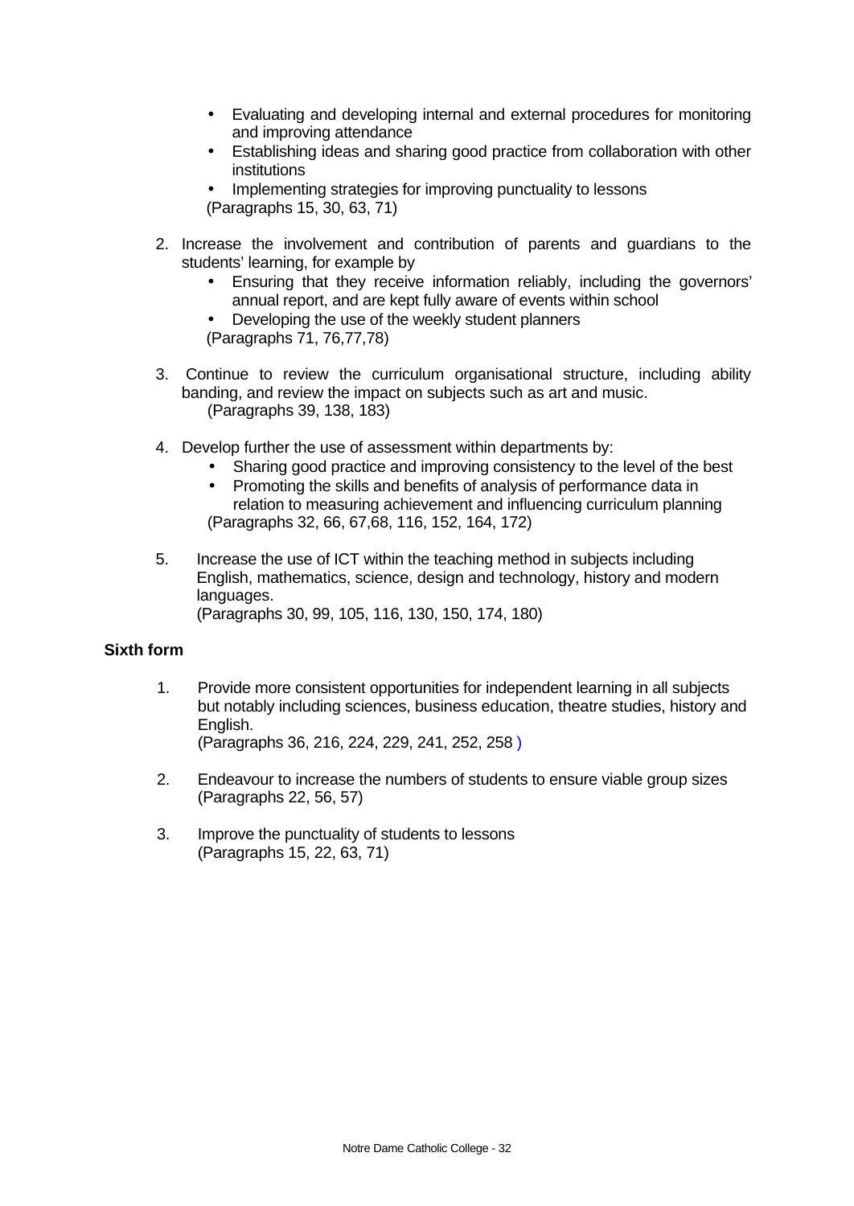- Evaluating and developing internal and external procedures for monitoring and improving attendance
- Establishing ideas and sharing good practice from collaboration with other institutions
- Implementing strategies for improving punctuality to lessons

(Paragraphs 15, 30, 63, 71)

2. Increase the involvement and contribution of parents and guardians to the students' learning, for example by
   - Ensuring that they receive information reliably, including the governors' annual report, and are kept fully aware of events within school
   - Developing the use of the weekly student planners

   (Paragraphs 71, 76,77,78)

3. Continue to review the curriculum organisational structure, including ability banding, and review the impact on subjects such as art and music.
   (Paragraphs 39, 138, 183)

4. Develop further the use of assessment within departments by:
   - Sharing good practice and improving consistency to the level of the best
   - Promoting the skills and benefits of analysis of performance data in relation to measuring achievement and influencing curriculum planning

   (Paragraphs 32, 66, 67,68, 116, 152, 164, 172)

5. Increase the use of ICT within the teaching method in subjects including English, mathematics, science, design and technology, history and modern languages.
   (Paragraphs 30, 99, 105, 116, 130, 150, 174, 180)

**Sixth form**

1. Provide more consistent opportunities for independent learning in all subjects but notably including sciences, business education, theatre studies, history and English.
   (Paragraphs 36, 216, 224, 229, 241, 252, 258 )

2. Endeavour to increase the numbers of students to ensure viable group sizes
   (Paragraphs 22, 56, 57)

3. Improve the punctuality of students to lessons
   (Paragraphs 15, 22, 63, 71)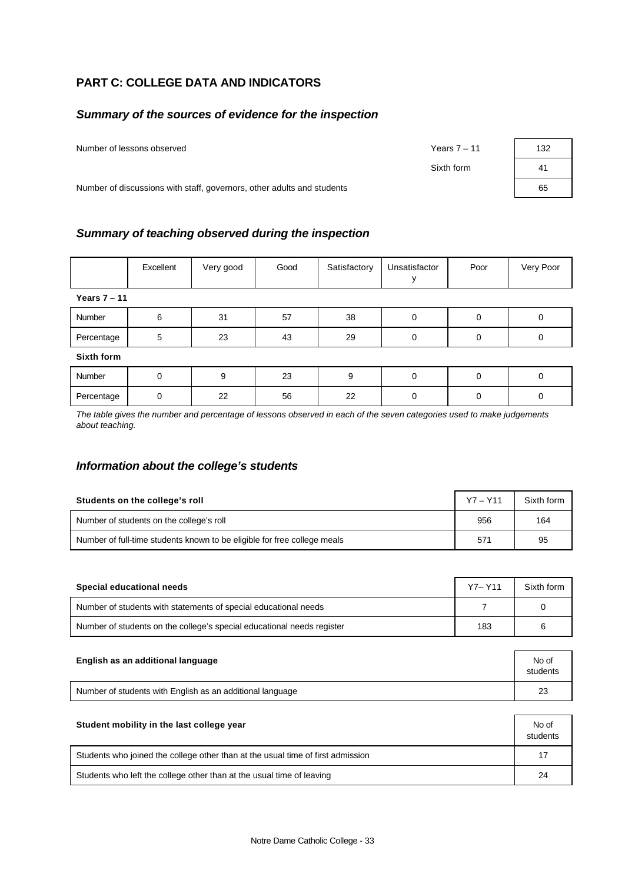## PART C: COLLEGE DATA AND INDICATORS

### *Summary of the sources of evidence for the inspection*

| | | |
|---|---|---|
| Number of lessons observed | Years 7 – 11 | 132 |
| | Sixth form | 41 |
| Number of discussions with staff, governors, other adults and students | | 65 |

### *Summary of teaching observed during the inspection*

| | Excellent | Very good | Good | Satisfactory | Unsatisfactory | Poor | Very Poor |
|---|---|---|---|---|---|---|---|
| **Years 7 – 11** | | | | | | | |
| Number | 6 | 31 | 57 | 38 | 0 | 0 | 0 |
| Percentage | 5 | 23 | 43 | 29 | 0 | 0 | 0 |
| **Sixth form** | | | | | | | |
| Number | 0 | 9 | 23 | 9 | 0 | 0 | 0 |
| Percentage | 0 | 22 | 56 | 22 | 0 | 0 | 0 |

*The table gives the number and percentage of lessons observed in each of the seven categories used to make judgements about teaching.*

### *Information about the college's students*

| Students on the college's roll | Y7 – Y11 | Sixth form |
|---|---|---|
| Number of students on the college's roll | 956 | 164 |
| Number of full-time students known to be eligible for free college meals | 571 | 95 |

| Special educational needs | Y7– Y11 | Sixth form |
|---|---|---|
| Number of students with statements of special educational needs | 7 | 0 |
| Number of students on the college's special educational needs register | 183 | 6 |

| English as an additional language | No of students |
|---|---|
| Number of students with English as an additional language | 23 |

| Student mobility in the last college year | No of students |
|---|---|
| Students who joined the college other than at the usual time of first admission | 17 |
| Students who left the college other than at the usual time of leaving | 24 |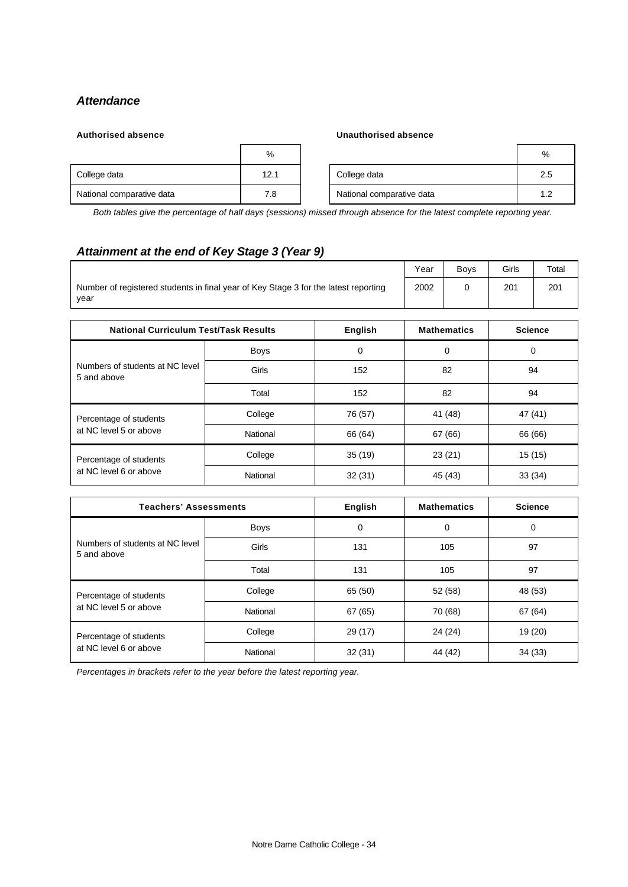### *Attendance*

**Authorised absence**

| | % |
|---|---|
| College data | 12.1 |
| National comparative data | 7.8 |

**Unauthorised absence**

| | % |
|---|---|
| College data | 2.5 |
| National comparative data | 1.2 |

*Both tables give the percentage of half days (sessions) missed through absence for the latest complete reporting year.*

### *Attainment at the end of Key Stage 3 (Year 9)*

| | Year | Boys | Girls | Total |
|---|---|---|---|---|
| Number of registered students in final year of Key Stage 3 for the latest reporting year | 2002 | 0 | 201 | 201 |

| National Curriculum Test/Task Results | | English | Mathematics | Science |
|---|---|---|---|---|
| Numbers of students at NC level 5 and above | Boys | 0 | 0 | 0 |
| | Girls | 152 | 82 | 94 |
| | Total | 152 | 82 | 94 |
| Percentage of students at NC level 5 or above | College | 76 (57) | 41 (48) | 47 (41) |
| | National | 66 (64) | 67 (66) | 66 (66) |
| Percentage of students at NC level 6 or above | College | 35 (19) | 23 (21) | 15 (15) |
| | National | 32 (31) | 45 (43) | 33 (34) |

| Teachers' Assessments | | English | Mathematics | Science |
|---|---|---|---|---|
| Numbers of students at NC level 5 and above | Boys | 0 | 0 | 0 |
| | Girls | 131 | 105 | 97 |
| | Total | 131 | 105 | 97 |
| Percentage of students at NC level 5 or above | College | 65 (50) | 52 (58) | 48 (53) |
| | National | 67 (65) | 70 (68) | 67 (64) |
| Percentage of students at NC level 6 or above | College | 29 (17) | 24 (24) | 19 (20) |
| | National | 32 (31) | 44 (42) | 34 (33) |

*Percentages in brackets refer to the year before the latest reporting year.*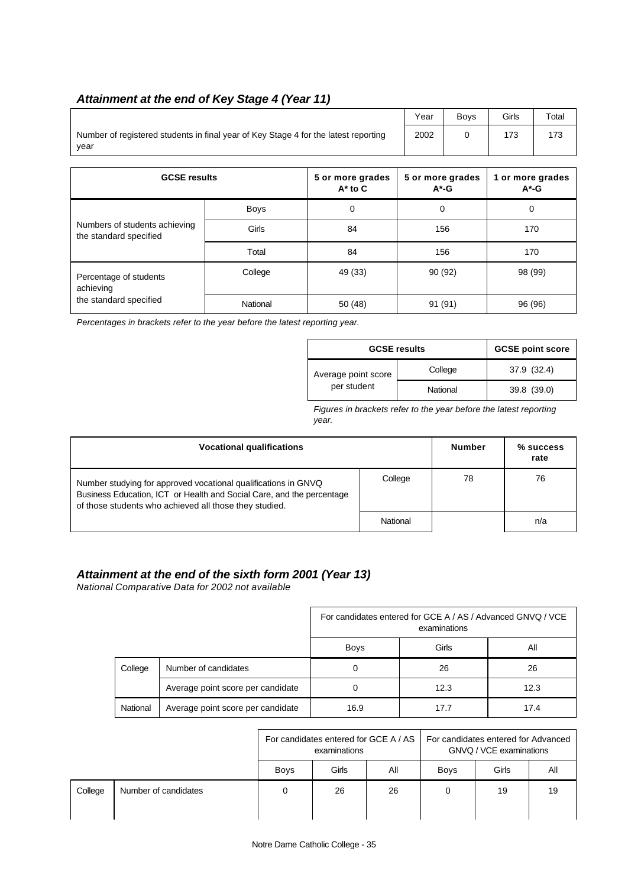### *Attainment at the end of Key Stage 4 (Year 11)*

| | Year | Boys | Girls | Total |
|---|---|---|---|---|
| Number of registered students in final year of Key Stage 4 for the latest reporting year | 2002 | 0 | 173 | 173 |

| GCSE results | | 5 or more grades A* to C | 5 or more grades A*-G | 1 or more grades A*-G |
|---|---|---|---|---|
| Numbers of students achieving the standard specified | Boys | 0 | 0 | 0 |
| | Girls | 84 | 156 | 170 |
| | Total | 84 | 156 | 170 |
| Percentage of students achieving the standard specified | College | 49 (33) | 90 (92) | 98 (99) |
| | National | 50 (48) | 91 (91) | 96 (96) |

*Percentages in brackets refer to the year before the latest reporting year.*

| GCSE results | | GCSE point score |
|---|---|---|
| Average point score per student | College | 37.9 (32.4) |
| | National | 39.8 (39.0) |

*Figures in brackets refer to the year before the latest reporting year.*

| Vocational qualifications | | Number | % success rate |
|---|---|---|---|
| Number studying for approved vocational qualifications in GNVQ Business Education, ICT or Health and Social Care, and the percentage of those students who achieved all those they studied. | College | 78 | 76 |
| | National | | n/a |

### *Attainment at the end of the sixth form 2001 (Year 13)*

*National Comparative Data for 2002 not available*

| | | For candidates entered for GCE A / AS / Advanced GNVQ / VCE examinations | | |
|---|---|---|---|---|
| | | Boys | Girls | All |
| College | Number of candidates | 0 | 26 | 26 |
| | Average point score per candidate | 0 | 12.3 | 12.3 |
| National | Average point score per candidate | 16.9 | 17.7 | 17.4 |

| | | For candidates entered for GCE A / AS examinations | | | For candidates entered for Advanced GNVQ / VCE examinations | | |
|---|---|---|---|---|---|---|---|
| | | Boys | Girls | All | Boys | Girls | All |
| College | Number of candidates | 0 | 26 | 26 | 0 | 19 | 19 |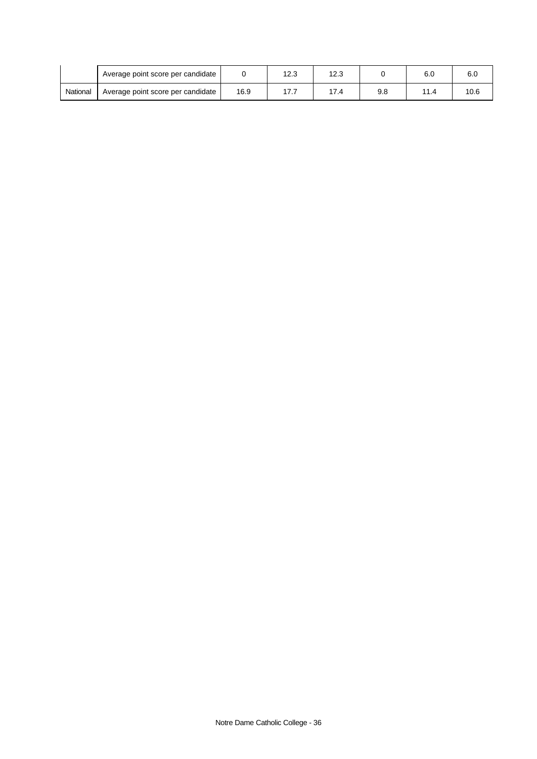|  |  |  |  |  |  |  |  |
|---|---|---|---|---|---|---|---|
|  | Average point score per candidate | 0 | 12.3 | 12.3 | 0 | 6.0 | 6.0 |
| National | Average point score per candidate | 16.9 | 17.7 | 17.4 | 9.8 | 11.4 | 10.6 |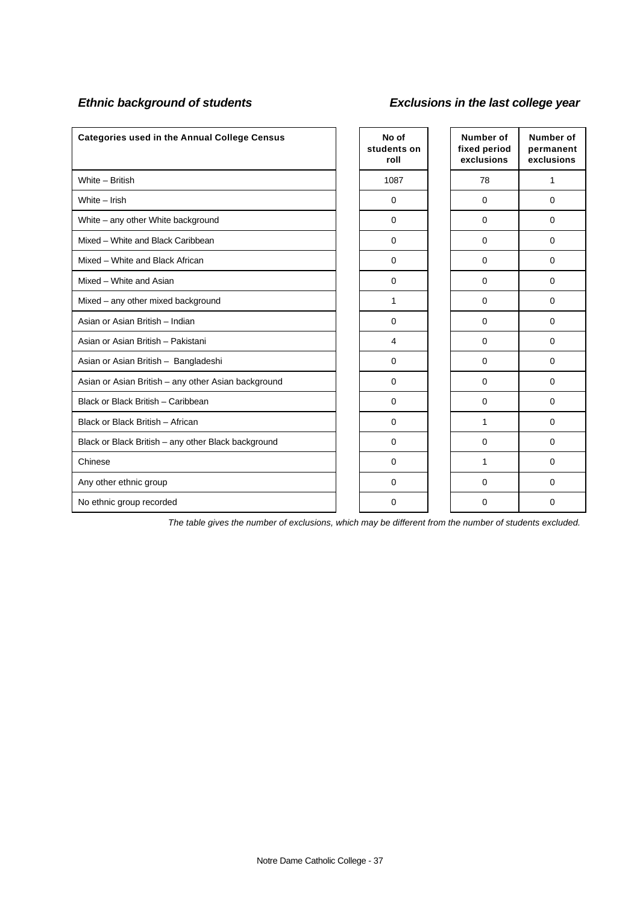### *Ethnic background of students*

### *Exclusions in the last college year*

| Categories used in the Annual College Census | No of students on roll | Number of fixed period exclusions | Number of permanent exclusions |
|---|---|---|---|
| White – British | 1087 | 78 | 1 |
| White – Irish | 0 | 0 | 0 |
| White – any other White background | 0 | 0 | 0 |
| Mixed – White and Black Caribbean | 0 | 0 | 0 |
| Mixed – White and Black African | 0 | 0 | 0 |
| Mixed – White and Asian | 0 | 0 | 0 |
| Mixed – any other mixed background | 1 | 0 | 0 |
| Asian or Asian British – Indian | 0 | 0 | 0 |
| Asian or Asian British – Pakistani | 4 | 0 | 0 |
| Asian or Asian British – Bangladeshi | 0 | 0 | 0 |
| Asian or Asian British – any other Asian background | 0 | 0 | 0 |
| Black or Black British – Caribbean | 0 | 0 | 0 |
| Black or Black British – African | 0 | 1 | 0 |
| Black or Black British – any other Black background | 0 | 0 | 0 |
| Chinese | 0 | 1 | 0 |
| Any other ethnic group | 0 | 0 | 0 |
| No ethnic group recorded | 0 | 0 | 0 |

*The table gives the number of exclusions, which may be different from the number of students excluded.*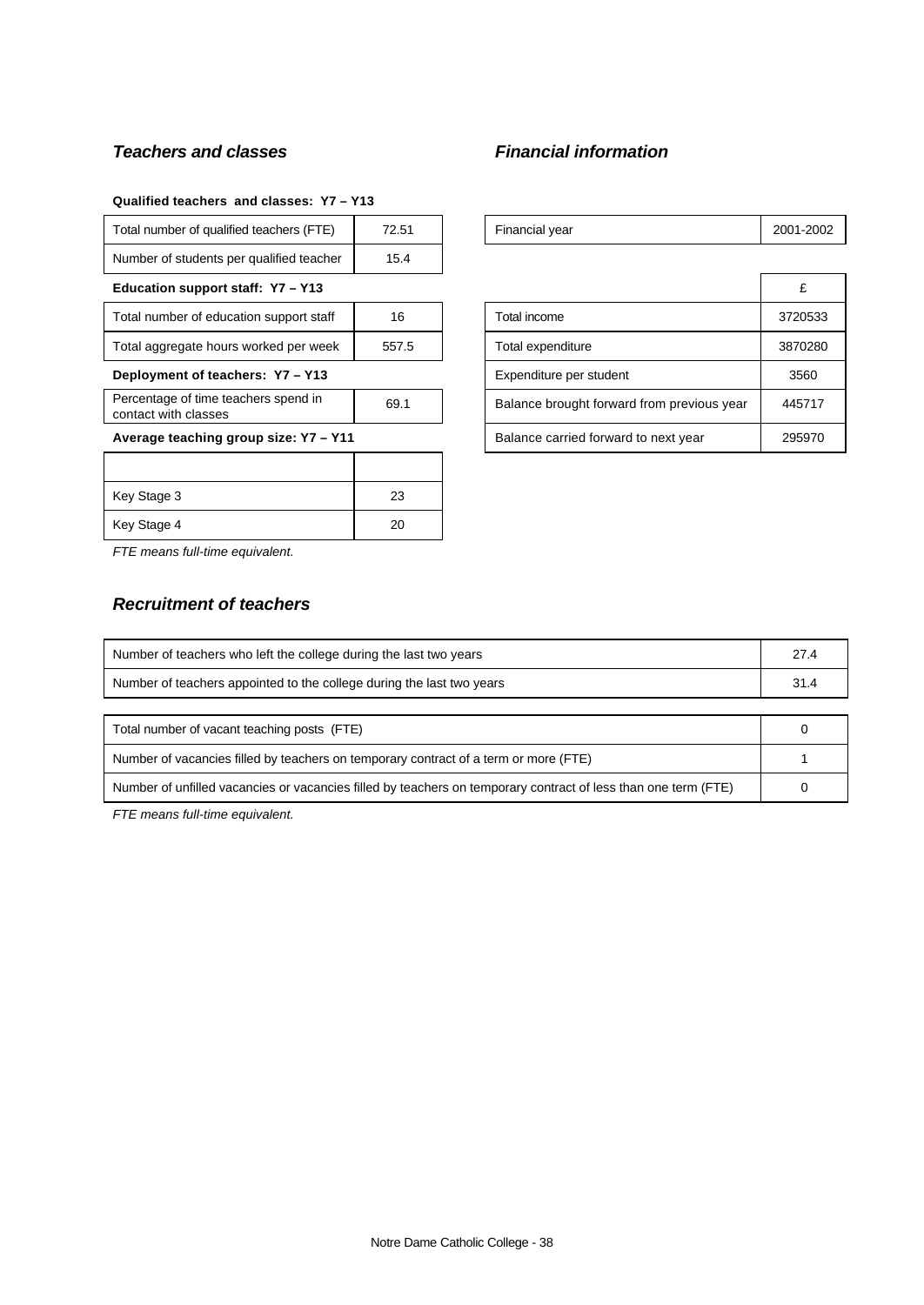### *Teachers and classes*

**Qualified teachers and classes: Y7 – Y13**

| | |
|---|---|
| Total number of qualified teachers (FTE) | 72.51 |
| Number of students per qualified teacher | 15.4 |

**Education support staff: Y7 – Y13**

| | |
|---|---|
| Total number of education support staff | 16 |
| Total aggregate hours worked per week | 557.5 |

**Deployment of teachers: Y7 – Y13**

| | |
|---|---|
| Percentage of time teachers spend in contact with classes | 69.1 |

**Average teaching group size: Y7 – Y11**

| | |
|---|---|
| Key Stage 3 | 23 |
| Key Stage 4 | 20 |

*FTE means full-time equivalent.*

### *Financial information*

| | |
|---|---|
| Financial year | 2001-2002 |

| | £ |
|---|---|
| Total income | 3720533 |
| Total expenditure | 3870280 |
| Expenditure per student | 3560 |
| Balance brought forward from previous year | 445717 |
| Balance carried forward to next year | 295970 |

### *Recruitment of teachers*

| | |
|---|---|
| Number of teachers who left the college during the last two years | 27.4 |
| Number of teachers appointed to the college during the last two years | 31.4 |

| | |
|---|---|
| Total number of vacant teaching posts (FTE) | 0 |
| Number of vacancies filled by teachers on temporary contract of a term or more (FTE) | 1 |
| Number of unfilled vacancies or vacancies filled by teachers on temporary contract of less than one term (FTE) | 0 |

*FTE means full-time equivalent.*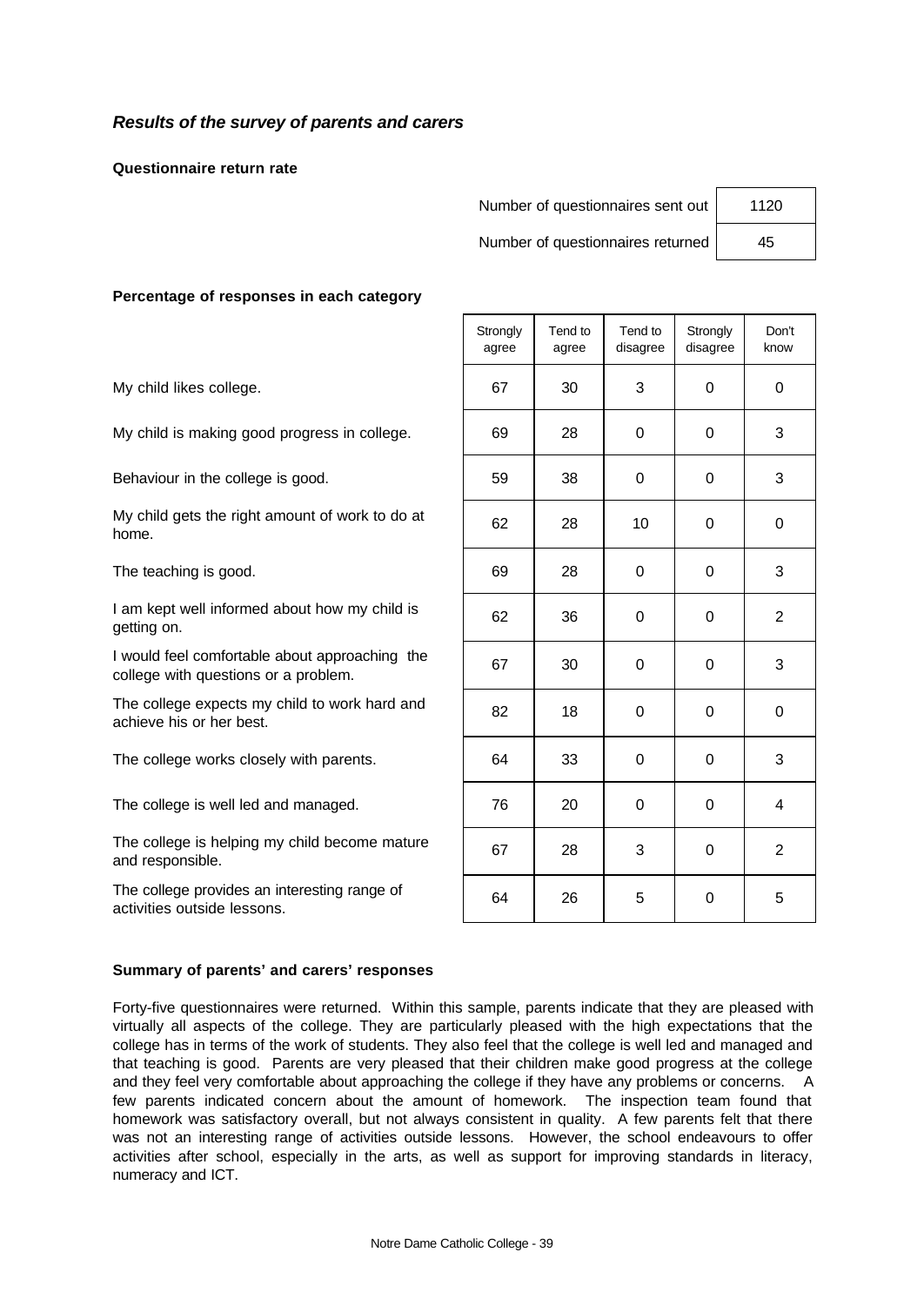## *Results of the survey of parents and carers*

**Questionnaire return rate**

| | |
|---|---|
| Number of questionnaires sent out | 1120 |
| Number of questionnaires returned | 45 |

**Percentage of responses in each category**

| | Strongly agree | Tend to agree | Tend to disagree | Strongly disagree | Don't know |
|---|---|---|---|---|---|
| My child likes college. | 67 | 30 | 3 | 0 | 0 |
| My child is making good progress in college. | 69 | 28 | 0 | 0 | 3 |
| Behaviour in the college is good. | 59 | 38 | 0 | 0 | 3 |
| My child gets the right amount of work to do at home. | 62 | 28 | 10 | 0 | 0 |
| The teaching is good. | 69 | 28 | 0 | 0 | 3 |
| I am kept well informed about how my child is getting on. | 62 | 36 | 0 | 0 | 2 |
| I would feel comfortable about approaching the college with questions or a problem. | 67 | 30 | 0 | 0 | 3 |
| The college expects my child to work hard and achieve his or her best. | 82 | 18 | 0 | 0 | 0 |
| The college works closely with parents. | 64 | 33 | 0 | 0 | 3 |
| The college is well led and managed. | 76 | 20 | 0 | 0 | 4 |
| The college is helping my child become mature and responsible. | 67 | 28 | 3 | 0 | 2 |
| The college provides an interesting range of activities outside lessons. | 64 | 26 | 5 | 0 | 5 |

**Summary of parents' and carers' responses**

Forty-five questionnaires were returned. Within this sample, parents indicate that they are pleased with virtually all aspects of the college. They are particularly pleased with the high expectations that the college has in terms of the work of students. They also feel that the college is well led and managed and that teaching is good. Parents are very pleased that their children make good progress at the college and they feel very comfortable about approaching the college if they have any problems or concerns. A few parents indicated concern about the amount of homework. The inspection team found that homework was satisfactory overall, but not always consistent in quality. A few parents felt that there was not an interesting range of activities outside lessons. However, the school endeavours to offer activities after school, especially in the arts, as well as support for improving standards in literacy, numeracy and ICT.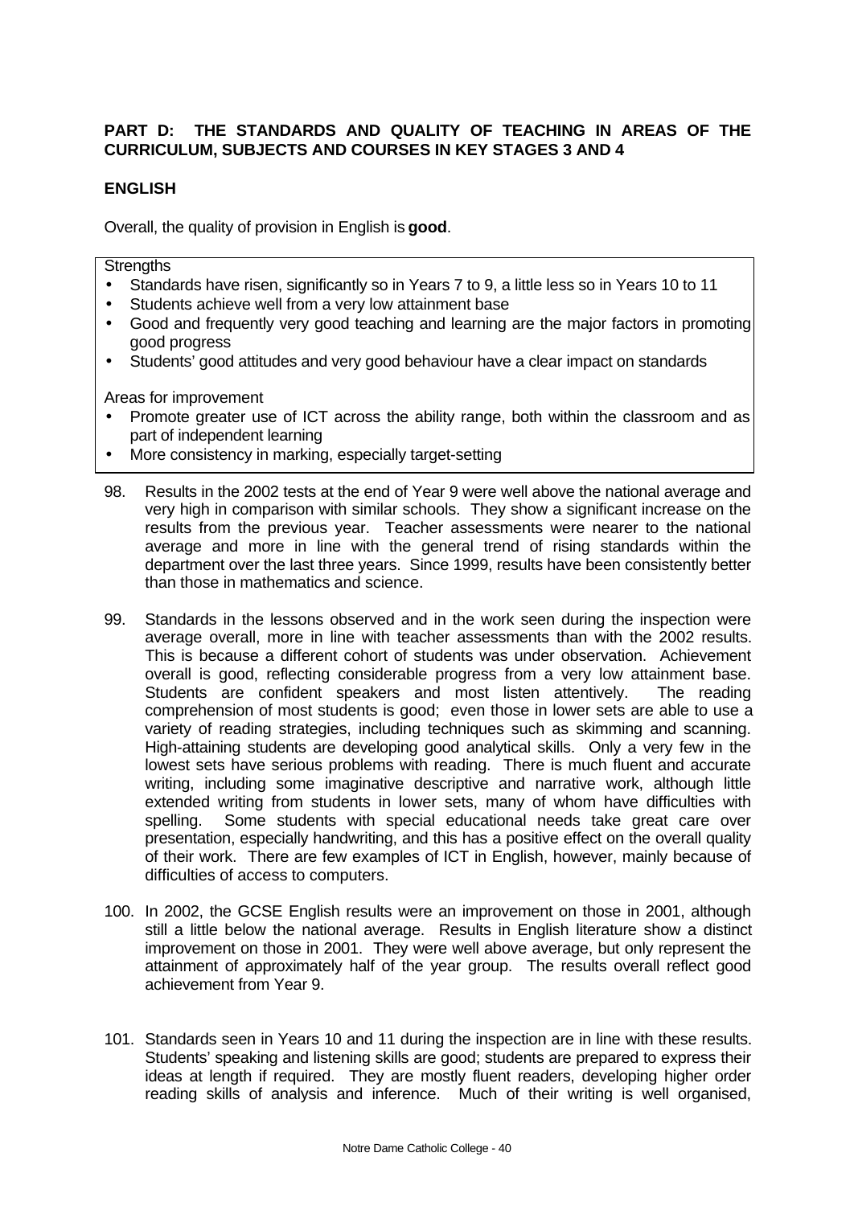## PART D: THE STANDARDS AND QUALITY OF TEACHING IN AREAS OF THE CURRICULUM, SUBJECTS AND COURSES IN KEY STAGES 3 AND 4

### ENGLISH

Overall, the quality of provision in English is **good**.

Strengths

- Standards have risen, significantly so in Years 7 to 9, a little less so in Years 10 to 11
- Students achieve well from a very low attainment base
- Good and frequently very good teaching and learning are the major factors in promoting good progress
- Students' good attitudes and very good behaviour have a clear impact on standards

Areas for improvement

- Promote greater use of ICT across the ability range, both within the classroom and as part of independent learning
- More consistency in marking, especially target-setting

98. Results in the 2002 tests at the end of Year 9 were well above the national average and very high in comparison with similar schools. They show a significant increase on the results from the previous year. Teacher assessments were nearer to the national average and more in line with the general trend of rising standards within the department over the last three years. Since 1999, results have been consistently better than those in mathematics and science.

99. Standards in the lessons observed and in the work seen during the inspection were average overall, more in line with teacher assessments than with the 2002 results. This is because a different cohort of students was under observation. Achievement overall is good, reflecting considerable progress from a very low attainment base. Students are confident speakers and most listen attentively. The reading comprehension of most students is good; even those in lower sets are able to use a variety of reading strategies, including techniques such as skimming and scanning. High-attaining students are developing good analytical skills. Only a very few in the lowest sets have serious problems with reading. There is much fluent and accurate writing, including some imaginative descriptive and narrative work, although little extended writing from students in lower sets, many of whom have difficulties with spelling. Some students with special educational needs take great care over presentation, especially handwriting, and this has a positive effect on the overall quality of their work. There are few examples of ICT in English, however, mainly because of difficulties of access to computers.

100. In 2002, the GCSE English results were an improvement on those in 2001, although still a little below the national average. Results in English literature show a distinct improvement on those in 2001. They were well above average, but only represent the attainment of approximately half of the year group. The results overall reflect good achievement from Year 9.

101. Standards seen in Years 10 and 11 during the inspection are in line with these results. Students' speaking and listening skills are good; students are prepared to express their ideas at length if required. They are mostly fluent readers, developing higher order reading skills of analysis and inference. Much of their writing is well organised,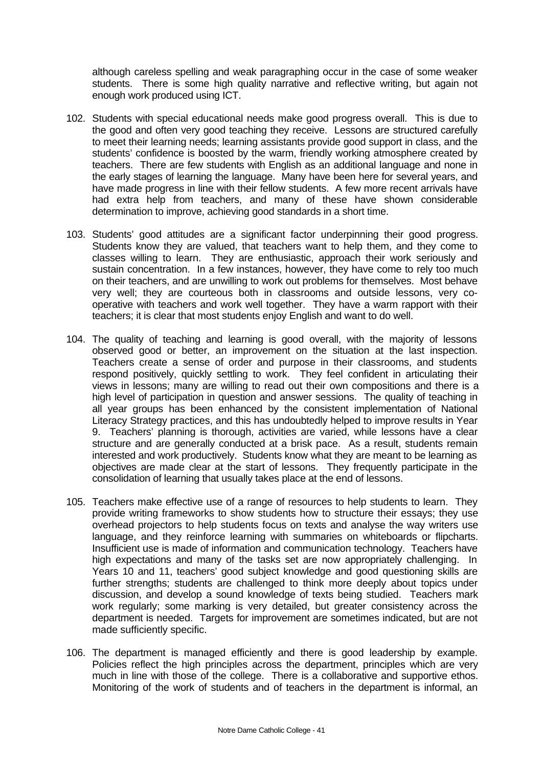although careless spelling and weak paragraphing occur in the case of some weaker students. There is some high quality narrative and reflective writing, but again not enough work produced using ICT.

102. Students with special educational needs make good progress overall. This is due to the good and often very good teaching they receive. Lessons are structured carefully to meet their learning needs; learning assistants provide good support in class, and the students' confidence is boosted by the warm, friendly working atmosphere created by teachers. There are few students with English as an additional language and none in the early stages of learning the language. Many have been here for several years, and have made progress in line with their fellow students. A few more recent arrivals have had extra help from teachers, and many of these have shown considerable determination to improve, achieving good standards in a short time.

103. Students' good attitudes are a significant factor underpinning their good progress. Students know they are valued, that teachers want to help them, and they come to classes willing to learn. They are enthusiastic, approach their work seriously and sustain concentration. In a few instances, however, they have come to rely too much on their teachers, and are unwilling to work out problems for themselves. Most behave very well; they are courteous both in classrooms and outside lessons, very co-operative with teachers and work well together. They have a warm rapport with their teachers; it is clear that most students enjoy English and want to do well.

104. The quality of teaching and learning is good overall, with the majority of lessons observed good or better, an improvement on the situation at the last inspection. Teachers create a sense of order and purpose in their classrooms, and students respond positively, quickly settling to work. They feel confident in articulating their views in lessons; many are willing to read out their own compositions and there is a high level of participation in question and answer sessions. The quality of teaching in all year groups has been enhanced by the consistent implementation of National Literacy Strategy practices, and this has undoubtedly helped to improve results in Year 9. Teachers' planning is thorough, activities are varied, while lessons have a clear structure and are generally conducted at a brisk pace. As a result, students remain interested and work productively. Students know what they are meant to be learning as objectives are made clear at the start of lessons. They frequently participate in the consolidation of learning that usually takes place at the end of lessons.

105. Teachers make effective use of a range of resources to help students to learn. They provide writing frameworks to show students how to structure their essays; they use overhead projectors to help students focus on texts and analyse the way writers use language, and they reinforce learning with summaries on whiteboards or flipcharts. Insufficient use is made of information and communication technology. Teachers have high expectations and many of the tasks set are now appropriately challenging. In Years 10 and 11, teachers' good subject knowledge and good questioning skills are further strengths; students are challenged to think more deeply about topics under discussion, and develop a sound knowledge of texts being studied. Teachers mark work regularly; some marking is very detailed, but greater consistency across the department is needed. Targets for improvement are sometimes indicated, but are not made sufficiently specific.

106. The department is managed efficiently and there is good leadership by example. Policies reflect the high principles across the department, principles which are very much in line with those of the college. There is a collaborative and supportive ethos. Monitoring of the work of students and of teachers in the department is informal, an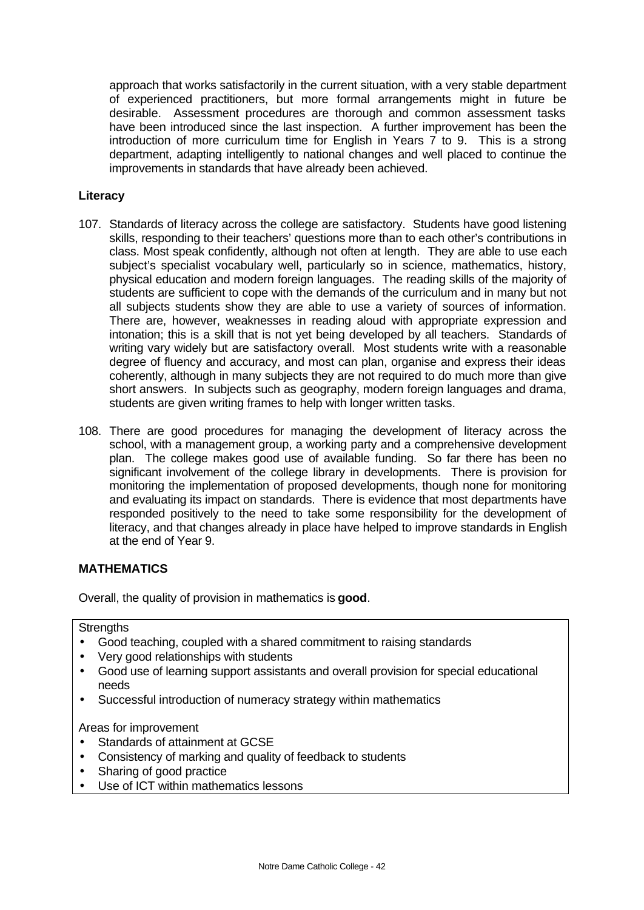approach that works satisfactorily in the current situation, with a very stable department of experienced practitioners, but more formal arrangements might in future be desirable. Assessment procedures are thorough and common assessment tasks have been introduced since the last inspection. A further improvement has been the introduction of more curriculum time for English in Years 7 to 9. This is a strong department, adapting intelligently to national changes and well placed to continue the improvements in standards that have already been achieved.

**Literacy**

107. Standards of literacy across the college are satisfactory. Students have good listening skills, responding to their teachers' questions more than to each other's contributions in class. Most speak confidently, although not often at length. They are able to use each subject's specialist vocabulary well, particularly so in science, mathematics, history, physical education and modern foreign languages. The reading skills of the majority of students are sufficient to cope with the demands of the curriculum and in many but not all subjects students show they are able to use a variety of sources of information. There are, however, weaknesses in reading aloud with appropriate expression and intonation; this is a skill that is not yet being developed by all teachers. Standards of writing vary widely but are satisfactory overall. Most students write with a reasonable degree of fluency and accuracy, and most can plan, organise and express their ideas coherently, although in many subjects they are not required to do much more than give short answers. In subjects such as geography, modern foreign languages and drama, students are given writing frames to help with longer written tasks.

108. There are good procedures for managing the development of literacy across the school, with a management group, a working party and a comprehensive development plan. The college makes good use of available funding. So far there has been no significant involvement of the college library in developments. There is provision for monitoring the implementation of proposed developments, though none for monitoring and evaluating its impact on standards. There is evidence that most departments have responded positively to the need to take some responsibility for the development of literacy, and that changes already in place have helped to improve standards in English at the end of Year 9.

## MATHEMATICS

Overall, the quality of provision in mathematics is **good**.

Strengths

- Good teaching, coupled with a shared commitment to raising standards
- Very good relationships with students
- Good use of learning support assistants and overall provision for special educational needs
- Successful introduction of numeracy strategy within mathematics

Areas for improvement

- Standards of attainment at GCSE
- Consistency of marking and quality of feedback to students
- Sharing of good practice
- Use of ICT within mathematics lessons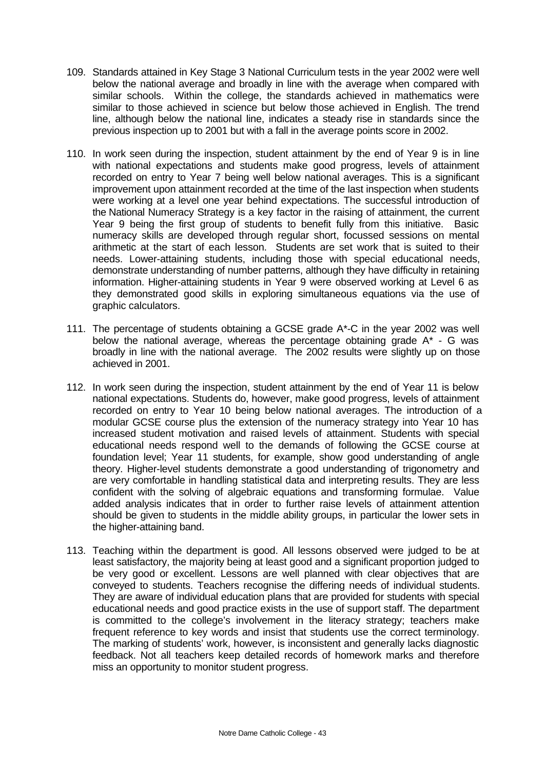109. Standards attained in Key Stage 3 National Curriculum tests in the year 2002 were well below the national average and broadly in line with the average when compared with similar schools. Within the college, the standards achieved in mathematics were similar to those achieved in science but below those achieved in English. The trend line, although below the national line, indicates a steady rise in standards since the previous inspection up to 2001 but with a fall in the average points score in 2002.

110. In work seen during the inspection, student attainment by the end of Year 9 is in line with national expectations and students make good progress, levels of attainment recorded on entry to Year 7 being well below national averages. This is a significant improvement upon attainment recorded at the time of the last inspection when students were working at a level one year behind expectations. The successful introduction of the National Numeracy Strategy is a key factor in the raising of attainment, the current Year 9 being the first group of students to benefit fully from this initiative. Basic numeracy skills are developed through regular short, focussed sessions on mental arithmetic at the start of each lesson. Students are set work that is suited to their needs. Lower-attaining students, including those with special educational needs, demonstrate understanding of number patterns, although they have difficulty in retaining information. Higher-attaining students in Year 9 were observed working at Level 6 as they demonstrated good skills in exploring simultaneous equations via the use of graphic calculators.

111. The percentage of students obtaining a GCSE grade A*-C in the year 2002 was well below the national average, whereas the percentage obtaining grade A* - G was broadly in line with the national average. The 2002 results were slightly up on those achieved in 2001.

112. In work seen during the inspection, student attainment by the end of Year 11 is below national expectations. Students do, however, make good progress, levels of attainment recorded on entry to Year 10 being below national averages. The introduction of a modular GCSE course plus the extension of the numeracy strategy into Year 10 has increased student motivation and raised levels of attainment. Students with special educational needs respond well to the demands of following the GCSE course at foundation level; Year 11 students, for example, show good understanding of angle theory. Higher-level students demonstrate a good understanding of trigonometry and are very comfortable in handling statistical data and interpreting results. They are less confident with the solving of algebraic equations and transforming formulae. Value added analysis indicates that in order to further raise levels of attainment attention should be given to students in the middle ability groups, in particular the lower sets in the higher-attaining band.

113. Teaching within the department is good. All lessons observed were judged to be at least satisfactory, the majority being at least good and a significant proportion judged to be very good or excellent. Lessons are well planned with clear objectives that are conveyed to students. Teachers recognise the differing needs of individual students. They are aware of individual education plans that are provided for students with special educational needs and good practice exists in the use of support staff. The department is committed to the college's involvement in the literacy strategy; teachers make frequent reference to key words and insist that students use the correct terminology. The marking of students' work, however, is inconsistent and generally lacks diagnostic feedback. Not all teachers keep detailed records of homework marks and therefore miss an opportunity to monitor student progress.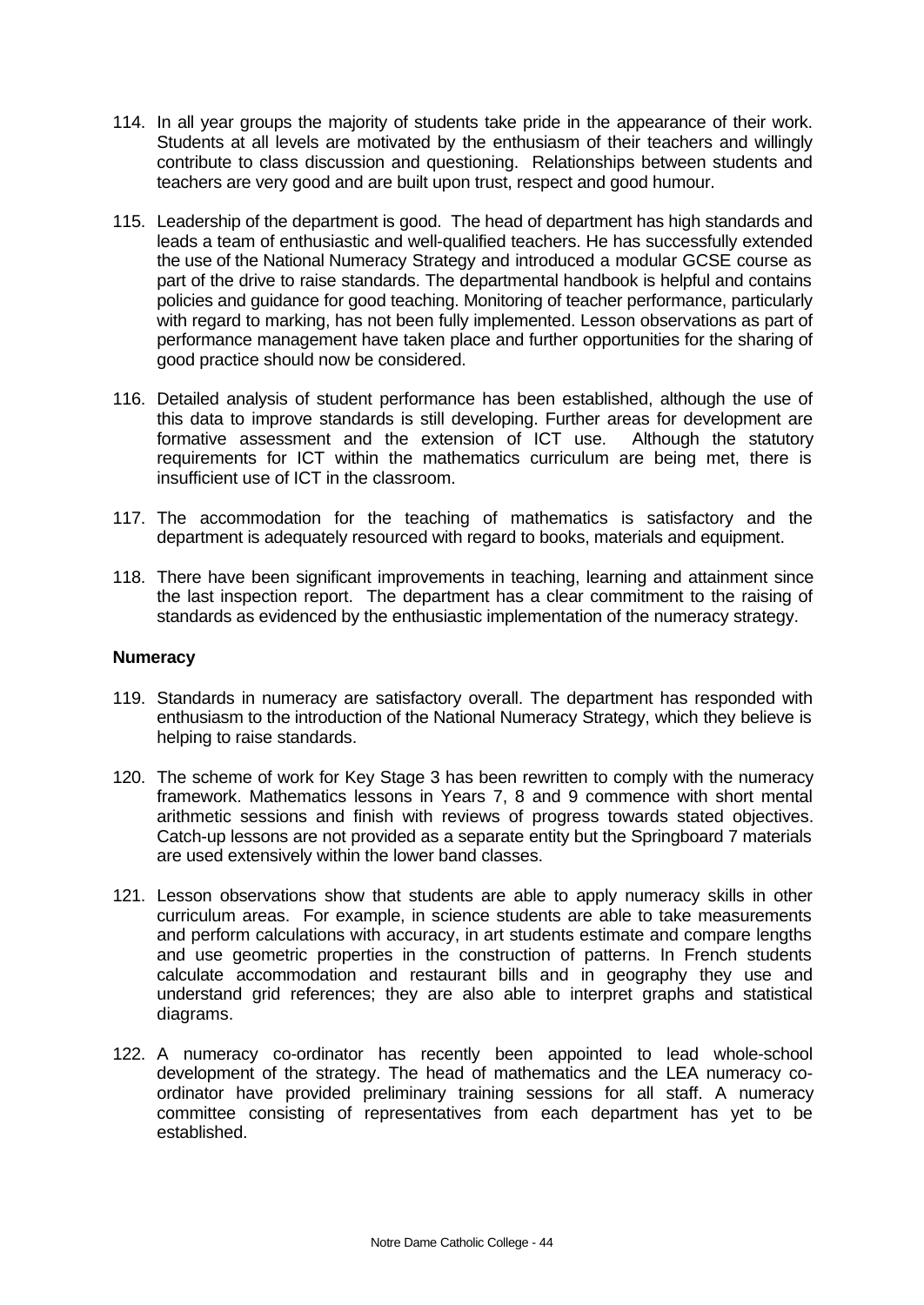114. In all year groups the majority of students take pride in the appearance of their work. Students at all levels are motivated by the enthusiasm of their teachers and willingly contribute to class discussion and questioning. Relationships between students and teachers are very good and are built upon trust, respect and good humour.

115. Leadership of the department is good. The head of department has high standards and leads a team of enthusiastic and well-qualified teachers. He has successfully extended the use of the National Numeracy Strategy and introduced a modular GCSE course as part of the drive to raise standards. The departmental handbook is helpful and contains policies and guidance for good teaching. Monitoring of teacher performance, particularly with regard to marking, has not been fully implemented. Lesson observations as part of performance management have taken place and further opportunities for the sharing of good practice should now be considered.

116. Detailed analysis of student performance has been established, although the use of this data to improve standards is still developing. Further areas for development are formative assessment and the extension of ICT use. Although the statutory requirements for ICT within the mathematics curriculum are being met, there is insufficient use of ICT in the classroom.

117. The accommodation for the teaching of mathematics is satisfactory and the department is adequately resourced with regard to books, materials and equipment.

118. There have been significant improvements in teaching, learning and attainment since the last inspection report. The department has a clear commitment to the raising of standards as evidenced by the enthusiastic implementation of the numeracy strategy.

**Numeracy**

119. Standards in numeracy are satisfactory overall. The department has responded with enthusiasm to the introduction of the National Numeracy Strategy, which they believe is helping to raise standards.

120. The scheme of work for Key Stage 3 has been rewritten to comply with the numeracy framework. Mathematics lessons in Years 7, 8 and 9 commence with short mental arithmetic sessions and finish with reviews of progress towards stated objectives. Catch-up lessons are not provided as a separate entity but the Springboard 7 materials are used extensively within the lower band classes.

121. Lesson observations show that students are able to apply numeracy skills in other curriculum areas. For example, in science students are able to take measurements and perform calculations with accuracy, in art students estimate and compare lengths and use geometric properties in the construction of patterns. In French students calculate accommodation and restaurant bills and in geography they use and understand grid references; they are also able to interpret graphs and statistical diagrams.

122. A numeracy co-ordinator has recently been appointed to lead whole-school development of the strategy. The head of mathematics and the LEA numeracy co-ordinator have provided preliminary training sessions for all staff. A numeracy committee consisting of representatives from each department has yet to be established.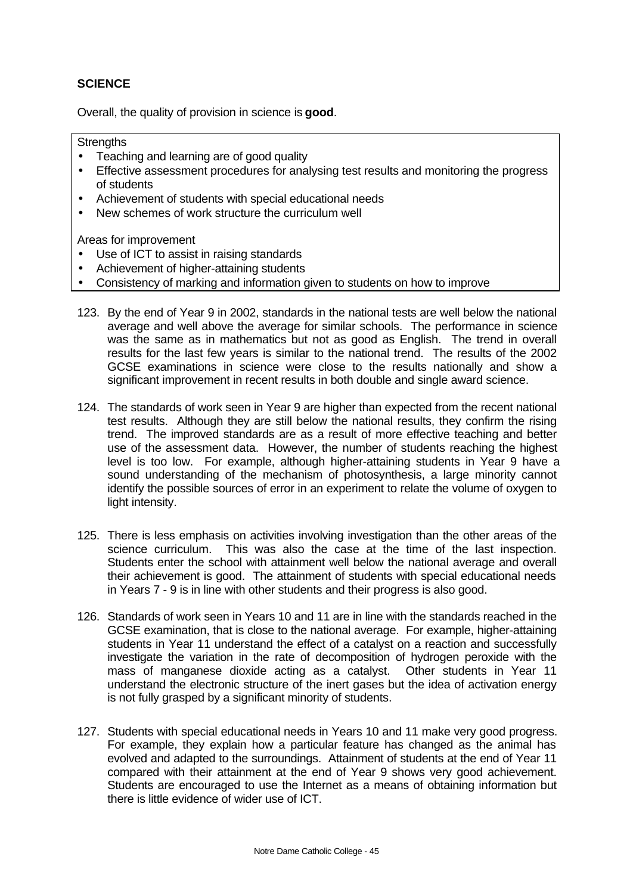## SCIENCE

Overall, the quality of provision in science is **good**.

Strengths

- Teaching and learning are of good quality
- Effective assessment procedures for analysing test results and monitoring the progress of students
- Achievement of students with special educational needs
- New schemes of work structure the curriculum well

Areas for improvement

- Use of ICT to assist in raising standards
- Achievement of higher-attaining students
- Consistency of marking and information given to students on how to improve

123. By the end of Year 9 in 2002, standards in the national tests are well below the national average and well above the average for similar schools. The performance in science was the same as in mathematics but not as good as English. The trend in overall results for the last few years is similar to the national trend. The results of the 2002 GCSE examinations in science were close to the results nationally and show a significant improvement in recent results in both double and single award science.

124. The standards of work seen in Year 9 are higher than expected from the recent national test results. Although they are still below the national results, they confirm the rising trend. The improved standards are as a result of more effective teaching and better use of the assessment data. However, the number of students reaching the highest level is too low. For example, although higher-attaining students in Year 9 have a sound understanding of the mechanism of photosynthesis, a large minority cannot identify the possible sources of error in an experiment to relate the volume of oxygen to light intensity.

125. There is less emphasis on activities involving investigation than the other areas of the science curriculum. This was also the case at the time of the last inspection. Students enter the school with attainment well below the national average and overall their achievement is good. The attainment of students with special educational needs in Years 7 - 9 is in line with other students and their progress is also good.

126. Standards of work seen in Years 10 and 11 are in line with the standards reached in the GCSE examination, that is close to the national average. For example, higher-attaining students in Year 11 understand the effect of a catalyst on a reaction and successfully investigate the variation in the rate of decomposition of hydrogen peroxide with the mass of manganese dioxide acting as a catalyst. Other students in Year 11 understand the electronic structure of the inert gases but the idea of activation energy is not fully grasped by a significant minority of students.

127. Students with special educational needs in Years 10 and 11 make very good progress. For example, they explain how a particular feature has changed as the animal has evolved and adapted to the surroundings. Attainment of students at the end of Year 11 compared with their attainment at the end of Year 9 shows very good achievement. Students are encouraged to use the Internet as a means of obtaining information but there is little evidence of wider use of ICT.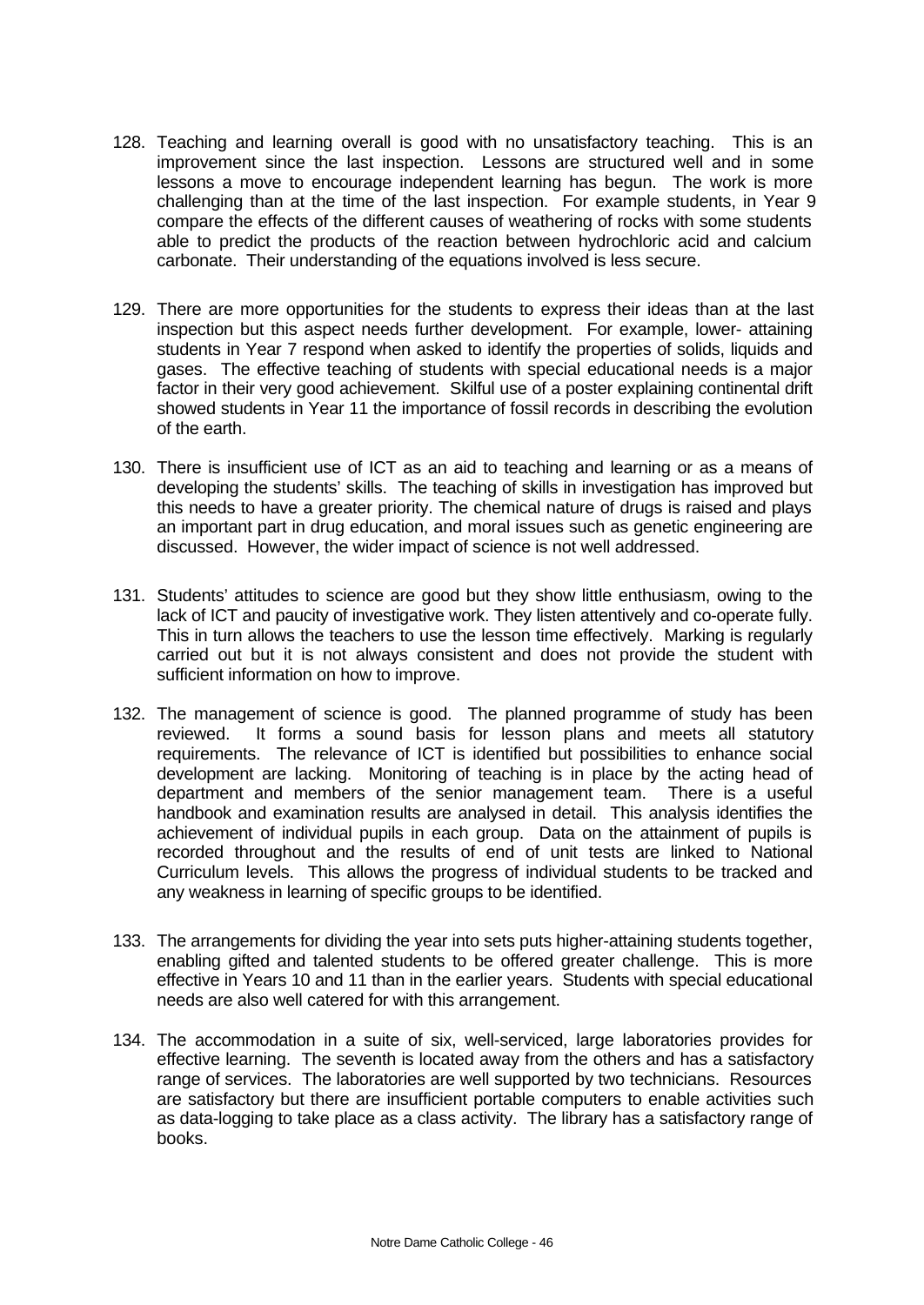128. Teaching and learning overall is good with no unsatisfactory teaching. This is an improvement since the last inspection. Lessons are structured well and in some lessons a move to encourage independent learning has begun. The work is more challenging than at the time of the last inspection. For example students, in Year 9 compare the effects of the different causes of weathering of rocks with some students able to predict the products of the reaction between hydrochloric acid and calcium carbonate. Their understanding of the equations involved is less secure.

129. There are more opportunities for the students to express their ideas than at the last inspection but this aspect needs further development. For example, lower- attaining students in Year 7 respond when asked to identify the properties of solids, liquids and gases. The effective teaching of students with special educational needs is a major factor in their very good achievement. Skilful use of a poster explaining continental drift showed students in Year 11 the importance of fossil records in describing the evolution of the earth.

130. There is insufficient use of ICT as an aid to teaching and learning or as a means of developing the students' skills. The teaching of skills in investigation has improved but this needs to have a greater priority. The chemical nature of drugs is raised and plays an important part in drug education, and moral issues such as genetic engineering are discussed. However, the wider impact of science is not well addressed.

131. Students' attitudes to science are good but they show little enthusiasm, owing to the lack of ICT and paucity of investigative work. They listen attentively and co-operate fully. This in turn allows the teachers to use the lesson time effectively. Marking is regularly carried out but it is not always consistent and does not provide the student with sufficient information on how to improve.

132. The management of science is good. The planned programme of study has been reviewed. It forms a sound basis for lesson plans and meets all statutory requirements. The relevance of ICT is identified but possibilities to enhance social development are lacking. Monitoring of teaching is in place by the acting head of department and members of the senior management team. There is a useful handbook and examination results are analysed in detail. This analysis identifies the achievement of individual pupils in each group. Data on the attainment of pupils is recorded throughout and the results of end of unit tests are linked to National Curriculum levels. This allows the progress of individual students to be tracked and any weakness in learning of specific groups to be identified.

133. The arrangements for dividing the year into sets puts higher-attaining students together, enabling gifted and talented students to be offered greater challenge. This is more effective in Years 10 and 11 than in the earlier years. Students with special educational needs are also well catered for with this arrangement.

134. The accommodation in a suite of six, well-serviced, large laboratories provides for effective learning. The seventh is located away from the others and has a satisfactory range of services. The laboratories are well supported by two technicians. Resources are satisfactory but there are insufficient portable computers to enable activities such as data-logging to take place as a class activity. The library has a satisfactory range of books.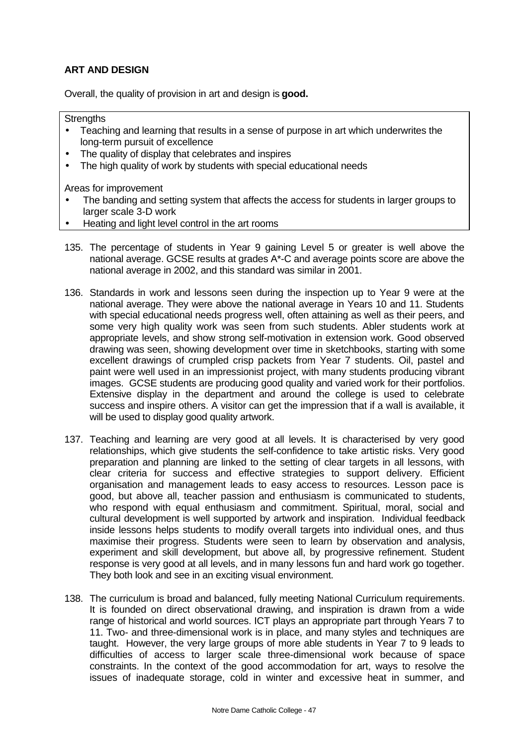**ART AND DESIGN**

Overall, the quality of provision in art and design is **good.**

Strengths

- Teaching and learning that results in a sense of purpose in art which underwrites the long-term pursuit of excellence
- The quality of display that celebrates and inspires
- The high quality of work by students with special educational needs

Areas for improvement

- The banding and setting system that affects the access for students in larger groups to larger scale 3-D work
- Heating and light level control in the art rooms

135. The percentage of students in Year 9 gaining Level 5 or greater is well above the national average. GCSE results at grades A*-C and average points score are above the national average in 2002, and this standard was similar in 2001.

136. Standards in work and lessons seen during the inspection up to Year 9 were at the national average. They were above the national average in Years 10 and 11. Students with special educational needs progress well, often attaining as well as their peers, and some very high quality work was seen from such students. Abler students work at appropriate levels, and show strong self-motivation in extension work. Good observed drawing was seen, showing development over time in sketchbooks, starting with some excellent drawings of crumpled crisp packets from Year 7 students. Oil, pastel and paint were well used in an impressionist project, with many students producing vibrant images. GCSE students are producing good quality and varied work for their portfolios. Extensive display in the department and around the college is used to celebrate success and inspire others. A visitor can get the impression that if a wall is available, it will be used to display good quality artwork.

137. Teaching and learning are very good at all levels. It is characterised by very good relationships, which give students the self-confidence to take artistic risks. Very good preparation and planning are linked to the setting of clear targets in all lessons, with clear criteria for success and effective strategies to support delivery. Efficient organisation and management leads to easy access to resources. Lesson pace is good, but above all, teacher passion and enthusiasm is communicated to students, who respond with equal enthusiasm and commitment. Spiritual, moral, social and cultural development is well supported by artwork and inspiration. Individual feedback inside lessons helps students to modify overall targets into individual ones, and thus maximise their progress. Students were seen to learn by observation and analysis, experiment and skill development, but above all, by progressive refinement. Student response is very good at all levels, and in many lessons fun and hard work go together. They both look and see in an exciting visual environment.

138. The curriculum is broad and balanced, fully meeting National Curriculum requirements. It is founded on direct observational drawing, and inspiration is drawn from a wide range of historical and world sources. ICT plays an appropriate part through Years 7 to 11. Two- and three-dimensional work is in place, and many styles and techniques are taught. However, the very large groups of more able students in Year 7 to 9 leads to difficulties of access to larger scale three-dimensional work because of space constraints. In the context of the good accommodation for art, ways to resolve the issues of inadequate storage, cold in winter and excessive heat in summer, and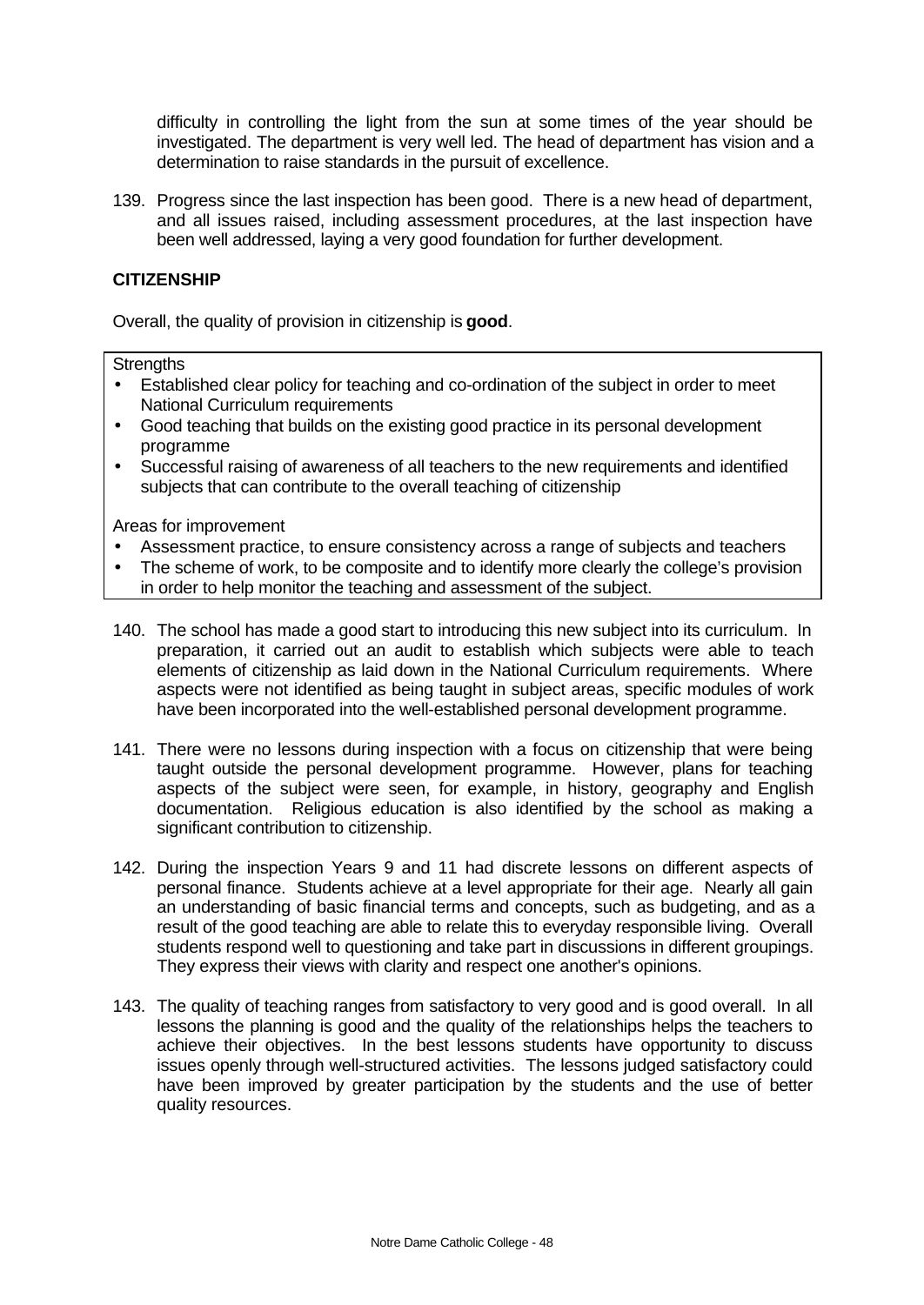difficulty in controlling the light from the sun at some times of the year should be investigated. The department is very well led. The head of department has vision and a determination to raise standards in the pursuit of excellence.

139. Progress since the last inspection has been good. There is a new head of department, and all issues raised, including assessment procedures, at the last inspection have been well addressed, laying a very good foundation for further development.

**CITIZENSHIP**

Overall, the quality of provision in citizenship is **good**.

Strengths

- Established clear policy for teaching and co-ordination of the subject in order to meet National Curriculum requirements
- Good teaching that builds on the existing good practice in its personal development programme
- Successful raising of awareness of all teachers to the new requirements and identified subjects that can contribute to the overall teaching of citizenship

Areas for improvement

- Assessment practice, to ensure consistency across a range of subjects and teachers
- The scheme of work, to be composite and to identify more clearly the college's provision in order to help monitor the teaching and assessment of the subject.

140. The school has made a good start to introducing this new subject into its curriculum. In preparation, it carried out an audit to establish which subjects were able to teach elements of citizenship as laid down in the National Curriculum requirements. Where aspects were not identified as being taught in subject areas, specific modules of work have been incorporated into the well-established personal development programme.

141. There were no lessons during inspection with a focus on citizenship that were being taught outside the personal development programme. However, plans for teaching aspects of the subject were seen, for example, in history, geography and English documentation. Religious education is also identified by the school as making a significant contribution to citizenship.

142. During the inspection Years 9 and 11 had discrete lessons on different aspects of personal finance. Students achieve at a level appropriate for their age. Nearly all gain an understanding of basic financial terms and concepts, such as budgeting, and as a result of the good teaching are able to relate this to everyday responsible living. Overall students respond well to questioning and take part in discussions in different groupings. They express their views with clarity and respect one another's opinions.

143. The quality of teaching ranges from satisfactory to very good and is good overall. In all lessons the planning is good and the quality of the relationships helps the teachers to achieve their objectives. In the best lessons students have opportunity to discuss issues openly through well-structured activities. The lessons judged satisfactory could have been improved by greater participation by the students and the use of better quality resources.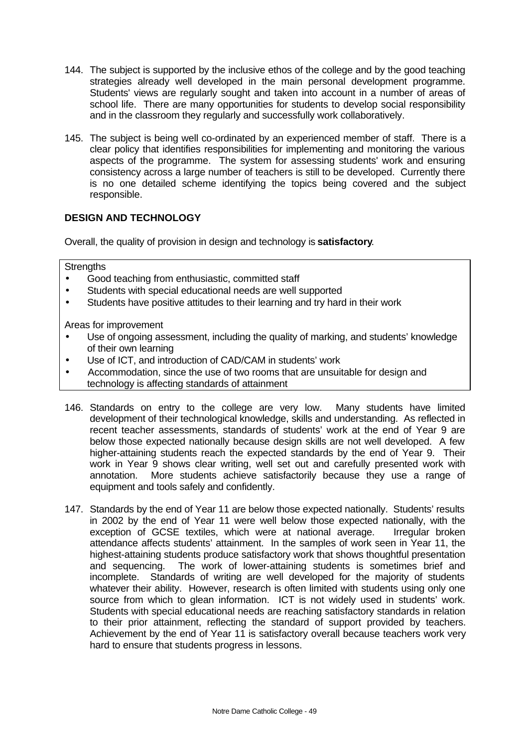144. The subject is supported by the inclusive ethos of the college and by the good teaching strategies already well developed in the main personal development programme. Students' views are regularly sought and taken into account in a number of areas of school life. There are many opportunities for students to develop social responsibility and in the classroom they regularly and successfully work collaboratively.

145. The subject is being well co-ordinated by an experienced member of staff. There is a clear policy that identifies responsibilities for implementing and monitoring the various aspects of the programme. The system for assessing students' work and ensuring consistency across a large number of teachers is still to be developed. Currently there is no one detailed scheme identifying the topics being covered and the subject responsible.

## DESIGN AND TECHNOLOGY

Overall, the quality of provision in design and technology is **satisfactory**.

Strengths

- Good teaching from enthusiastic, committed staff
- Students with special educational needs are well supported
- Students have positive attitudes to their learning and try hard in their work

Areas for improvement

- Use of ongoing assessment, including the quality of marking, and students' knowledge of their own learning
- Use of ICT, and introduction of CAD/CAM in students' work
- Accommodation, since the use of two rooms that are unsuitable for design and technology is affecting standards of attainment

146. Standards on entry to the college are very low. Many students have limited development of their technological knowledge, skills and understanding. As reflected in recent teacher assessments, standards of students' work at the end of Year 9 are below those expected nationally because design skills are not well developed. A few higher-attaining students reach the expected standards by the end of Year 9. Their work in Year 9 shows clear writing, well set out and carefully presented work with annotation. More students achieve satisfactorily because they use a range of equipment and tools safely and confidently.

147. Standards by the end of Year 11 are below those expected nationally. Students' results in 2002 by the end of Year 11 were well below those expected nationally, with the exception of GCSE textiles, which were at national average. Irregular broken attendance affects students' attainment. In the samples of work seen in Year 11, the highest-attaining students produce satisfactory work that shows thoughtful presentation and sequencing. The work of lower-attaining students is sometimes brief and incomplete. Standards of writing are well developed for the majority of students whatever their ability. However, research is often limited with students using only one source from which to glean information. ICT is not widely used in students' work. Students with special educational needs are reaching satisfactory standards in relation to their prior attainment, reflecting the standard of support provided by teachers. Achievement by the end of Year 11 is satisfactory overall because teachers work very hard to ensure that students progress in lessons.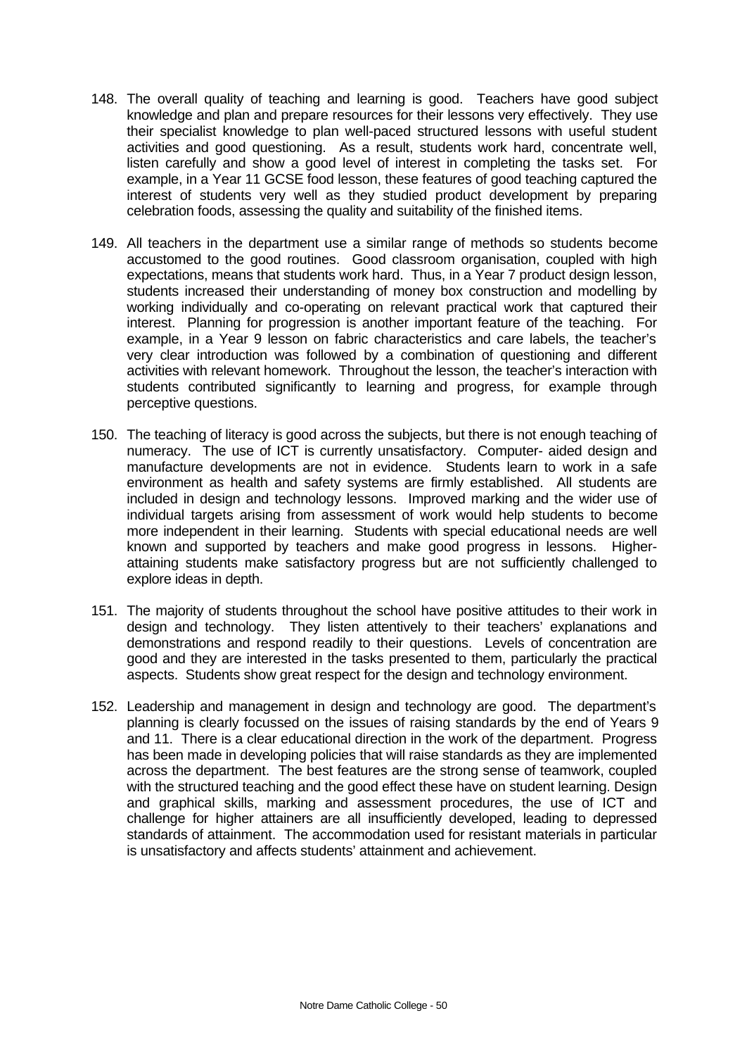148. The overall quality of teaching and learning is good. Teachers have good subject knowledge and plan and prepare resources for their lessons very effectively. They use their specialist knowledge to plan well-paced structured lessons with useful student activities and good questioning. As a result, students work hard, concentrate well, listen carefully and show a good level of interest in completing the tasks set. For example, in a Year 11 GCSE food lesson, these features of good teaching captured the interest of students very well as they studied product development by preparing celebration foods, assessing the quality and suitability of the finished items.

149. All teachers in the department use a similar range of methods so students become accustomed to the good routines. Good classroom organisation, coupled with high expectations, means that students work hard. Thus, in a Year 7 product design lesson, students increased their understanding of money box construction and modelling by working individually and co-operating on relevant practical work that captured their interest. Planning for progression is another important feature of the teaching. For example, in a Year 9 lesson on fabric characteristics and care labels, the teacher's very clear introduction was followed by a combination of questioning and different activities with relevant homework. Throughout the lesson, the teacher's interaction with students contributed significantly to learning and progress, for example through perceptive questions.

150. The teaching of literacy is good across the subjects, but there is not enough teaching of numeracy. The use of ICT is currently unsatisfactory. Computer- aided design and manufacture developments are not in evidence. Students learn to work in a safe environment as health and safety systems are firmly established. All students are included in design and technology lessons. Improved marking and the wider use of individual targets arising from assessment of work would help students to become more independent in their learning. Students with special educational needs are well known and supported by teachers and make good progress in lessons. Higher-attaining students make satisfactory progress but are not sufficiently challenged to explore ideas in depth.

151. The majority of students throughout the school have positive attitudes to their work in design and technology. They listen attentively to their teachers' explanations and demonstrations and respond readily to their questions. Levels of concentration are good and they are interested in the tasks presented to them, particularly the practical aspects. Students show great respect for the design and technology environment.

152. Leadership and management in design and technology are good. The department's planning is clearly focussed on the issues of raising standards by the end of Years 9 and 11. There is a clear educational direction in the work of the department. Progress has been made in developing policies that will raise standards as they are implemented across the department. The best features are the strong sense of teamwork, coupled with the structured teaching and the good effect these have on student learning. Design and graphical skills, marking and assessment procedures, the use of ICT and challenge for higher attainers are all insufficiently developed, leading to depressed standards of attainment. The accommodation used for resistant materials in particular is unsatisfactory and affects students' attainment and achievement.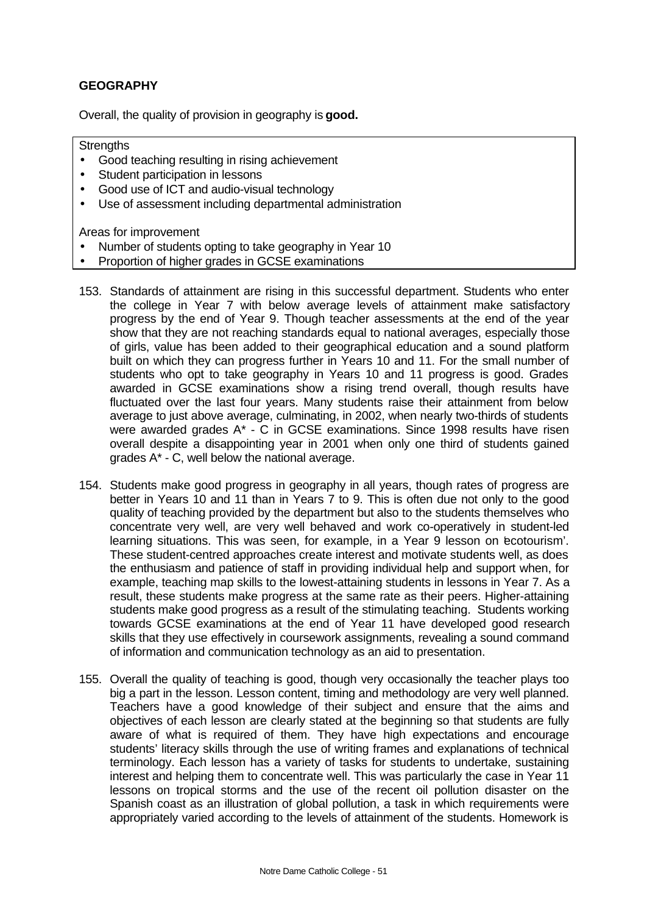**GEOGRAPHY**

Overall, the quality of provision in geography is **good.**

Strengths

- Good teaching resulting in rising achievement
- Student participation in lessons
- Good use of ICT and audio-visual technology
- Use of assessment including departmental administration

Areas for improvement

- Number of students opting to take geography in Year 10
- Proportion of higher grades in GCSE examinations

153. Standards of attainment are rising in this successful department. Students who enter the college in Year 7 with below average levels of attainment make satisfactory progress by the end of Year 9. Though teacher assessments at the end of the year show that they are not reaching standards equal to national averages, especially those of girls, value has been added to their geographical education and a sound platform built on which they can progress further in Years 10 and 11. For the small number of students who opt to take geography in Years 10 and 11 progress is good. Grades awarded in GCSE examinations show a rising trend overall, though results have fluctuated over the last four years. Many students raise their attainment from below average to just above average, culminating, in 2002, when nearly two-thirds of students were awarded grades A* - C in GCSE examinations. Since 1998 results have risen overall despite a disappointing year in 2001 when only one third of students gained grades A* - C, well below the national average.

154. Students make good progress in geography in all years, though rates of progress are better in Years 10 and 11 than in Years 7 to 9. This is often due not only to the good quality of teaching provided by the department but also to the students themselves who concentrate very well, are very well behaved and work co-operatively in student-led learning situations. This was seen, for example, in a Year 9 lesson on 'ecotourism'. These student-centred approaches create interest and motivate students well, as does the enthusiasm and patience of staff in providing individual help and support when, for example, teaching map skills to the lowest-attaining students in lessons in Year 7. As a result, these students make progress at the same rate as their peers. Higher-attaining students make good progress as a result of the stimulating teaching. Students working towards GCSE examinations at the end of Year 11 have developed good research skills that they use effectively in coursework assignments, revealing a sound command of information and communication technology as an aid to presentation.

155. Overall the quality of teaching is good, though very occasionally the teacher plays too big a part in the lesson. Lesson content, timing and methodology are very well planned. Teachers have a good knowledge of their subject and ensure that the aims and objectives of each lesson are clearly stated at the beginning so that students are fully aware of what is required of them. They have high expectations and encourage students' literacy skills through the use of writing frames and explanations of technical terminology. Each lesson has a variety of tasks for students to undertake, sustaining interest and helping them to concentrate well. This was particularly the case in Year 11 lessons on tropical storms and the use of the recent oil pollution disaster on the Spanish coast as an illustration of global pollution, a task in which requirements were appropriately varied according to the levels of attainment of the students. Homework is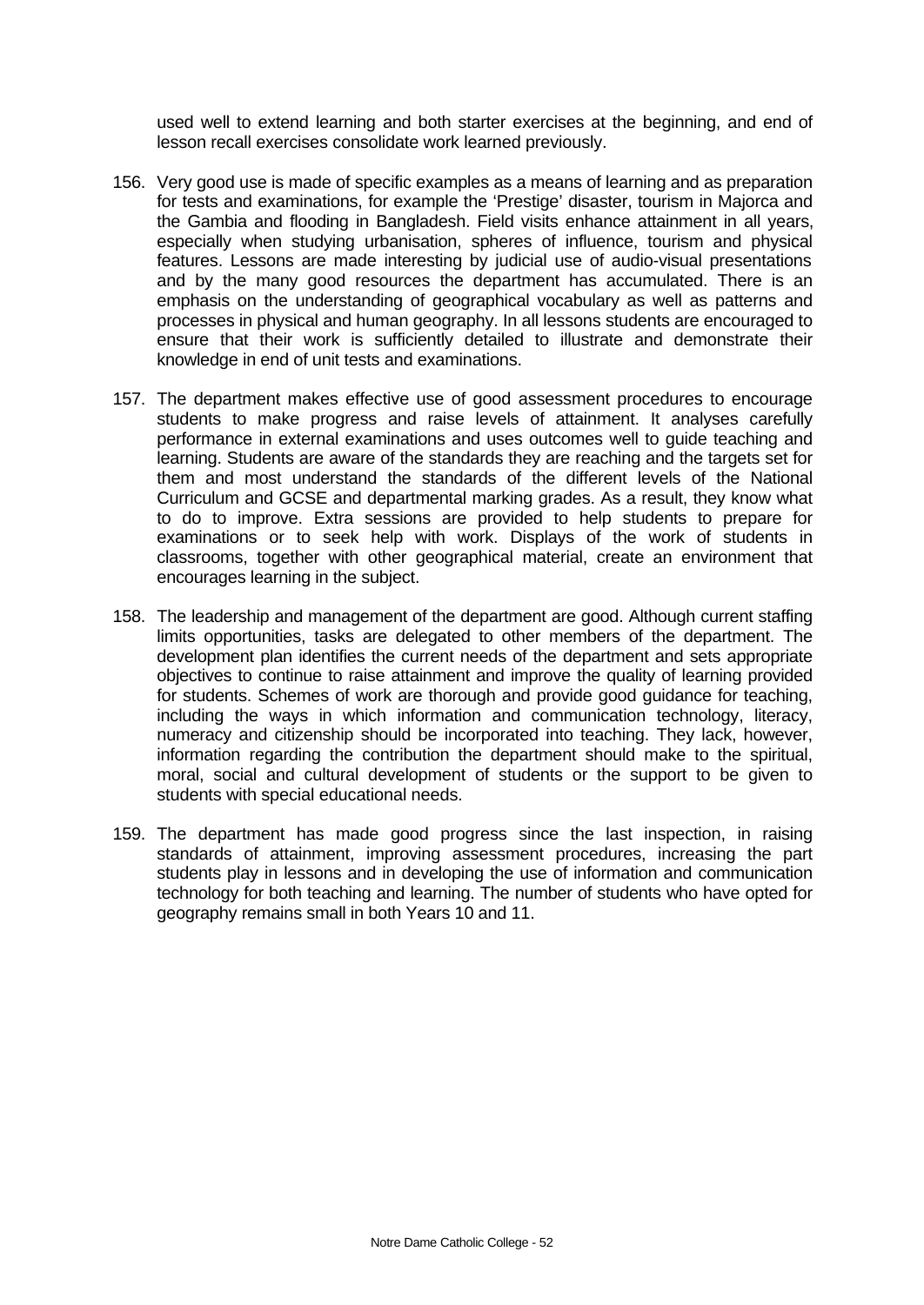used well to extend learning and both starter exercises at the beginning, and end of lesson recall exercises consolidate work learned previously.

156. Very good use is made of specific examples as a means of learning and as preparation for tests and examinations, for example the ‘Prestige’ disaster, tourism in Majorca and the Gambia and flooding in Bangladesh. Field visits enhance attainment in all years, especially when studying urbanisation, spheres of influence, tourism and physical features. Lessons are made interesting by judicial use of audio-visual presentations and by the many good resources the department has accumulated. There is an emphasis on the understanding of geographical vocabulary as well as patterns and processes in physical and human geography. In all lessons students are encouraged to ensure that their work is sufficiently detailed to illustrate and demonstrate their knowledge in end of unit tests and examinations.

157. The department makes effective use of good assessment procedures to encourage students to make progress and raise levels of attainment. It analyses carefully performance in external examinations and uses outcomes well to guide teaching and learning. Students are aware of the standards they are reaching and the targets set for them and most understand the standards of the different levels of the National Curriculum and GCSE and departmental marking grades. As a result, they know what to do to improve. Extra sessions are provided to help students to prepare for examinations or to seek help with work. Displays of the work of students in classrooms, together with other geographical material, create an environment that encourages learning in the subject.

158. The leadership and management of the department are good. Although current staffing limits opportunities, tasks are delegated to other members of the department. The development plan identifies the current needs of the department and sets appropriate objectives to continue to raise attainment and improve the quality of learning provided for students. Schemes of work are thorough and provide good guidance for teaching, including the ways in which information and communication technology, literacy, numeracy and citizenship should be incorporated into teaching. They lack, however, information regarding the contribution the department should make to the spiritual, moral, social and cultural development of students or the support to be given to students with special educational needs.

159. The department has made good progress since the last inspection, in raising standards of attainment, improving assessment procedures, increasing the part students play in lessons and in developing the use of information and communication technology for both teaching and learning. The number of students who have opted for geography remains small in both Years 10 and 11.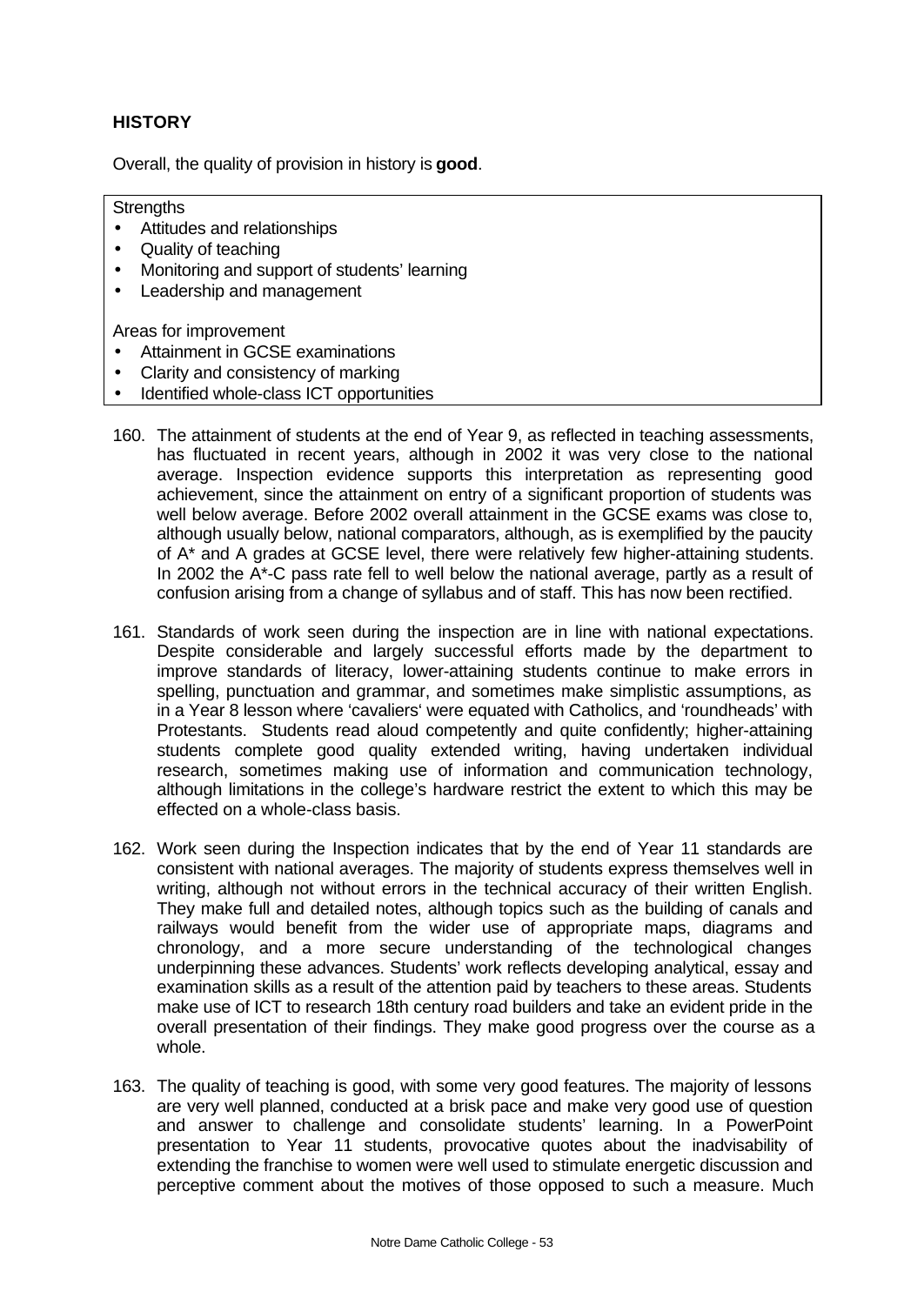### HISTORY

Overall, the quality of provision in history is **good**.

Strengths

- Attitudes and relationships
- Quality of teaching
- Monitoring and support of students' learning
- Leadership and management

Areas for improvement

- Attainment in GCSE examinations
- Clarity and consistency of marking
- Identified whole-class ICT opportunities

160. The attainment of students at the end of Year 9, as reflected in teaching assessments, has fluctuated in recent years, although in 2002 it was very close to the national average. Inspection evidence supports this interpretation as representing good achievement, since the attainment on entry of a significant proportion of students was well below average. Before 2002 overall attainment in the GCSE exams was close to, although usually below, national comparators, although, as is exemplified by the paucity of A* and A grades at GCSE level, there were relatively few higher-attaining students. In 2002 the A*-C pass rate fell to well below the national average, partly as a result of confusion arising from a change of syllabus and of staff. This has now been rectified.

161. Standards of work seen during the inspection are in line with national expectations. Despite considerable and largely successful efforts made by the department to improve standards of literacy, lower-attaining students continue to make errors in spelling, punctuation and grammar, and sometimes make simplistic assumptions, as in a Year 8 lesson where 'cavaliers' were equated with Catholics, and 'roundheads' with Protestants. Students read aloud competently and quite confidently; higher-attaining students complete good quality extended writing, having undertaken individual research, sometimes making use of information and communication technology, although limitations in the college's hardware restrict the extent to which this may be effected on a whole-class basis.

162. Work seen during the Inspection indicates that by the end of Year 11 standards are consistent with national averages. The majority of students express themselves well in writing, although not without errors in the technical accuracy of their written English. They make full and detailed notes, although topics such as the building of canals and railways would benefit from the wider use of appropriate maps, diagrams and chronology, and a more secure understanding of the technological changes underpinning these advances. Students' work reflects developing analytical, essay and examination skills as a result of the attention paid by teachers to these areas. Students make use of ICT to research 18th century road builders and take an evident pride in the overall presentation of their findings. They make good progress over the course as a whole.

163. The quality of teaching is good, with some very good features. The majority of lessons are very well planned, conducted at a brisk pace and make very good use of question and answer to challenge and consolidate students' learning. In a PowerPoint presentation to Year 11 students, provocative quotes about the inadvisability of extending the franchise to women were well used to stimulate energetic discussion and perceptive comment about the motives of those opposed to such a measure. Much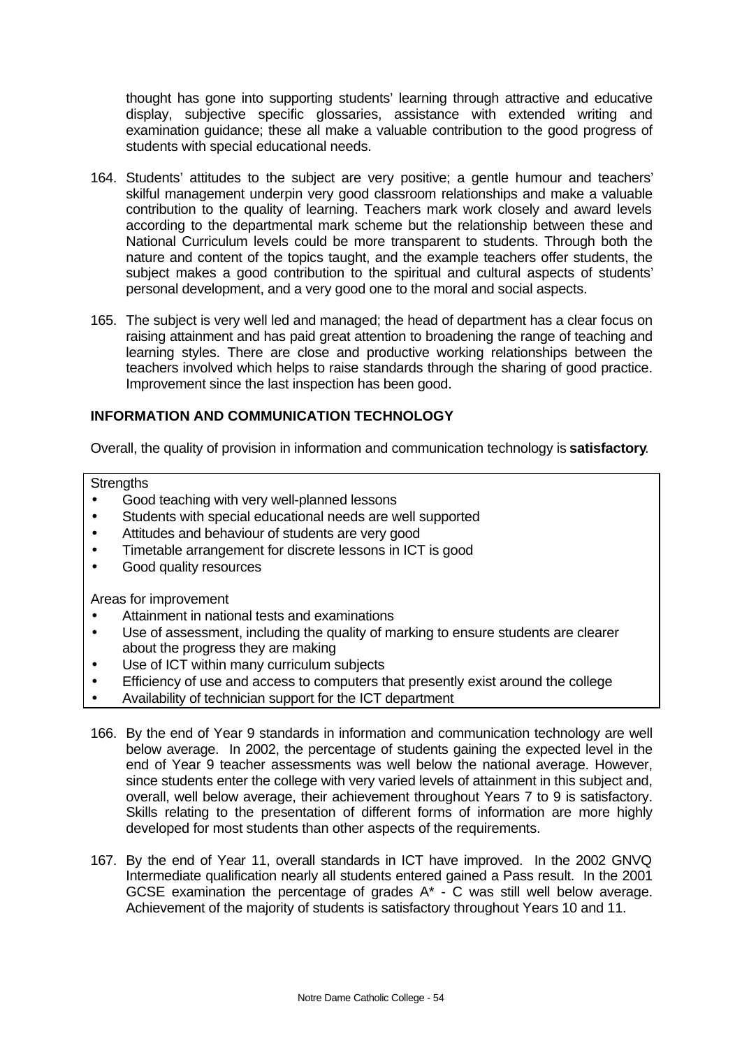thought has gone into supporting students' learning through attractive and educative display, subjective specific glossaries, assistance with extended writing and examination guidance; these all make a valuable contribution to the good progress of students with special educational needs.

164. Students' attitudes to the subject are very positive; a gentle humour and teachers' skilful management underpin very good classroom relationships and make a valuable contribution to the quality of learning. Teachers mark work closely and award levels according to the departmental mark scheme but the relationship between these and National Curriculum levels could be more transparent to students. Through both the nature and content of the topics taught, and the example teachers offer students, the subject makes a good contribution to the spiritual and cultural aspects of students' personal development, and a very good one to the moral and social aspects.

165. The subject is very well led and managed; the head of department has a clear focus on raising attainment and has paid great attention to broadening the range of teaching and learning styles. There are close and productive working relationships between the teachers involved which helps to raise standards through the sharing of good practice. Improvement since the last inspection has been good.

## INFORMATION AND COMMUNICATION TECHNOLOGY

Overall, the quality of provision in information and communication technology is **satisfactory**.

Strengths

- Good teaching with very well-planned lessons
- Students with special educational needs are well supported
- Attitudes and behaviour of students are very good
- Timetable arrangement for discrete lessons in ICT is good
- Good quality resources

Areas for improvement

- Attainment in national tests and examinations
- Use of assessment, including the quality of marking to ensure students are clearer about the progress they are making
- Use of ICT within many curriculum subjects
- Efficiency of use and access to computers that presently exist around the college
- Availability of technician support for the ICT department

166. By the end of Year 9 standards in information and communication technology are well below average. In 2002, the percentage of students gaining the expected level in the end of Year 9 teacher assessments was well below the national average. However, since students enter the college with very varied levels of attainment in this subject and, overall, well below average, their achievement throughout Years 7 to 9 is satisfactory. Skills relating to the presentation of different forms of information are more highly developed for most students than other aspects of the requirements.

167. By the end of Year 11, overall standards in ICT have improved. In the 2002 GNVQ Intermediate qualification nearly all students entered gained a Pass result. In the 2001 GCSE examination the percentage of grades A* - C was still well below average. Achievement of the majority of students is satisfactory throughout Years 10 and 11.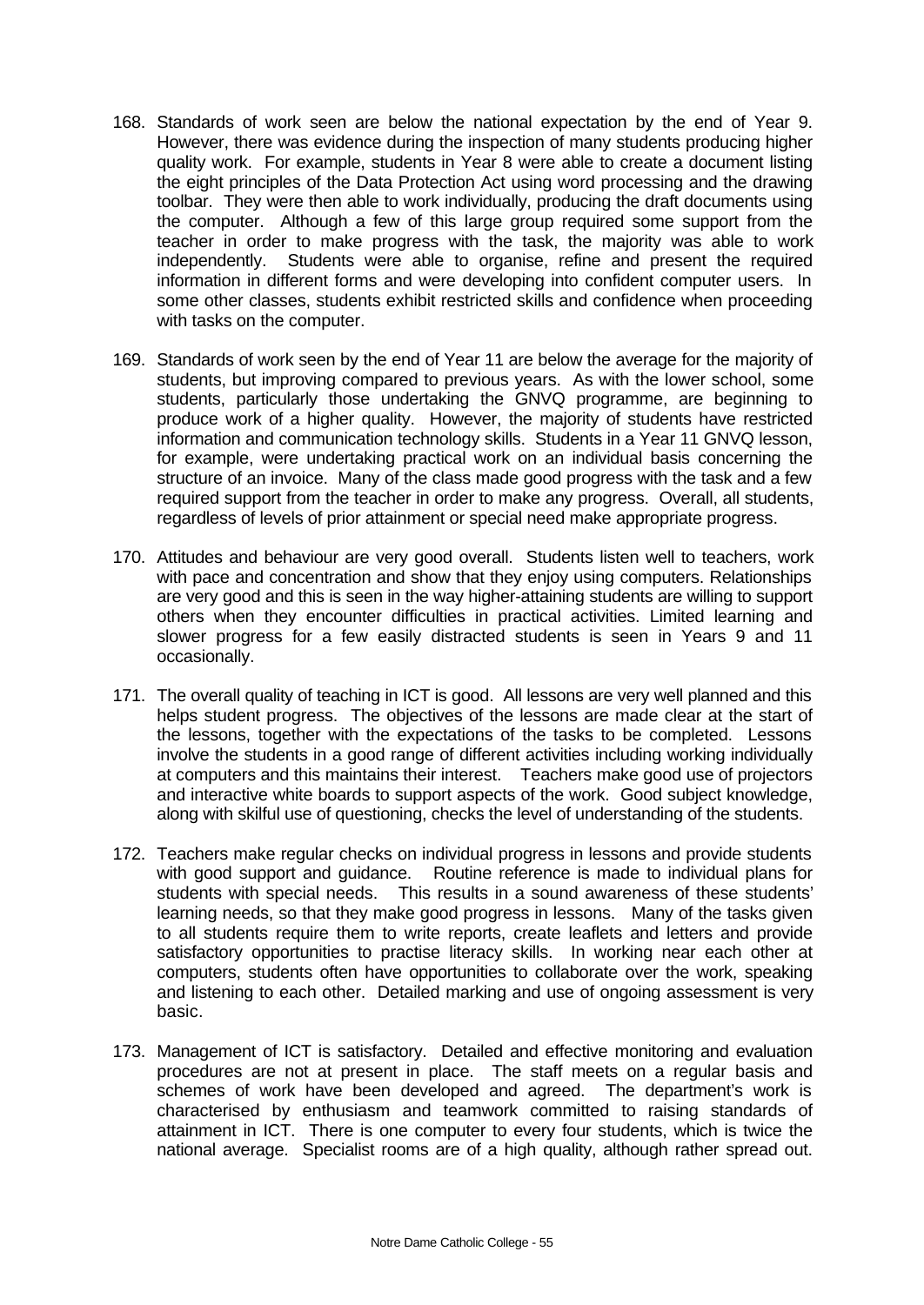168. Standards of work seen are below the national expectation by the end of Year 9. However, there was evidence during the inspection of many students producing higher quality work. For example, students in Year 8 were able to create a document listing the eight principles of the Data Protection Act using word processing and the drawing toolbar. They were then able to work individually, producing the draft documents using the computer. Although a few of this large group required some support from the teacher in order to make progress with the task, the majority was able to work independently. Students were able to organise, refine and present the required information in different forms and were developing into confident computer users. In some other classes, students exhibit restricted skills and confidence when proceeding with tasks on the computer.

169. Standards of work seen by the end of Year 11 are below the average for the majority of students, but improving compared to previous years. As with the lower school, some students, particularly those undertaking the GNVQ programme, are beginning to produce work of a higher quality. However, the majority of students have restricted information and communication technology skills. Students in a Year 11 GNVQ lesson, for example, were undertaking practical work on an individual basis concerning the structure of an invoice. Many of the class made good progress with the task and a few required support from the teacher in order to make any progress. Overall, all students, regardless of levels of prior attainment or special need make appropriate progress.

170. Attitudes and behaviour are very good overall. Students listen well to teachers, work with pace and concentration and show that they enjoy using computers. Relationships are very good and this is seen in the way higher-attaining students are willing to support others when they encounter difficulties in practical activities. Limited learning and slower progress for a few easily distracted students is seen in Years 9 and 11 occasionally.

171. The overall quality of teaching in ICT is good. All lessons are very well planned and this helps student progress. The objectives of the lessons are made clear at the start of the lessons, together with the expectations of the tasks to be completed. Lessons involve the students in a good range of different activities including working individually at computers and this maintains their interest. Teachers make good use of projectors and interactive white boards to support aspects of the work. Good subject knowledge, along with skilful use of questioning, checks the level of understanding of the students.

172. Teachers make regular checks on individual progress in lessons and provide students with good support and guidance. Routine reference is made to individual plans for students with special needs. This results in a sound awareness of these students' learning needs, so that they make good progress in lessons. Many of the tasks given to all students require them to write reports, create leaflets and letters and provide satisfactory opportunities to practise literacy skills. In working near each other at computers, students often have opportunities to collaborate over the work, speaking and listening to each other. Detailed marking and use of ongoing assessment is very basic.

173. Management of ICT is satisfactory. Detailed and effective monitoring and evaluation procedures are not at present in place. The staff meets on a regular basis and schemes of work have been developed and agreed. The department's work is characterised by enthusiasm and teamwork committed to raising standards of attainment in ICT. There is one computer to every four students, which is twice the national average. Specialist rooms are of a high quality, although rather spread out.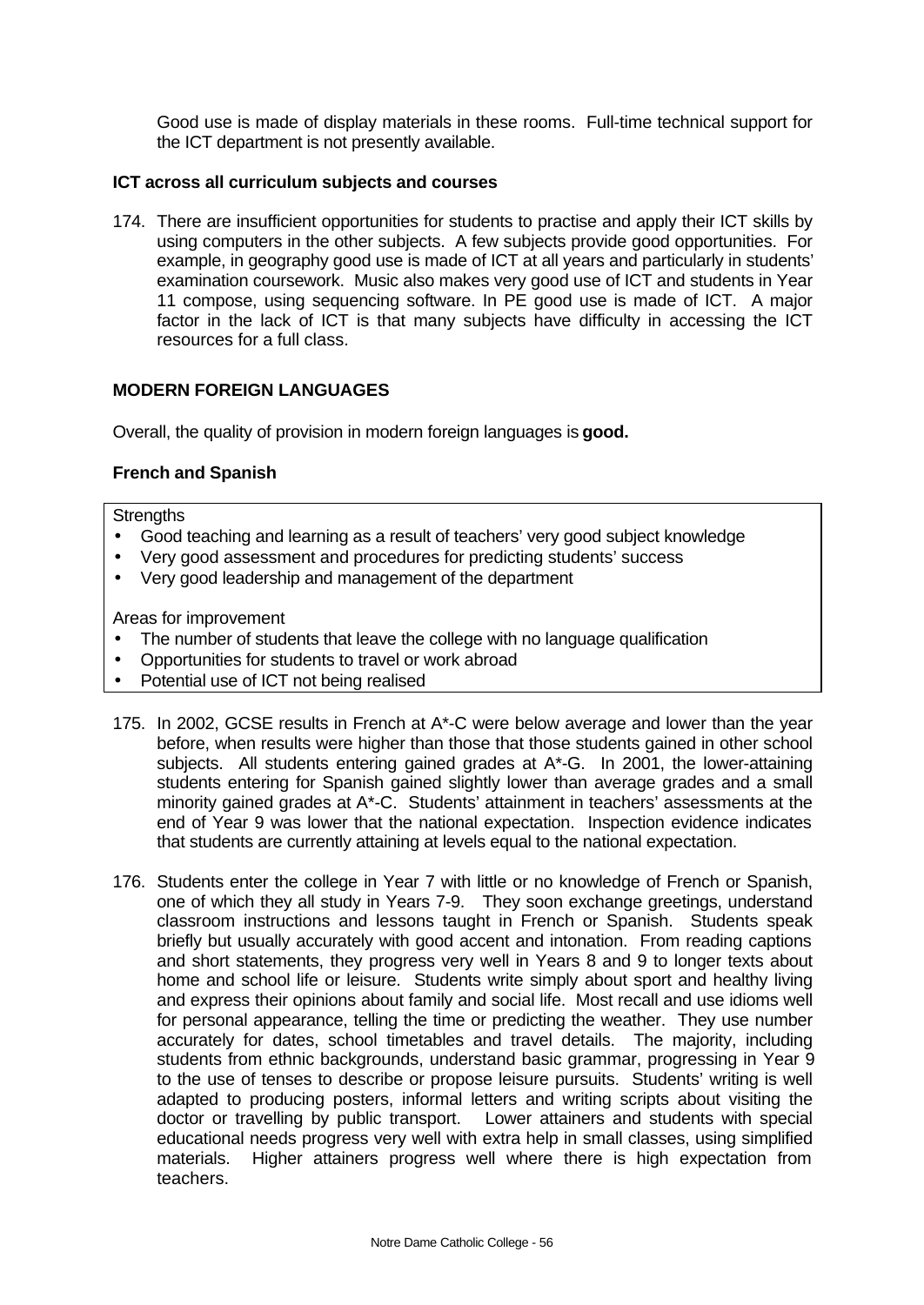Good use is made of display materials in these rooms. Full-time technical support for the ICT department is not presently available.

### ICT across all curriculum subjects and courses

174. There are insufficient opportunities for students to practise and apply their ICT skills by using computers in the other subjects. A few subjects provide good opportunities. For example, in geography good use is made of ICT at all years and particularly in students' examination coursework. Music also makes very good use of ICT and students in Year 11 compose, using sequencing software. In PE good use is made of ICT. A major factor in the lack of ICT is that many subjects have difficulty in accessing the ICT resources for a full class.

## MODERN FOREIGN LANGUAGES

Overall, the quality of provision in modern foreign languages is **good.**

### French and Spanish

Strengths
- Good teaching and learning as a result of teachers' very good subject knowledge
- Very good assessment and procedures for predicting students' success
- Very good leadership and management of the department

Areas for improvement
- The number of students that leave the college with no language qualification
- Opportunities for students to travel or work abroad
- Potential use of ICT not being realised

175. In 2002, GCSE results in French at A*-C were below average and lower than the year before, when results were higher than those that those students gained in other school subjects. All students entering gained grades at A*-G. In 2001, the lower-attaining students entering for Spanish gained slightly lower than average grades and a small minority gained grades at A*-C. Students' attainment in teachers' assessments at the end of Year 9 was lower that the national expectation. Inspection evidence indicates that students are currently attaining at levels equal to the national expectation.

176. Students enter the college in Year 7 with little or no knowledge of French or Spanish, one of which they all study in Years 7-9. They soon exchange greetings, understand classroom instructions and lessons taught in French or Spanish. Students speak briefly but usually accurately with good accent and intonation. From reading captions and short statements, they progress very well in Years 8 and 9 to longer texts about home and school life or leisure. Students write simply about sport and healthy living and express their opinions about family and social life. Most recall and use idioms well for personal appearance, telling the time or predicting the weather. They use number accurately for dates, school timetables and travel details. The majority, including students from ethnic backgrounds, understand basic grammar, progressing in Year 9 to the use of tenses to describe or propose leisure pursuits. Students' writing is well adapted to producing posters, informal letters and writing scripts about visiting the doctor or travelling by public transport. Lower attainers and students with special educational needs progress very well with extra help in small classes, using simplified materials. Higher attainers progress well where there is high expectation from teachers.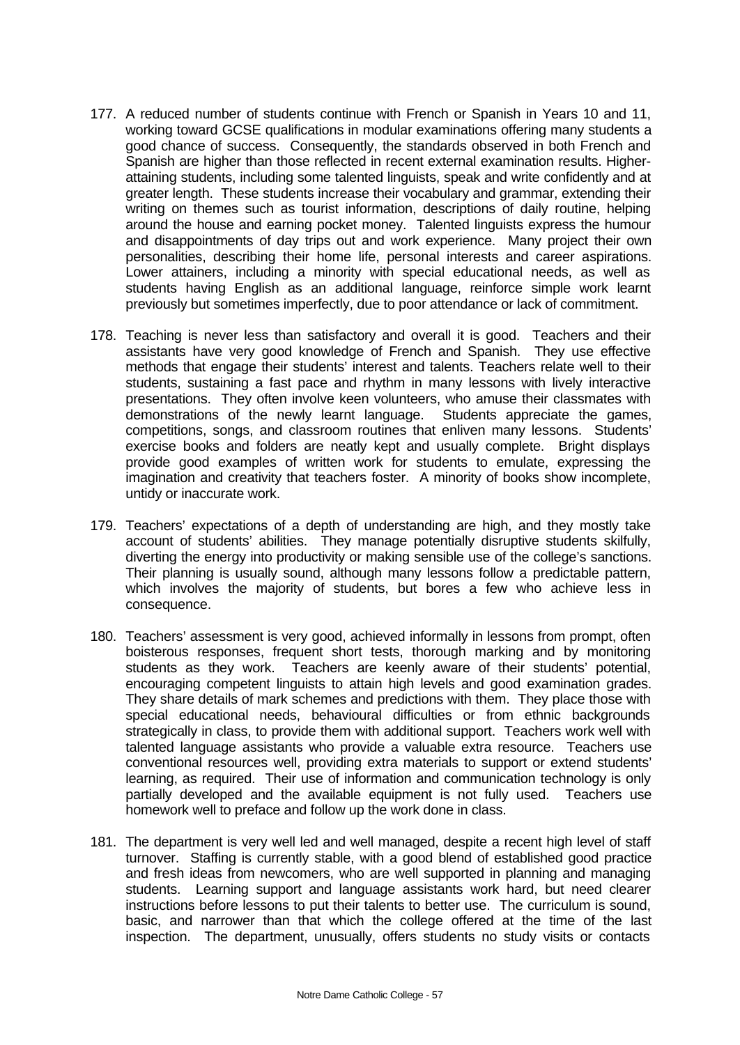177. A reduced number of students continue with French or Spanish in Years 10 and 11, working toward GCSE qualifications in modular examinations offering many students a good chance of success. Consequently, the standards observed in both French and Spanish are higher than those reflected in recent external examination results. Higher-attaining students, including some talented linguists, speak and write confidently and at greater length. These students increase their vocabulary and grammar, extending their writing on themes such as tourist information, descriptions of daily routine, helping around the house and earning pocket money. Talented linguists express the humour and disappointments of day trips out and work experience. Many project their own personalities, describing their home life, personal interests and career aspirations. Lower attainers, including a minority with special educational needs, as well as students having English as an additional language, reinforce simple work learnt previously but sometimes imperfectly, due to poor attendance or lack of commitment.

178. Teaching is never less than satisfactory and overall it is good. Teachers and their assistants have very good knowledge of French and Spanish. They use effective methods that engage their students' interest and talents. Teachers relate well to their students, sustaining a fast pace and rhythm in many lessons with lively interactive presentations. They often involve keen volunteers, who amuse their classmates with demonstrations of the newly learnt language. Students appreciate the games, competitions, songs, and classroom routines that enliven many lessons. Students' exercise books and folders are neatly kept and usually complete. Bright displays provide good examples of written work for students to emulate, expressing the imagination and creativity that teachers foster. A minority of books show incomplete, untidy or inaccurate work.

179. Teachers' expectations of a depth of understanding are high, and they mostly take account of students' abilities. They manage potentially disruptive students skilfully, diverting the energy into productivity or making sensible use of the college's sanctions. Their planning is usually sound, although many lessons follow a predictable pattern, which involves the majority of students, but bores a few who achieve less in consequence.

180. Teachers' assessment is very good, achieved informally in lessons from prompt, often boisterous responses, frequent short tests, thorough marking and by monitoring students as they work. Teachers are keenly aware of their students' potential, encouraging competent linguists to attain high levels and good examination grades. They share details of mark schemes and predictions with them. They place those with special educational needs, behavioural difficulties or from ethnic backgrounds strategically in class, to provide them with additional support. Teachers work well with talented language assistants who provide a valuable extra resource. Teachers use conventional resources well, providing extra materials to support or extend students' learning, as required. Their use of information and communication technology is only partially developed and the available equipment is not fully used. Teachers use homework well to preface and follow up the work done in class.

181. The department is very well led and well managed, despite a recent high level of staff turnover. Staffing is currently stable, with a good blend of established good practice and fresh ideas from newcomers, who are well supported in planning and managing students. Learning support and language assistants work hard, but need clearer instructions before lessons to put their talents to better use. The curriculum is sound, basic, and narrower than that which the college offered at the time of the last inspection. The department, unusually, offers students no study visits or contacts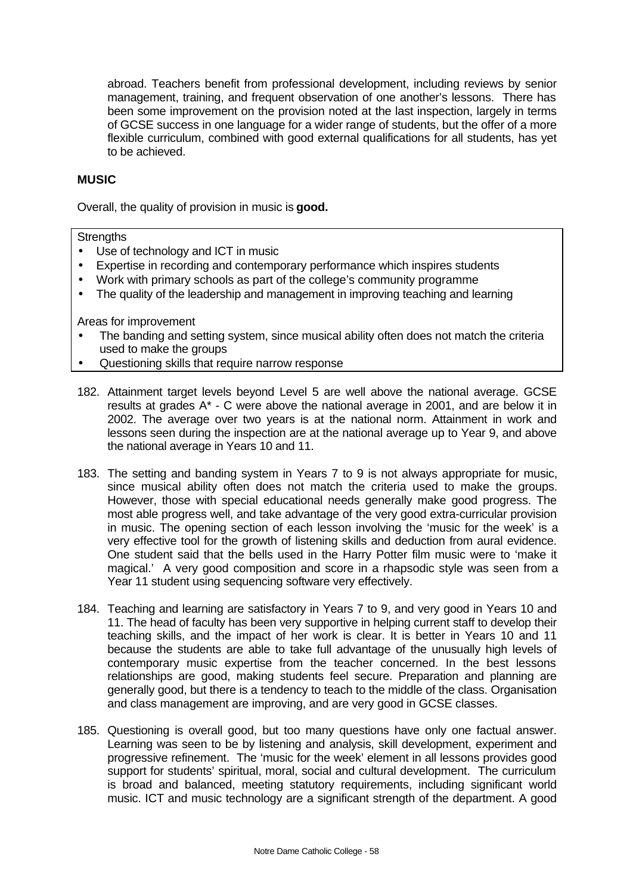abroad. Teachers benefit from professional development, including reviews by senior management, training, and frequent observation of one another's lessons. There has been some improvement on the provision noted at the last inspection, largely in terms of GCSE success in one language for a wider range of students, but the offer of a more flexible curriculum, combined with good external qualifications for all students, has yet to be achieved.

**MUSIC**

Overall, the quality of provision in music is **good.**

Strengths

- Use of technology and ICT in music
- Expertise in recording and contemporary performance which inspires students
- Work with primary schools as part of the college's community programme
- The quality of the leadership and management in improving teaching and learning

Areas for improvement

- The banding and setting system, since musical ability often does not match the criteria used to make the groups
- Questioning skills that require narrow response

182. Attainment target levels beyond Level 5 are well above the national average. GCSE results at grades A* - C were above the national average in 2001, and are below it in 2002. The average over two years is at the national norm. Attainment in work and lessons seen during the inspection are at the national average up to Year 9, and above the national average in Years 10 and 11.

183. The setting and banding system in Years 7 to 9 is not always appropriate for music, since musical ability often does not match the criteria used to make the groups. However, those with special educational needs generally make good progress. The most able progress well, and take advantage of the very good extra-curricular provision in music. The opening section of each lesson involving the 'music for the week' is a very effective tool for the growth of listening skills and deduction from aural evidence. One student said that the bells used in the Harry Potter film music were to 'make it magical.' A very good composition and score in a rhapsodic style was seen from a Year 11 student using sequencing software very effectively.

184. Teaching and learning are satisfactory in Years 7 to 9, and very good in Years 10 and 11. The head of faculty has been very supportive in helping current staff to develop their teaching skills, and the impact of her work is clear. It is better in Years 10 and 11 because the students are able to take full advantage of the unusually high levels of contemporary music expertise from the teacher concerned. In the best lessons relationships are good, making students feel secure. Preparation and planning are generally good, but there is a tendency to teach to the middle of the class. Organisation and class management are improving, and are very good in GCSE classes.

185. Questioning is overall good, but too many questions have only one factual answer. Learning was seen to be by listening and analysis, skill development, experiment and progressive refinement. The 'music for the week' element in all lessons provides good support for students' spiritual, moral, social and cultural development. The curriculum is broad and balanced, meeting statutory requirements, including significant world music. ICT and music technology are a significant strength of the department. A good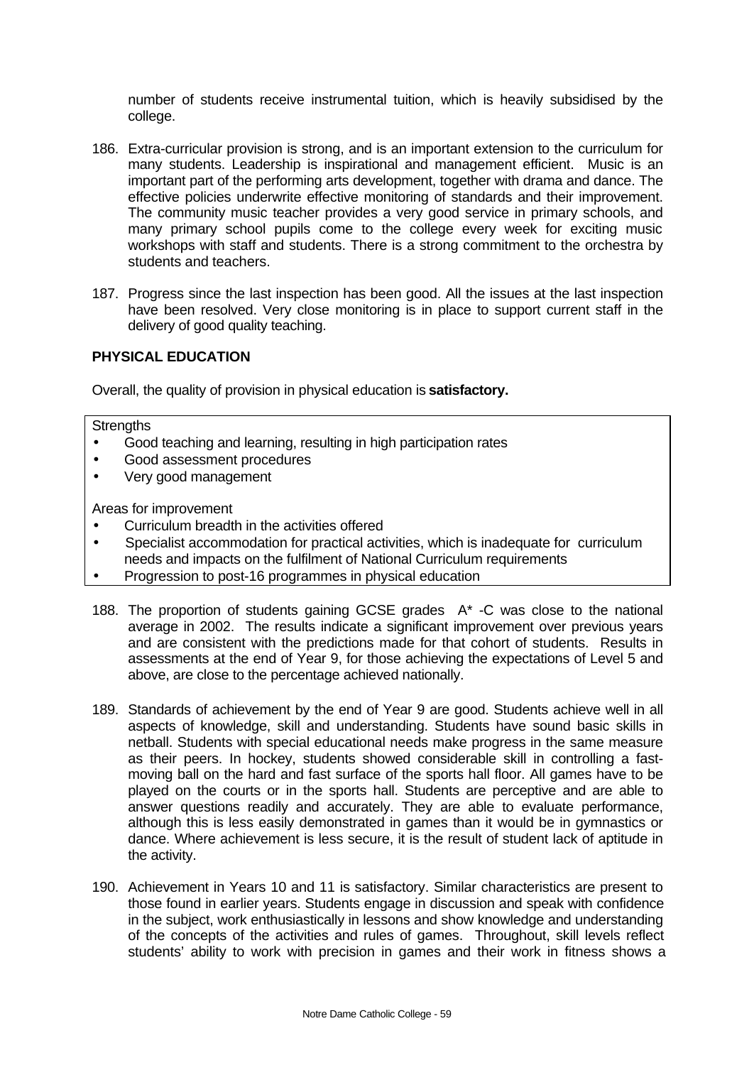number of students receive instrumental tuition, which is heavily subsidised by the college.

186. Extra-curricular provision is strong, and is an important extension to the curriculum for many students. Leadership is inspirational and management efficient. Music is an important part of the performing arts development, together with drama and dance. The effective policies underwrite effective monitoring of standards and their improvement. The community music teacher provides a very good service in primary schools, and many primary school pupils come to the college every week for exciting music workshops with staff and students. There is a strong commitment to the orchestra by students and teachers.

187. Progress since the last inspection has been good. All the issues at the last inspection have been resolved. Very close monitoring is in place to support current staff in the delivery of good quality teaching.

**PHYSICAL EDUCATION**

Overall, the quality of provision in physical education is **satisfactory.**

Strengths

- Good teaching and learning, resulting in high participation rates
- Good assessment procedures
- Very good management

Areas for improvement

- Curriculum breadth in the activities offered
- Specialist accommodation for practical activities, which is inadequate for curriculum needs and impacts on the fulfilment of National Curriculum requirements
- Progression to post-16 programmes in physical education

188. The proportion of students gaining GCSE grades A* -C was close to the national average in 2002. The results indicate a significant improvement over previous years and are consistent with the predictions made for that cohort of students. Results in assessments at the end of Year 9, for those achieving the expectations of Level 5 and above, are close to the percentage achieved nationally.

189. Standards of achievement by the end of Year 9 are good. Students achieve well in all aspects of knowledge, skill and understanding. Students have sound basic skills in netball. Students with special educational needs make progress in the same measure as their peers. In hockey, students showed considerable skill in controlling a fast-moving ball on the hard and fast surface of the sports hall floor. All games have to be played on the courts or in the sports hall. Students are perceptive and are able to answer questions readily and accurately. They are able to evaluate performance, although this is less easily demonstrated in games than it would be in gymnastics or dance. Where achievement is less secure, it is the result of student lack of aptitude in the activity.

190. Achievement in Years 10 and 11 is satisfactory. Similar characteristics are present to those found in earlier years. Students engage in discussion and speak with confidence in the subject, work enthusiastically in lessons and show knowledge and understanding of the concepts of the activities and rules of games. Throughout, skill levels reflect students' ability to work with precision in games and their work in fitness shows a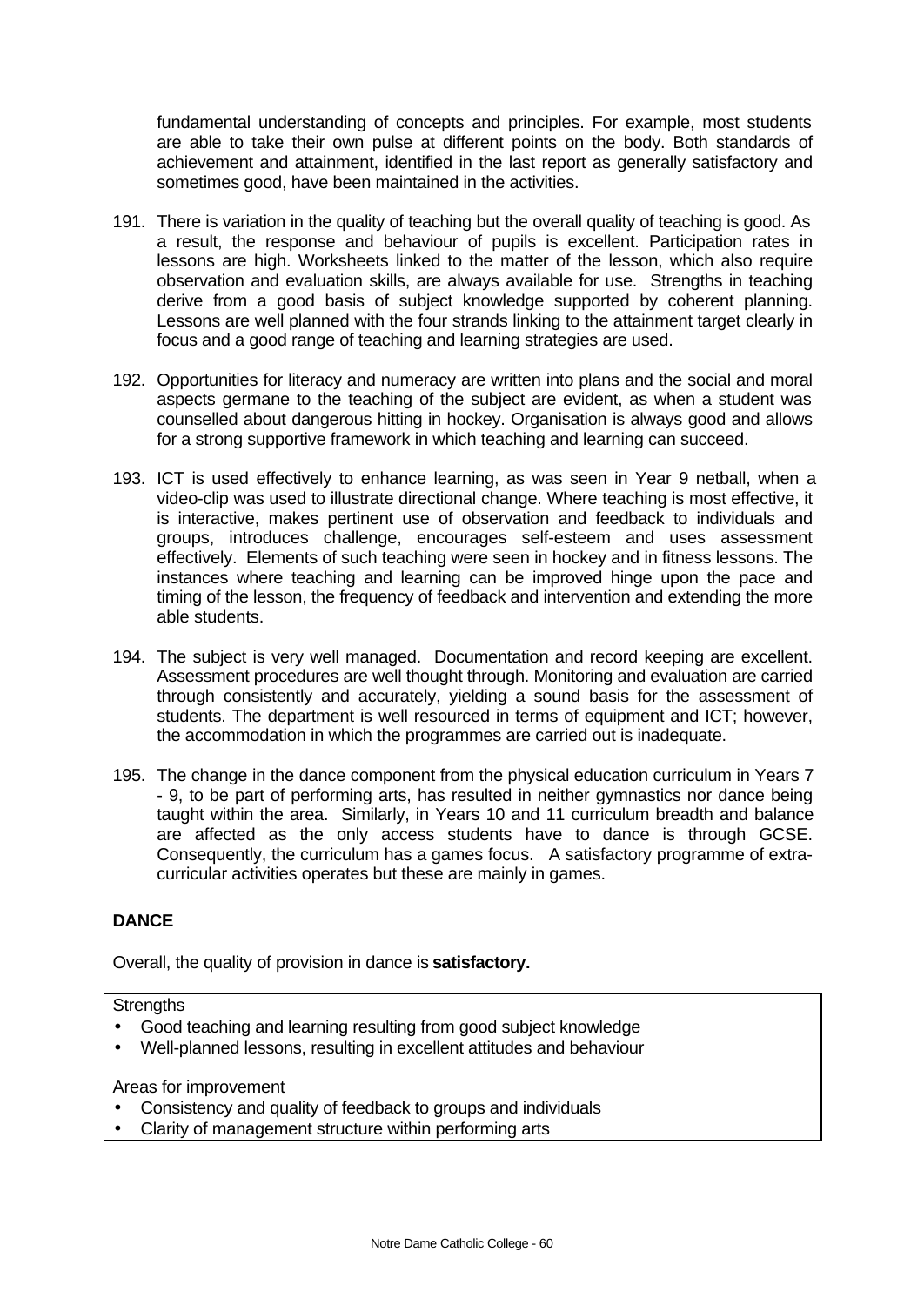fundamental understanding of concepts and principles. For example, most students are able to take their own pulse at different points on the body. Both standards of achievement and attainment, identified in the last report as generally satisfactory and sometimes good, have been maintained in the activities.

191. There is variation in the quality of teaching but the overall quality of teaching is good. As a result, the response and behaviour of pupils is excellent. Participation rates in lessons are high. Worksheets linked to the matter of the lesson, which also require observation and evaluation skills, are always available for use. Strengths in teaching derive from a good basis of subject knowledge supported by coherent planning. Lessons are well planned with the four strands linking to the attainment target clearly in focus and a good range of teaching and learning strategies are used.

192. Opportunities for literacy and numeracy are written into plans and the social and moral aspects germane to the teaching of the subject are evident, as when a student was counselled about dangerous hitting in hockey. Organisation is always good and allows for a strong supportive framework in which teaching and learning can succeed.

193. ICT is used effectively to enhance learning, as was seen in Year 9 netball, when a video-clip was used to illustrate directional change. Where teaching is most effective, it is interactive, makes pertinent use of observation and feedback to individuals and groups, introduces challenge, encourages self-esteem and uses assessment effectively. Elements of such teaching were seen in hockey and in fitness lessons. The instances where teaching and learning can be improved hinge upon the pace and timing of the lesson, the frequency of feedback and intervention and extending the more able students.

194. The subject is very well managed. Documentation and record keeping are excellent. Assessment procedures are well thought through. Monitoring and evaluation are carried through consistently and accurately, yielding a sound basis for the assessment of students. The department is well resourced in terms of equipment and ICT; however, the accommodation in which the programmes are carried out is inadequate.

195. The change in the dance component from the physical education curriculum in Years 7 - 9, to be part of performing arts, has resulted in neither gymnastics nor dance being taught within the area. Similarly, in Years 10 and 11 curriculum breadth and balance are affected as the only access students have to dance is through GCSE. Consequently, the curriculum has a games focus. A satisfactory programme of extra-curricular activities operates but these are mainly in games.

## DANCE

Overall, the quality of provision in dance is **satisfactory.**

Strengths

- Good teaching and learning resulting from good subject knowledge
- Well-planned lessons, resulting in excellent attitudes and behaviour

Areas for improvement

- Consistency and quality of feedback to groups and individuals
- Clarity of management structure within performing arts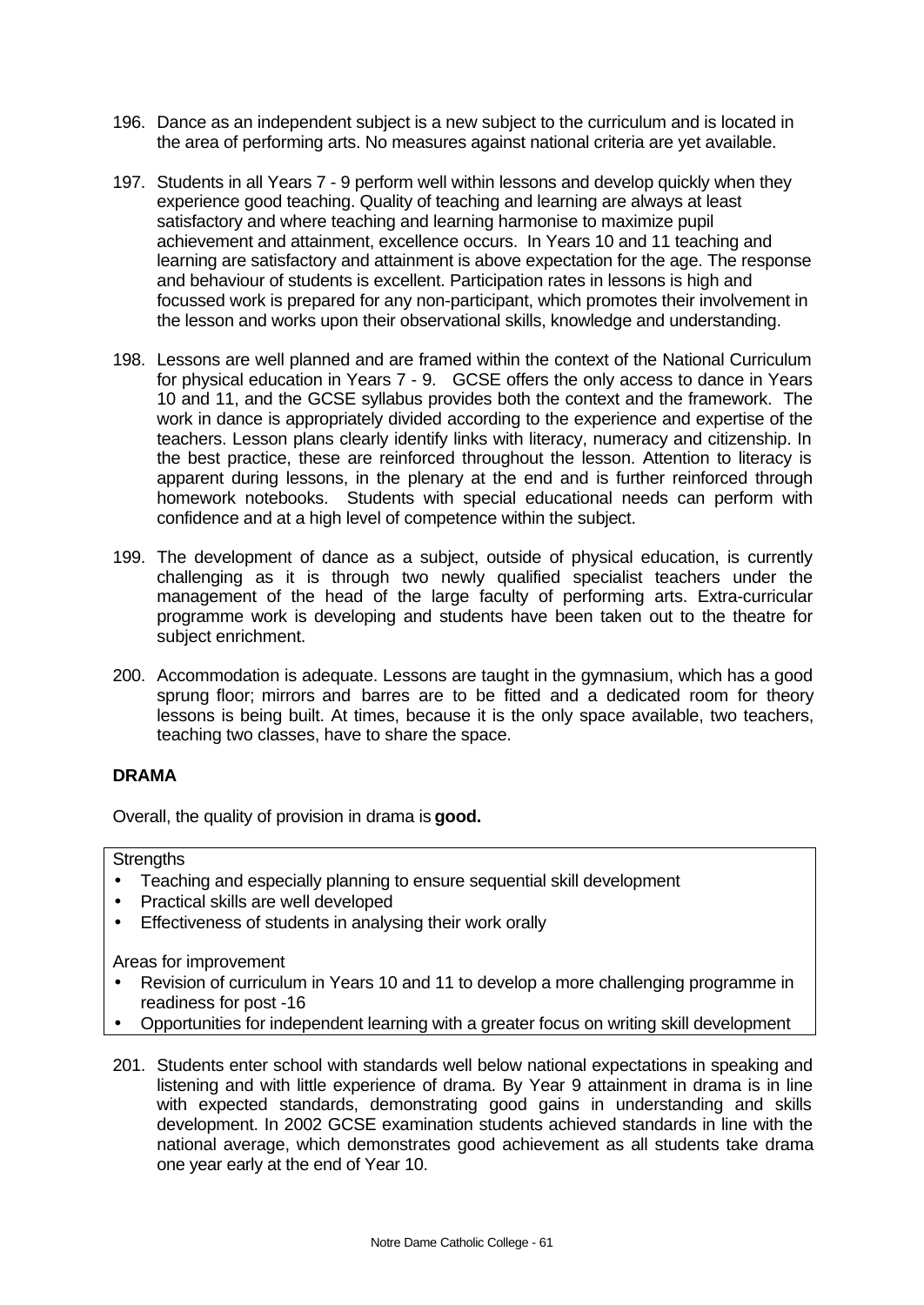196. Dance as an independent subject is a new subject to the curriculum and is located in the area of performing arts. No measures against national criteria are yet available.

197. Students in all Years 7 - 9 perform well within lessons and develop quickly when they experience good teaching. Quality of teaching and learning are always at least satisfactory and where teaching and learning harmonise to maximize pupil achievement and attainment, excellence occurs. In Years 10 and 11 teaching and learning are satisfactory and attainment is above expectation for the age. The response and behaviour of students is excellent. Participation rates in lessons is high and focussed work is prepared for any non-participant, which promotes their involvement in the lesson and works upon their observational skills, knowledge and understanding.

198. Lessons are well planned and are framed within the context of the National Curriculum for physical education in Years 7 - 9. GCSE offers the only access to dance in Years 10 and 11, and the GCSE syllabus provides both the context and the framework. The work in dance is appropriately divided according to the experience and expertise of the teachers. Lesson plans clearly identify links with literacy, numeracy and citizenship. In the best practice, these are reinforced throughout the lesson. Attention to literacy is apparent during lessons, in the plenary at the end and is further reinforced through homework notebooks. Students with special educational needs can perform with confidence and at a high level of competence within the subject.

199. The development of dance as a subject, outside of physical education, is currently challenging as it is through two newly qualified specialist teachers under the management of the head of the large faculty of performing arts. Extra-curricular programme work is developing and students have been taken out to the theatre for subject enrichment.

200. Accommodation is adequate. Lessons are taught in the gymnasium, which has a good sprung floor; mirrors and barres are to be fitted and a dedicated room for theory lessons is being built. At times, because it is the only space available, two teachers, teaching two classes, have to share the space.

**DRAMA**

Overall, the quality of provision in drama is **good.**

Strengths
- Teaching and especially planning to ensure sequential skill development
- Practical skills are well developed
- Effectiveness of students in analysing their work orally

Areas for improvement
- Revision of curriculum in Years 10 and 11 to develop a more challenging programme in readiness for post -16
- Opportunities for independent learning with a greater focus on writing skill development

201. Students enter school with standards well below national expectations in speaking and listening and with little experience of drama. By Year 9 attainment in drama is in line with expected standards, demonstrating good gains in understanding and skills development. In 2002 GCSE examination students achieved standards in line with the national average, which demonstrates good achievement as all students take drama one year early at the end of Year 10.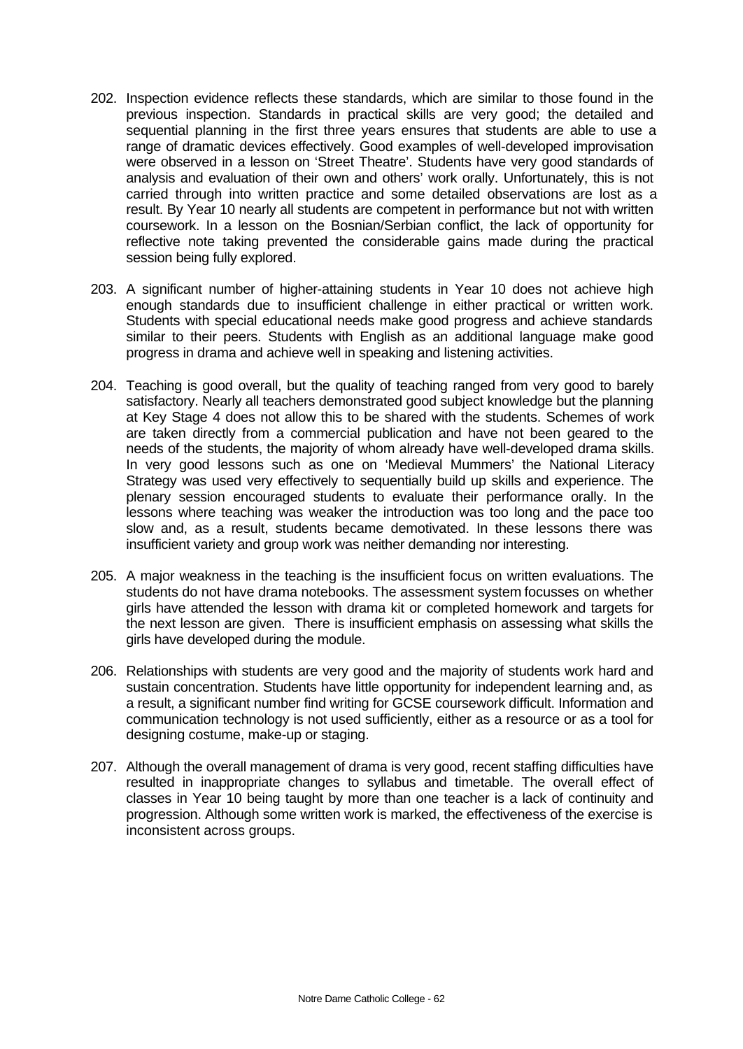202. Inspection evidence reflects these standards, which are similar to those found in the previous inspection. Standards in practical skills are very good; the detailed and sequential planning in the first three years ensures that students are able to use a range of dramatic devices effectively. Good examples of well-developed improvisation were observed in a lesson on 'Street Theatre'. Students have very good standards of analysis and evaluation of their own and others' work orally. Unfortunately, this is not carried through into written practice and some detailed observations are lost as a result. By Year 10 nearly all students are competent in performance but not with written coursework. In a lesson on the Bosnian/Serbian conflict, the lack of opportunity for reflective note taking prevented the considerable gains made during the practical session being fully explored.

203. A significant number of higher-attaining students in Year 10 does not achieve high enough standards due to insufficient challenge in either practical or written work. Students with special educational needs make good progress and achieve standards similar to their peers. Students with English as an additional language make good progress in drama and achieve well in speaking and listening activities.

204. Teaching is good overall, but the quality of teaching ranged from very good to barely satisfactory. Nearly all teachers demonstrated good subject knowledge but the planning at Key Stage 4 does not allow this to be shared with the students. Schemes of work are taken directly from a commercial publication and have not been geared to the needs of the students, the majority of whom already have well-developed drama skills. In very good lessons such as one on 'Medieval Mummers' the National Literacy Strategy was used very effectively to sequentially build up skills and experience. The plenary session encouraged students to evaluate their performance orally. In the lessons where teaching was weaker the introduction was too long and the pace too slow and, as a result, students became demotivated. In these lessons there was insufficient variety and group work was neither demanding nor interesting.

205. A major weakness in the teaching is the insufficient focus on written evaluations. The students do not have drama notebooks. The assessment system focusses on whether girls have attended the lesson with drama kit or completed homework and targets for the next lesson are given. There is insufficient emphasis on assessing what skills the girls have developed during the module.

206. Relationships with students are very good and the majority of students work hard and sustain concentration. Students have little opportunity for independent learning and, as a result, a significant number find writing for GCSE coursework difficult. Information and communication technology is not used sufficiently, either as a resource or as a tool for designing costume, make-up or staging.

207. Although the overall management of drama is very good, recent staffing difficulties have resulted in inappropriate changes to syllabus and timetable. The overall effect of classes in Year 10 being taught by more than one teacher is a lack of continuity and progression. Although some written work is marked, the effectiveness of the exercise is inconsistent across groups.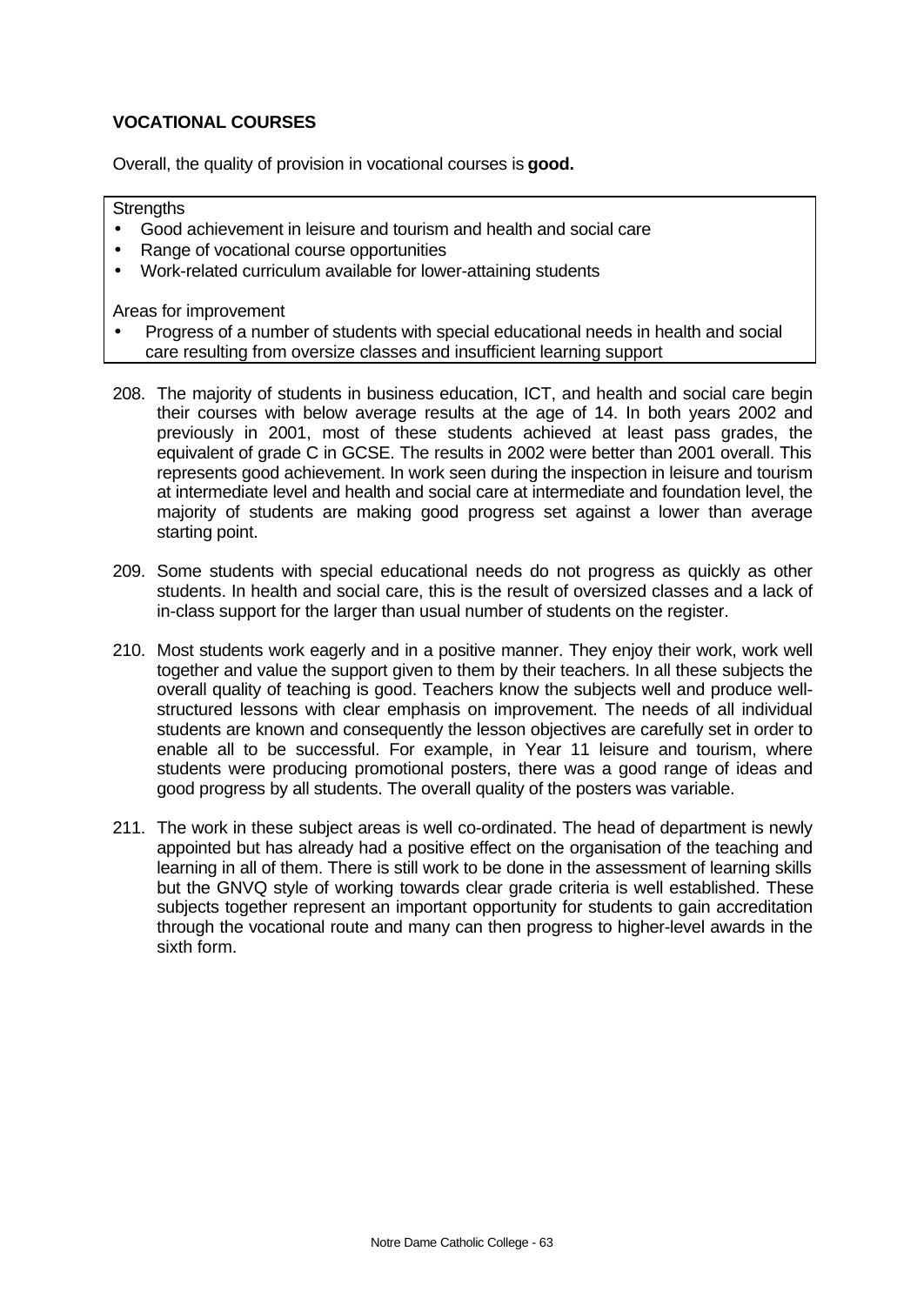### VOCATIONAL COURSES

Overall, the quality of provision in vocational courses is **good.**

Strengths

- Good achievement in leisure and tourism and health and social care
- Range of vocational course opportunities
- Work-related curriculum available for lower-attaining students

Areas for improvement

- Progress of a number of students with special educational needs in health and social care resulting from oversize classes and insufficient learning support

208. The majority of students in business education, ICT, and health and social care begin their courses with below average results at the age of 14. In both years 2002 and previously in 2001, most of these students achieved at least pass grades, the equivalent of grade C in GCSE. The results in 2002 were better than 2001 overall. This represents good achievement. In work seen during the inspection in leisure and tourism at intermediate level and health and social care at intermediate and foundation level, the majority of students are making good progress set against a lower than average starting point.

209. Some students with special educational needs do not progress as quickly as other students. In health and social care, this is the result of oversized classes and a lack of in-class support for the larger than usual number of students on the register.

210. Most students work eagerly and in a positive manner. They enjoy their work, work well together and value the support given to them by their teachers. In all these subjects the overall quality of teaching is good. Teachers know the subjects well and produce well-structured lessons with clear emphasis on improvement. The needs of all individual students are known and consequently the lesson objectives are carefully set in order to enable all to be successful. For example, in Year 11 leisure and tourism, where students were producing promotional posters, there was a good range of ideas and good progress by all students. The overall quality of the posters was variable.

211. The work in these subject areas is well co-ordinated. The head of department is newly appointed but has already had a positive effect on the organisation of the teaching and learning in all of them. There is still work to be done in the assessment of learning skills but the GNVQ style of working towards clear grade criteria is well established. These subjects together represent an important opportunity for students to gain accreditation through the vocational route and many can then progress to higher-level awards in the sixth form.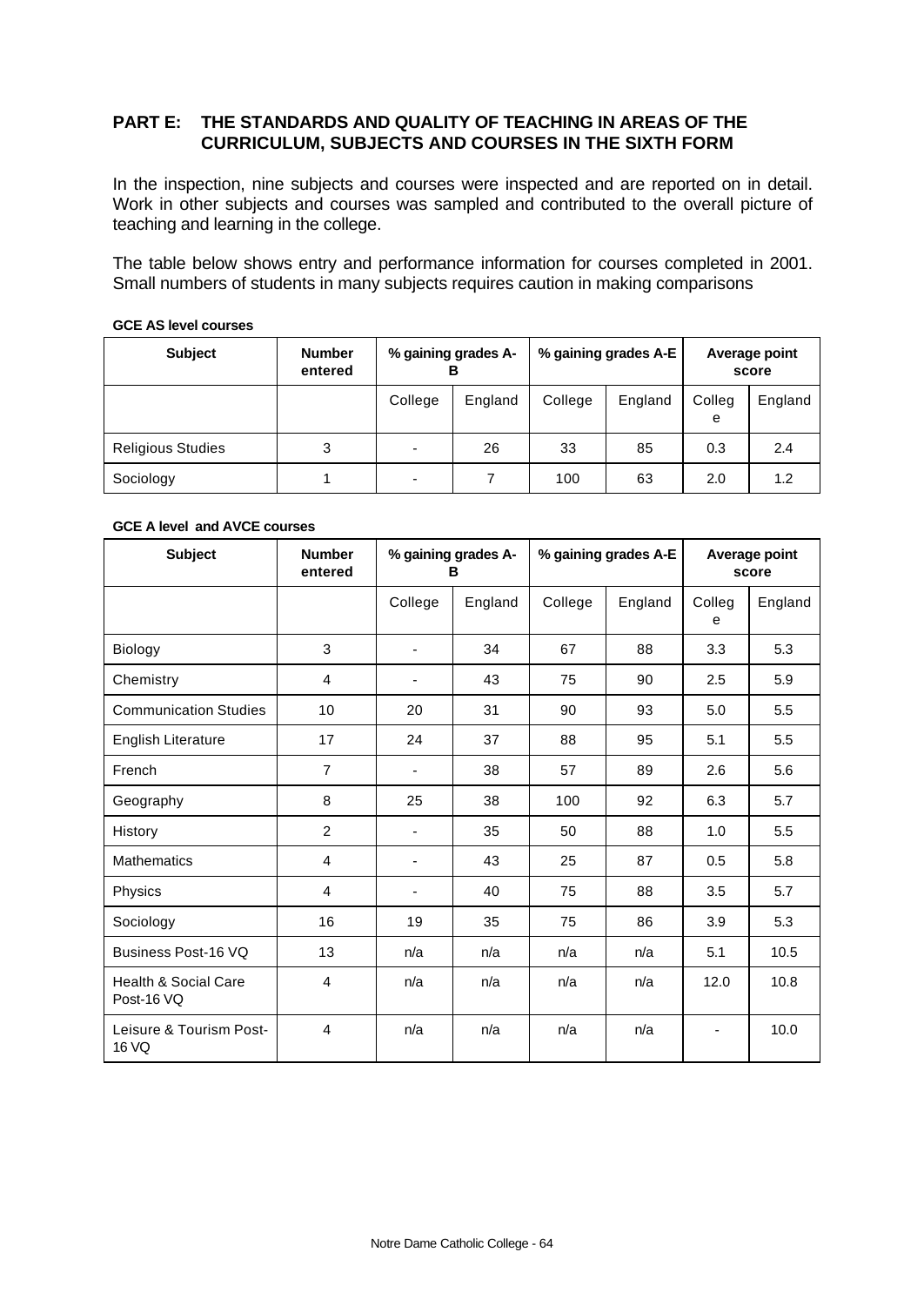## PART E: THE STANDARDS AND QUALITY OF TEACHING IN AREAS OF THE CURRICULUM, SUBJECTS AND COURSES IN THE SIXTH FORM

In the inspection, nine subjects and courses were inspected and are reported on in detail. Work in other subjects and courses was sampled and contributed to the overall picture of teaching and learning in the college.

The table below shows entry and performance information for courses completed in 2001. Small numbers of students in many subjects requires caution in making comparisons

**GCE AS level courses**

| Subject | Number entered | % gaining grades A-B | | % gaining grades A-E | | Average point score | |
|---|---|---|---|---|---|---|---|
| | | College | England | College | England | College | England |
| Religious Studies | 3 | - | 26 | 33 | 85 | 0.3 | 2.4 |
| Sociology | 1 | - | 7 | 100 | 63 | 2.0 | 1.2 |

**GCE A level and AVCE courses**

| Subject | Number entered | % gaining grades A-B | | % gaining grades A-E | | Average point score | |
|---|---|---|---|---|---|---|---|
| | | College | England | College | England | College | England |
| Biology | 3 | - | 34 | 67 | 88 | 3.3 | 5.3 |
| Chemistry | 4 | - | 43 | 75 | 90 | 2.5 | 5.9 |
| Communication Studies | 10 | 20 | 31 | 90 | 93 | 5.0 | 5.5 |
| English Literature | 17 | 24 | 37 | 88 | 95 | 5.1 | 5.5 |
| French | 7 | - | 38 | 57 | 89 | 2.6 | 5.6 |
| Geography | 8 | 25 | 38 | 100 | 92 | 6.3 | 5.7 |
| History | 2 | - | 35 | 50 | 88 | 1.0 | 5.5 |
| Mathematics | 4 | - | 43 | 25 | 87 | 0.5 | 5.8 |
| Physics | 4 | - | 40 | 75 | 88 | 3.5 | 5.7 |
| Sociology | 16 | 19 | 35 | 75 | 86 | 3.9 | 5.3 |
| Business Post-16 VQ | 13 | n/a | n/a | n/a | n/a | 5.1 | 10.5 |
| Health & Social Care Post-16 VQ | 4 | n/a | n/a | n/a | n/a | 12.0 | 10.8 |
| Leisure & Tourism Post-16 VQ | 4 | n/a | n/a | n/a | n/a | - | 10.0 |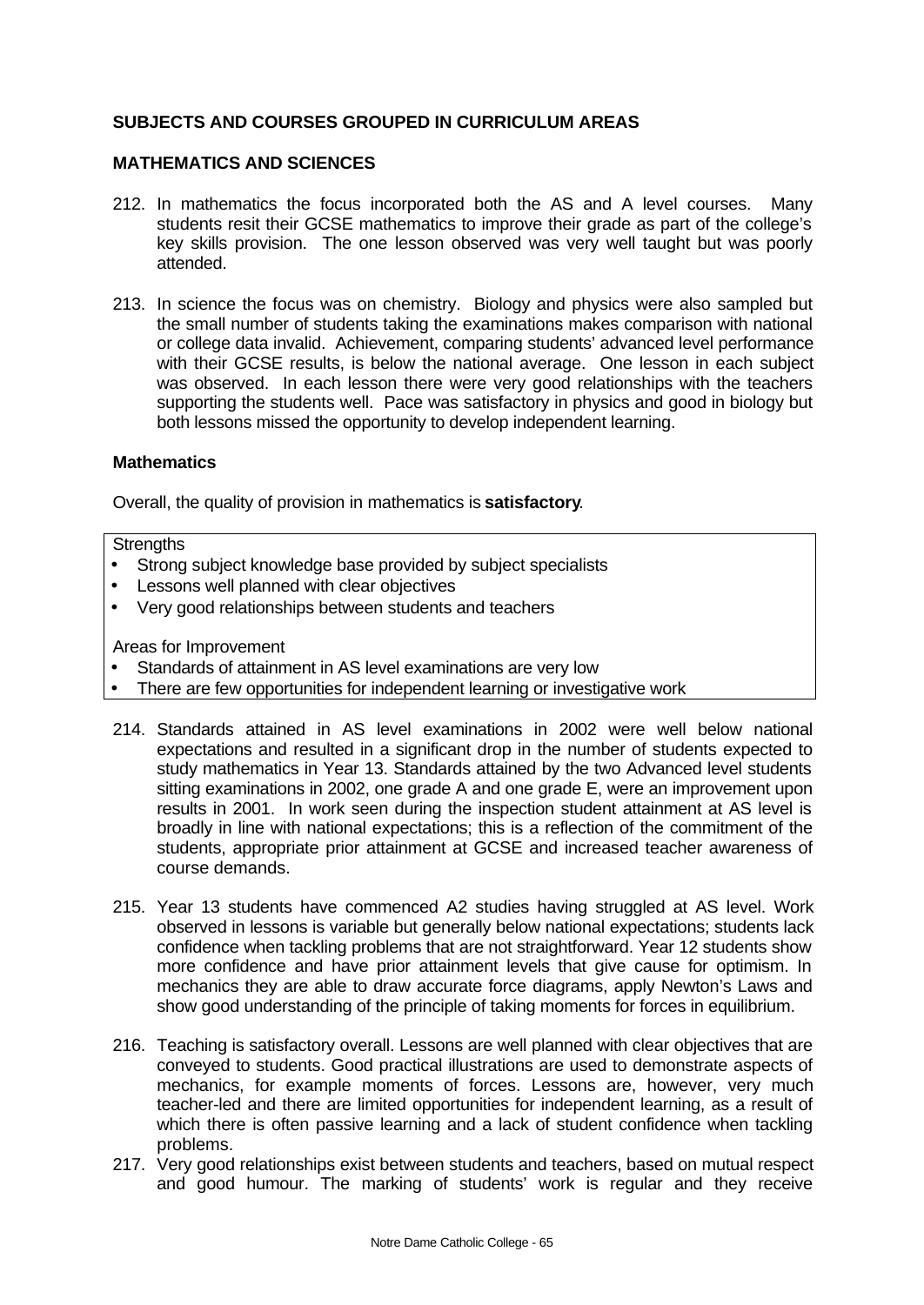**SUBJECTS AND COURSES GROUPED IN CURRICULUM AREAS**

**MATHEMATICS AND SCIENCES**

212. In mathematics the focus incorporated both the AS and A level courses. Many students resit their GCSE mathematics to improve their grade as part of the college's key skills provision. The one lesson observed was very well taught but was poorly attended.

213. In science the focus was on chemistry. Biology and physics were also sampled but the small number of students taking the examinations makes comparison with national or college data invalid. Achievement, comparing students' advanced level performance with their GCSE results, is below the national average. One lesson in each subject was observed. In each lesson there were very good relationships with the teachers supporting the students well. Pace was satisfactory in physics and good in biology but both lessons missed the opportunity to develop independent learning.

**Mathematics**

Overall, the quality of provision in mathematics is **satisfactory**.

Strengths

- Strong subject knowledge base provided by subject specialists
- Lessons well planned with clear objectives
- Very good relationships between students and teachers

Areas for Improvement

- Standards of attainment in AS level examinations are very low
- There are few opportunities for independent learning or investigative work

214. Standards attained in AS level examinations in 2002 were well below national expectations and resulted in a significant drop in the number of students expected to study mathematics in Year 13. Standards attained by the two Advanced level students sitting examinations in 2002, one grade A and one grade E, were an improvement upon results in 2001. In work seen during the inspection student attainment at AS level is broadly in line with national expectations; this is a reflection of the commitment of the students, appropriate prior attainment at GCSE and increased teacher awareness of course demands.

215. Year 13 students have commenced A2 studies having struggled at AS level. Work observed in lessons is variable but generally below national expectations; students lack confidence when tackling problems that are not straightforward. Year 12 students show more confidence and have prior attainment levels that give cause for optimism. In mechanics they are able to draw accurate force diagrams, apply Newton's Laws and show good understanding of the principle of taking moments for forces in equilibrium.

216. Teaching is satisfactory overall. Lessons are well planned with clear objectives that are conveyed to students. Good practical illustrations are used to demonstrate aspects of mechanics, for example moments of forces. Lessons are, however, very much teacher-led and there are limited opportunities for independent learning, as a result of which there is often passive learning and a lack of student confidence when tackling problems.

217. Very good relationships exist between students and teachers, based on mutual respect and good humour. The marking of students' work is regular and they receive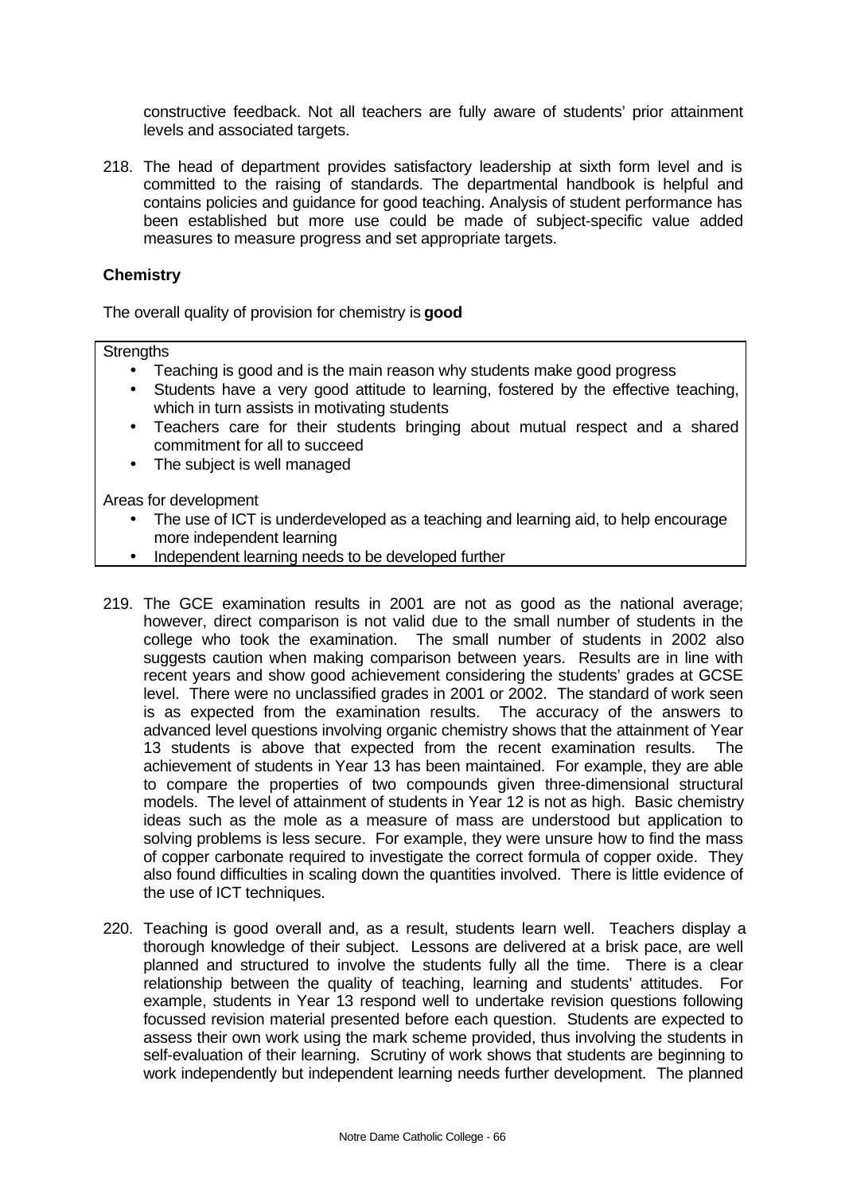constructive feedback. Not all teachers are fully aware of students' prior attainment levels and associated targets.

218. The head of department provides satisfactory leadership at sixth form level and is committed to the raising of standards. The departmental handbook is helpful and contains policies and guidance for good teaching. Analysis of student performance has been established but more use could be made of subject-specific value added measures to measure progress and set appropriate targets.

**Chemistry**

The overall quality of provision for chemistry is **good**

Strengths

- Teaching is good and is the main reason why students make good progress
- Students have a very good attitude to learning, fostered by the effective teaching, which in turn assists in motivating students
- Teachers care for their students bringing about mutual respect and a shared commitment for all to succeed
- The subject is well managed

Areas for development

- The use of ICT is underdeveloped as a teaching and learning aid, to help encourage more independent learning
- Independent learning needs to be developed further

219. The GCE examination results in 2001 are not as good as the national average; however, direct comparison is not valid due to the small number of students in the college who took the examination. The small number of students in 2002 also suggests caution when making comparison between years. Results are in line with recent years and show good achievement considering the students' grades at GCSE level. There were no unclassified grades in 2001 or 2002. The standard of work seen is as expected from the examination results. The accuracy of the answers to advanced level questions involving organic chemistry shows that the attainment of Year 13 students is above that expected from the recent examination results. The achievement of students in Year 13 has been maintained. For example, they are able to compare the properties of two compounds given three-dimensional structural models. The level of attainment of students in Year 12 is not as high. Basic chemistry ideas such as the mole as a measure of mass are understood but application to solving problems is less secure. For example, they were unsure how to find the mass of copper carbonate required to investigate the correct formula of copper oxide. They also found difficulties in scaling down the quantities involved. There is little evidence of the use of ICT techniques.

220. Teaching is good overall and, as a result, students learn well. Teachers display a thorough knowledge of their subject. Lessons are delivered at a brisk pace, are well planned and structured to involve the students fully all the time. There is a clear relationship between the quality of teaching, learning and students' attitudes. For example, students in Year 13 respond well to undertake revision questions following focussed revision material presented before each question. Students are expected to assess their own work using the mark scheme provided, thus involving the students in self-evaluation of their learning. Scrutiny of work shows that students are beginning to work independently but independent learning needs further development. The planned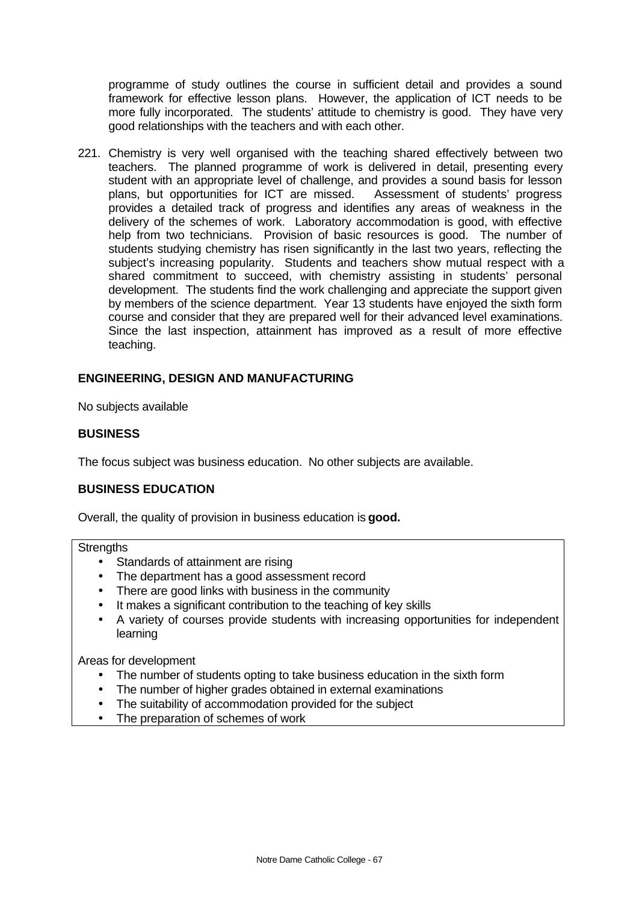programme of study outlines the course in sufficient detail and provides a sound framework for effective lesson plans. However, the application of ICT needs to be more fully incorporated. The students' attitude to chemistry is good. They have very good relationships with the teachers and with each other.

221. Chemistry is very well organised with the teaching shared effectively between two teachers. The planned programme of work is delivered in detail, presenting every student with an appropriate level of challenge, and provides a sound basis for lesson plans, but opportunities for ICT are missed. Assessment of students' progress provides a detailed track of progress and identifies any areas of weakness in the delivery of the schemes of work. Laboratory accommodation is good, with effective help from two technicians. Provision of basic resources is good. The number of students studying chemistry has risen significantly in the last two years, reflecting the subject's increasing popularity. Students and teachers show mutual respect with a shared commitment to succeed, with chemistry assisting in students' personal development. The students find the work challenging and appreciate the support given by members of the science department. Year 13 students have enjoyed the sixth form course and consider that they are prepared well for their advanced level examinations. Since the last inspection, attainment has improved as a result of more effective teaching.

## ENGINEERING, DESIGN AND MANUFACTURING

No subjects available

## BUSINESS

The focus subject was business education. No other subjects are available.

## BUSINESS EDUCATION

Overall, the quality of provision in business education is **good.**

Strengths

- Standards of attainment are rising
- The department has a good assessment record
- There are good links with business in the community
- It makes a significant contribution to the teaching of key skills
- A variety of courses provide students with increasing opportunities for independent learning

Areas for development

- The number of students opting to take business education in the sixth form
- The number of higher grades obtained in external examinations
- The suitability of accommodation provided for the subject
- The preparation of schemes of work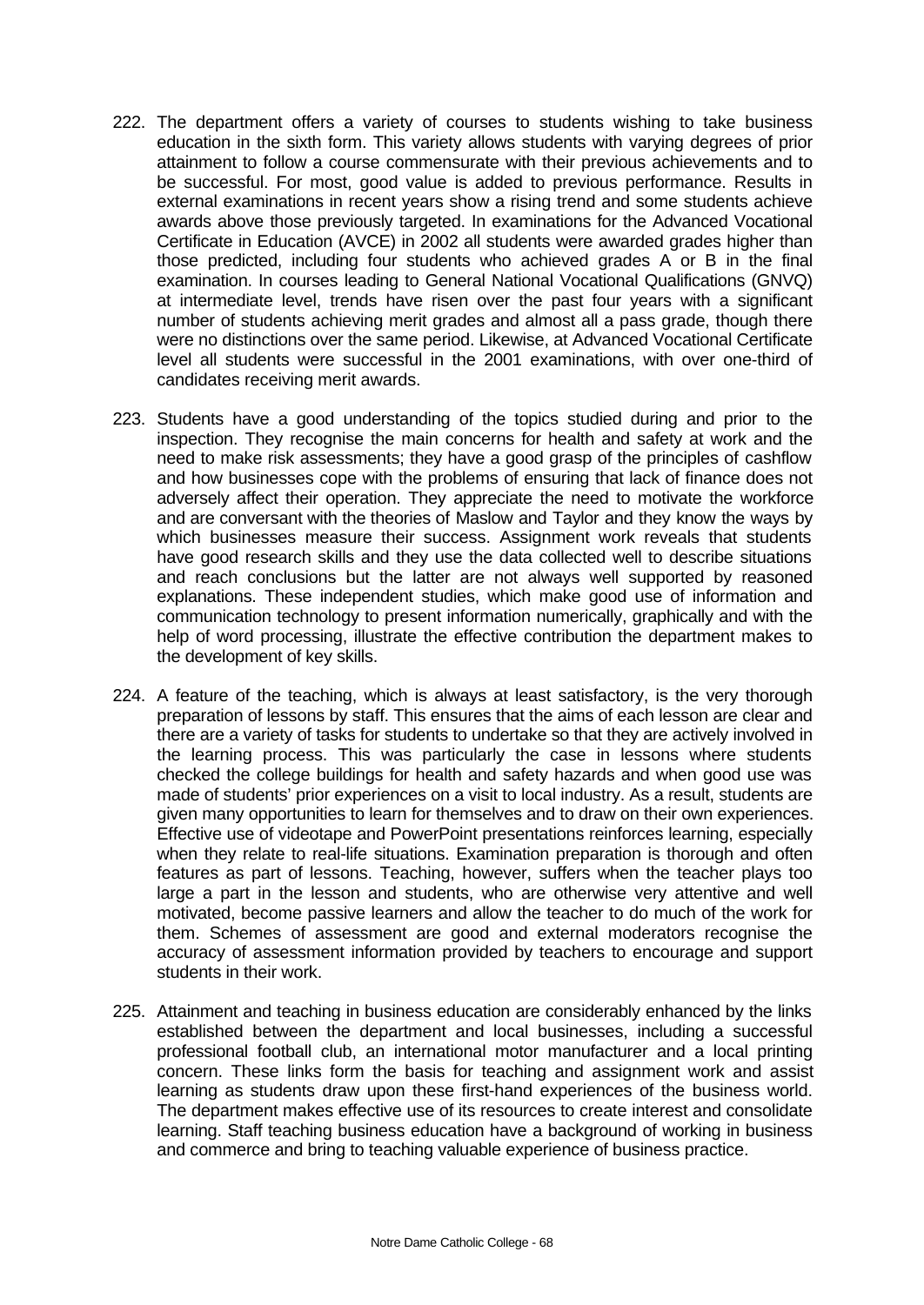222. The department offers a variety of courses to students wishing to take business education in the sixth form. This variety allows students with varying degrees of prior attainment to follow a course commensurate with their previous achievements and to be successful. For most, good value is added to previous performance. Results in external examinations in recent years show a rising trend and some students achieve awards above those previously targeted. In examinations for the Advanced Vocational Certificate in Education (AVCE) in 2002 all students were awarded grades higher than those predicted, including four students who achieved grades A or B in the final examination. In courses leading to General National Vocational Qualifications (GNVQ) at intermediate level, trends have risen over the past four years with a significant number of students achieving merit grades and almost all a pass grade, though there were no distinctions over the same period. Likewise, at Advanced Vocational Certificate level all students were successful in the 2001 examinations, with over one-third of candidates receiving merit awards.

223. Students have a good understanding of the topics studied during and prior to the inspection. They recognise the main concerns for health and safety at work and the need to make risk assessments; they have a good grasp of the principles of cashflow and how businesses cope with the problems of ensuring that lack of finance does not adversely affect their operation. They appreciate the need to motivate the workforce and are conversant with the theories of Maslow and Taylor and they know the ways by which businesses measure their success. Assignment work reveals that students have good research skills and they use the data collected well to describe situations and reach conclusions but the latter are not always well supported by reasoned explanations. These independent studies, which make good use of information and communication technology to present information numerically, graphically and with the help of word processing, illustrate the effective contribution the department makes to the development of key skills.

224. A feature of the teaching, which is always at least satisfactory, is the very thorough preparation of lessons by staff. This ensures that the aims of each lesson are clear and there are a variety of tasks for students to undertake so that they are actively involved in the learning process. This was particularly the case in lessons where students checked the college buildings for health and safety hazards and when good use was made of students' prior experiences on a visit to local industry. As a result, students are given many opportunities to learn for themselves and to draw on their own experiences. Effective use of videotape and PowerPoint presentations reinforces learning, especially when they relate to real-life situations. Examination preparation is thorough and often features as part of lessons. Teaching, however, suffers when the teacher plays too large a part in the lesson and students, who are otherwise very attentive and well motivated, become passive learners and allow the teacher to do much of the work for them. Schemes of assessment are good and external moderators recognise the accuracy of assessment information provided by teachers to encourage and support students in their work.

225. Attainment and teaching in business education are considerably enhanced by the links established between the department and local businesses, including a successful professional football club, an international motor manufacturer and a local printing concern. These links form the basis for teaching and assignment work and assist learning as students draw upon these first-hand experiences of the business world. The department makes effective use of its resources to create interest and consolidate learning. Staff teaching business education have a background of working in business and commerce and bring to teaching valuable experience of business practice.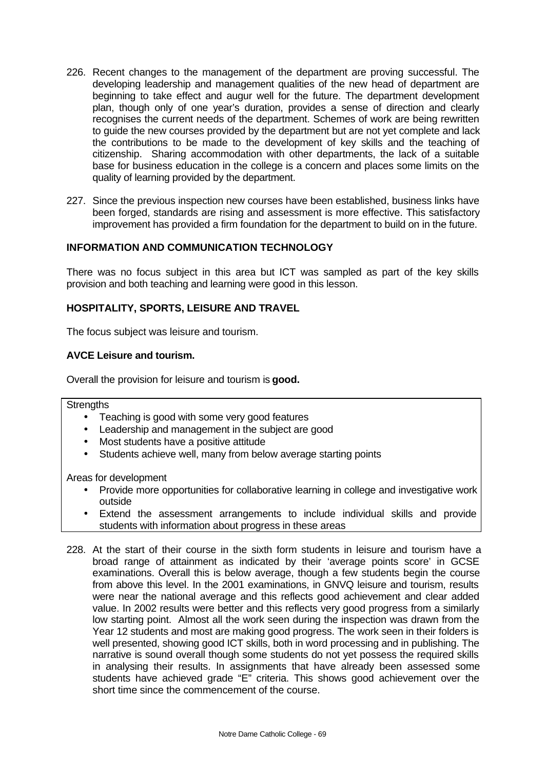226. Recent changes to the management of the department are proving successful. The developing leadership and management qualities of the new head of department are beginning to take effect and augur well for the future. The department development plan, though only of one year's duration, provides a sense of direction and clearly recognises the current needs of the department. Schemes of work are being rewritten to guide the new courses provided by the department but are not yet complete and lack the contributions to be made to the development of key skills and the teaching of citizenship. Sharing accommodation with other departments, the lack of a suitable base for business education in the college is a concern and places some limits on the quality of learning provided by the department.

227. Since the previous inspection new courses have been established, business links have been forged, standards are rising and assessment is more effective. This satisfactory improvement has provided a firm foundation for the department to build on in the future.

## INFORMATION AND COMMUNICATION TECHNOLOGY

There was no focus subject in this area but ICT was sampled as part of the key skills provision and both teaching and learning were good in this lesson.

## HOSPITALITY, SPORTS, LEISURE AND TRAVEL

The focus subject was leisure and tourism.

### AVCE Leisure and tourism.

Overall the provision for leisure and tourism is **good.**

Strengths

- Teaching is good with some very good features
- Leadership and management in the subject are good
- Most students have a positive attitude
- Students achieve well, many from below average starting points

Areas for development

- Provide more opportunities for collaborative learning in college and investigative work outside
- Extend the assessment arrangements to include individual skills and provide students with information about progress in these areas

228. At the start of their course in the sixth form students in leisure and tourism have a broad range of attainment as indicated by their 'average points score' in GCSE examinations. Overall this is below average, though a few students begin the course from above this level. In the 2001 examinations, in GNVQ leisure and tourism, results were near the national average and this reflects good achievement and clear added value. In 2002 results were better and this reflects very good progress from a similarly low starting point. Almost all the work seen during the inspection was drawn from the Year 12 students and most are making good progress. The work seen in their folders is well presented, showing good ICT skills, both in word processing and in publishing. The narrative is sound overall though some students do not yet possess the required skills in analysing their results. In assignments that have already been assessed some students have achieved grade "E" criteria. This shows good achievement over the short time since the commencement of the course.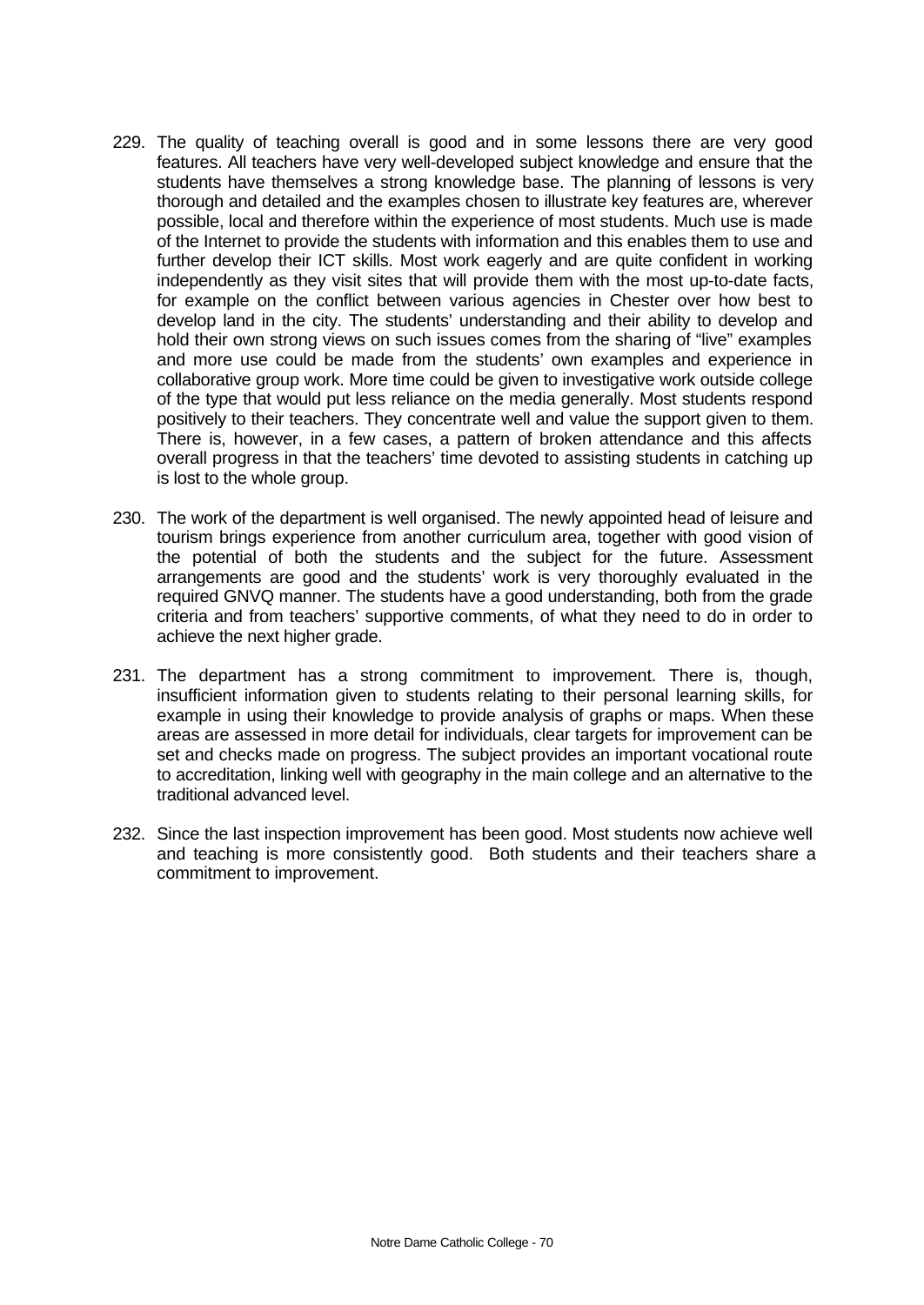229. The quality of teaching overall is good and in some lessons there are very good features. All teachers have very well-developed subject knowledge and ensure that the students have themselves a strong knowledge base. The planning of lessons is very thorough and detailed and the examples chosen to illustrate key features are, wherever possible, local and therefore within the experience of most students. Much use is made of the Internet to provide the students with information and this enables them to use and further develop their ICT skills. Most work eagerly and are quite confident in working independently as they visit sites that will provide them with the most up-to-date facts, for example on the conflict between various agencies in Chester over how best to develop land in the city. The students' understanding and their ability to develop and hold their own strong views on such issues comes from the sharing of "live" examples and more use could be made from the students' own examples and experience in collaborative group work. More time could be given to investigative work outside college of the type that would put less reliance on the media generally. Most students respond positively to their teachers. They concentrate well and value the support given to them. There is, however, in a few cases, a pattern of broken attendance and this affects overall progress in that the teachers' time devoted to assisting students in catching up is lost to the whole group.

230. The work of the department is well organised. The newly appointed head of leisure and tourism brings experience from another curriculum area, together with good vision of the potential of both the students and the subject for the future. Assessment arrangements are good and the students' work is very thoroughly evaluated in the required GNVQ manner. The students have a good understanding, both from the grade criteria and from teachers' supportive comments, of what they need to do in order to achieve the next higher grade.

231. The department has a strong commitment to improvement. There is, though, insufficient information given to students relating to their personal learning skills, for example in using their knowledge to provide analysis of graphs or maps. When these areas are assessed in more detail for individuals, clear targets for improvement can be set and checks made on progress. The subject provides an important vocational route to accreditation, linking well with geography in the main college and an alternative to the traditional advanced level.

232. Since the last inspection improvement has been good. Most students now achieve well and teaching is more consistently good. Both students and their teachers share a commitment to improvement.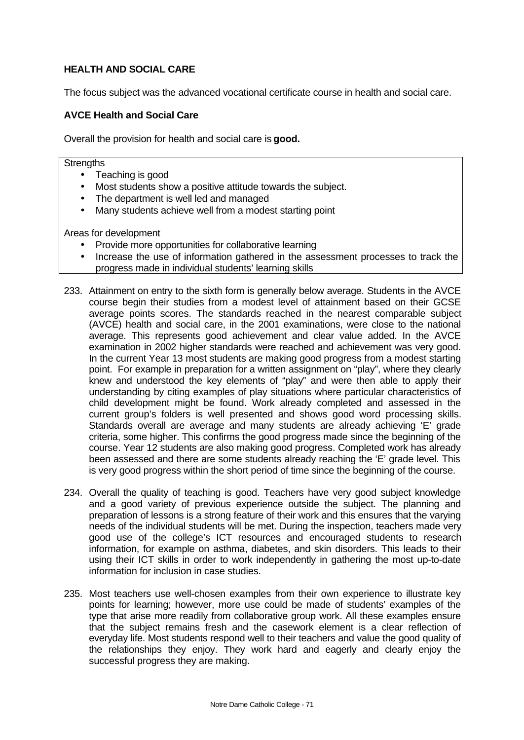## HEALTH AND SOCIAL CARE

The focus subject was the advanced vocational certificate course in health and social care.

### AVCE Health and Social Care

Overall the provision for health and social care is **good.**

Strengths

- Teaching is good
- Most students show a positive attitude towards the subject.
- The department is well led and managed
- Many students achieve well from a modest starting point

Areas for development

- Provide more opportunities for collaborative learning
- Increase the use of information gathered in the assessment processes to track the progress made in individual students' learning skills

233. Attainment on entry to the sixth form is generally below average. Students in the AVCE course begin their studies from a modest level of attainment based on their GCSE average points scores. The standards reached in the nearest comparable subject (AVCE) health and social care, in the 2001 examinations, were close to the national average. This represents good achievement and clear value added. In the AVCE examination in 2002 higher standards were reached and achievement was very good. In the current Year 13 most students are making good progress from a modest starting point. For example in preparation for a written assignment on "play", where they clearly knew and understood the key elements of "play" and were then able to apply their understanding by citing examples of play situations where particular characteristics of child development might be found. Work already completed and assessed in the current group's folders is well presented and shows good word processing skills. Standards overall are average and many students are already achieving 'E' grade criteria, some higher. This confirms the good progress made since the beginning of the course. Year 12 students are also making good progress. Completed work has already been assessed and there are some students already reaching the 'E' grade level. This is very good progress within the short period of time since the beginning of the course.

234. Overall the quality of teaching is good. Teachers have very good subject knowledge and a good variety of previous experience outside the subject. The planning and preparation of lessons is a strong feature of their work and this ensures that the varying needs of the individual students will be met. During the inspection, teachers made very good use of the college's ICT resources and encouraged students to research information, for example on asthma, diabetes, and skin disorders. This leads to their using their ICT skills in order to work independently in gathering the most up-to-date information for inclusion in case studies.

235. Most teachers use well-chosen examples from their own experience to illustrate key points for learning; however, more use could be made of students' examples of the type that arise more readily from collaborative group work. All these examples ensure that the subject remains fresh and the casework element is a clear reflection of everyday life. Most students respond well to their teachers and value the good quality of the relationships they enjoy. They work hard and eagerly and clearly enjoy the successful progress they are making.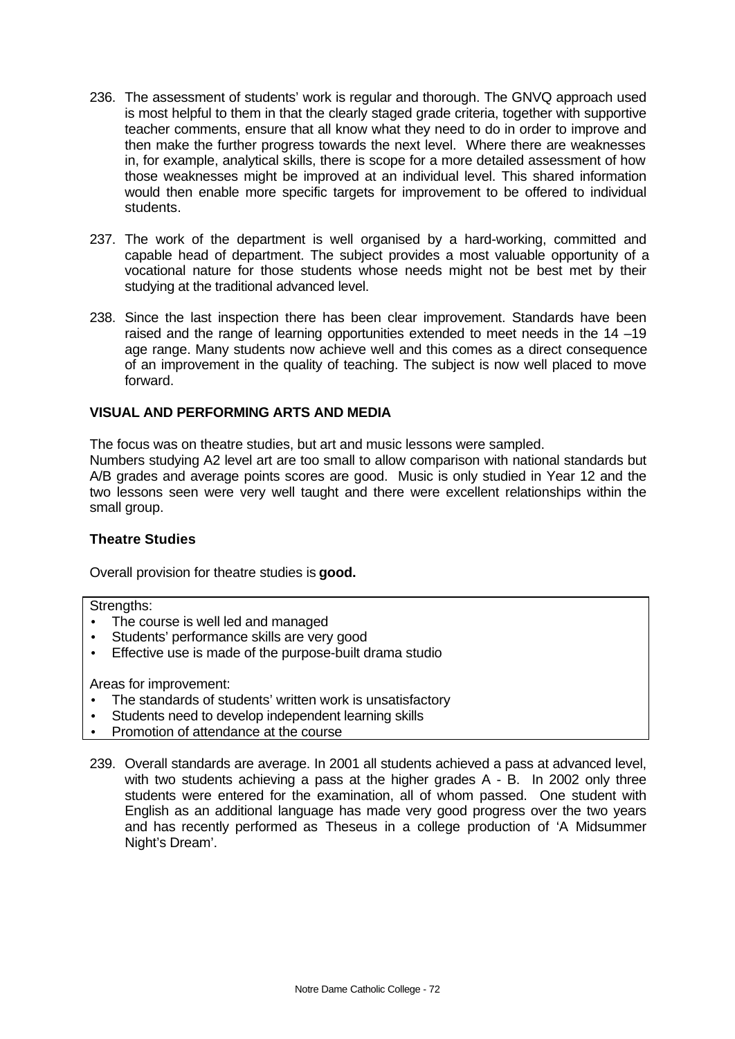236. The assessment of students' work is regular and thorough. The GNVQ approach used is most helpful to them in that the clearly staged grade criteria, together with supportive teacher comments, ensure that all know what they need to do in order to improve and then make the further progress towards the next level. Where there are weaknesses in, for example, analytical skills, there is scope for a more detailed assessment of how those weaknesses might be improved at an individual level. This shared information would then enable more specific targets for improvement to be offered to individual students.

237. The work of the department is well organised by a hard-working, committed and capable head of department. The subject provides a most valuable opportunity of a vocational nature for those students whose needs might not be best met by their studying at the traditional advanced level.

238. Since the last inspection there has been clear improvement. Standards have been raised and the range of learning opportunities extended to meet needs in the 14 –19 age range. Many students now achieve well and this comes as a direct consequence of an improvement in the quality of teaching. The subject is now well placed to move forward.

## VISUAL AND PERFORMING ARTS AND MEDIA

The focus was on theatre studies, but art and music lessons were sampled.
Numbers studying A2 level art are too small to allow comparison with national standards but A/B grades and average points scores are good. Music is only studied in Year 12 and the two lessons seen were very well taught and there were excellent relationships within the small group.

### Theatre Studies

Overall provision for theatre studies is **good.**

Strengths:
- The course is well led and managed
- Students' performance skills are very good
- Effective use is made of the purpose-built drama studio

Areas for improvement:
- The standards of students' written work is unsatisfactory
- Students need to develop independent learning skills
- Promotion of attendance at the course

239. Overall standards are average. In 2001 all students achieved a pass at advanced level, with two students achieving a pass at the higher grades A - B. In 2002 only three students were entered for the examination, all of whom passed. One student with English as an additional language has made very good progress over the two years and has recently performed as Theseus in a college production of 'A Midsummer Night's Dream'.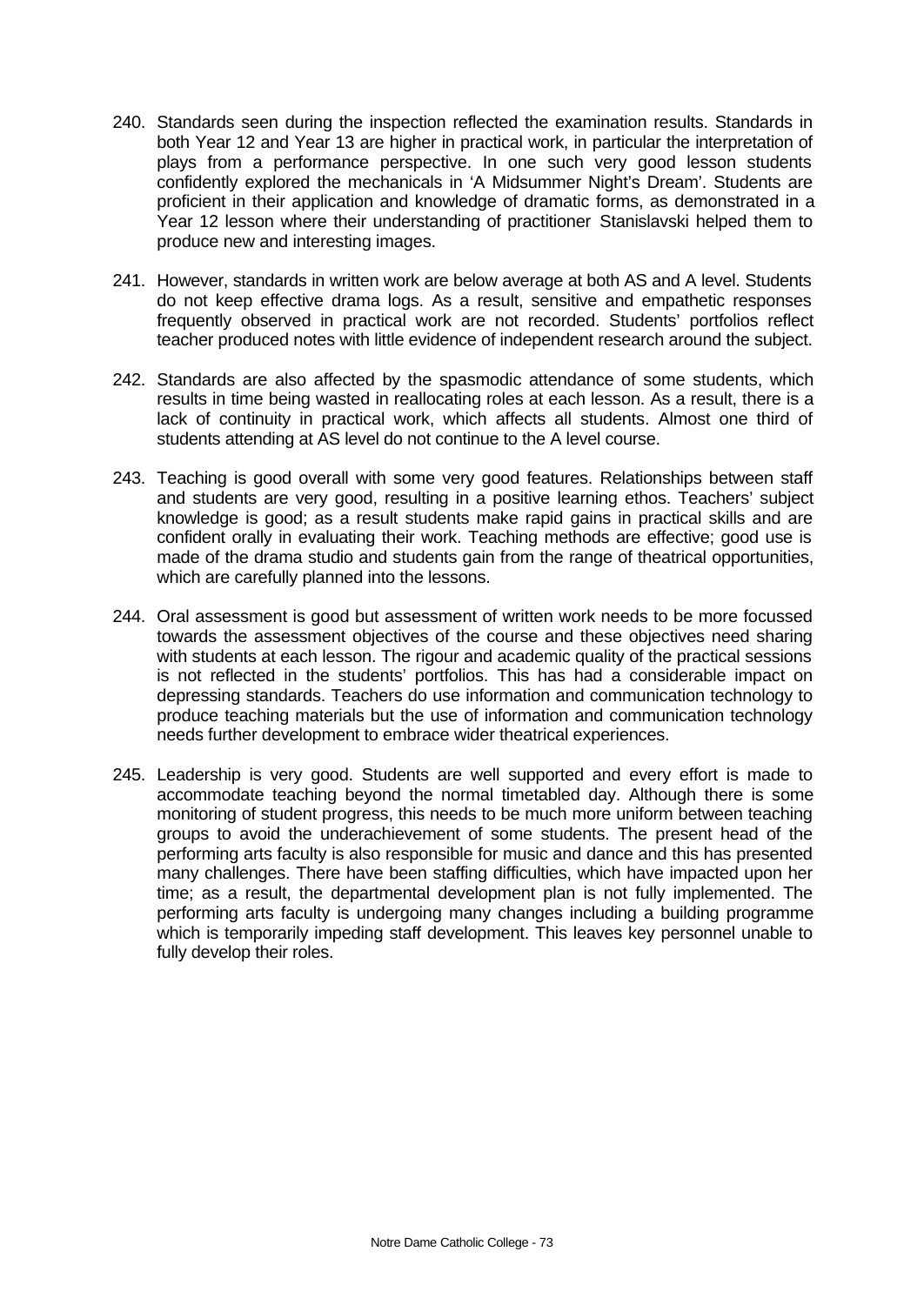240. Standards seen during the inspection reflected the examination results. Standards in both Year 12 and Year 13 are higher in practical work, in particular the interpretation of plays from a performance perspective. In one such very good lesson students confidently explored the mechanicals in 'A Midsummer Night's Dream'. Students are proficient in their application and knowledge of dramatic forms, as demonstrated in a Year 12 lesson where their understanding of practitioner Stanislavski helped them to produce new and interesting images.

241. However, standards in written work are below average at both AS and A level. Students do not keep effective drama logs. As a result, sensitive and empathetic responses frequently observed in practical work are not recorded. Students' portfolios reflect teacher produced notes with little evidence of independent research around the subject.

242. Standards are also affected by the spasmodic attendance of some students, which results in time being wasted in reallocating roles at each lesson. As a result, there is a lack of continuity in practical work, which affects all students. Almost one third of students attending at AS level do not continue to the A level course.

243. Teaching is good overall with some very good features. Relationships between staff and students are very good, resulting in a positive learning ethos. Teachers' subject knowledge is good; as a result students make rapid gains in practical skills and are confident orally in evaluating their work. Teaching methods are effective; good use is made of the drama studio and students gain from the range of theatrical opportunities, which are carefully planned into the lessons.

244. Oral assessment is good but assessment of written work needs to be more focussed towards the assessment objectives of the course and these objectives need sharing with students at each lesson. The rigour and academic quality of the practical sessions is not reflected in the students' portfolios. This has had a considerable impact on depressing standards. Teachers do use information and communication technology to produce teaching materials but the use of information and communication technology needs further development to embrace wider theatrical experiences.

245. Leadership is very good. Students are well supported and every effort is made to accommodate teaching beyond the normal timetabled day. Although there is some monitoring of student progress, this needs to be much more uniform between teaching groups to avoid the underachievement of some students. The present head of the performing arts faculty is also responsible for music and dance and this has presented many challenges. There have been staffing difficulties, which have impacted upon her time; as a result, the departmental development plan is not fully implemented. The performing arts faculty is undergoing many changes including a building programme which is temporarily impeding staff development. This leaves key personnel unable to fully develop their roles.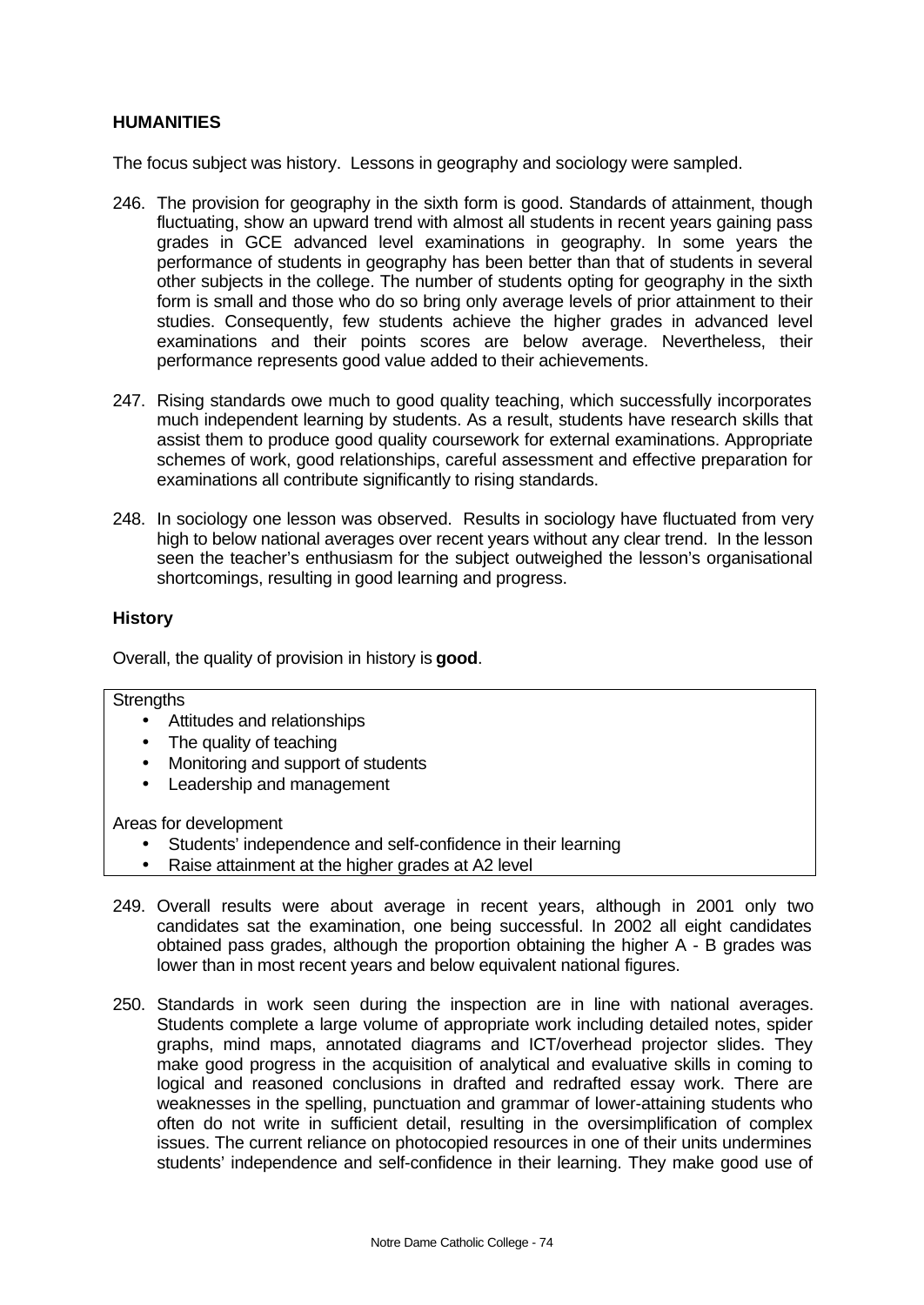**HUMANITIES**

The focus subject was history. Lessons in geography and sociology were sampled.

246. The provision for geography in the sixth form is good. Standards of attainment, though fluctuating, show an upward trend with almost all students in recent years gaining pass grades in GCE advanced level examinations in geography. In some years the performance of students in geography has been better than that of students in several other subjects in the college. The number of students opting for geography in the sixth form is small and those who do so bring only average levels of prior attainment to their studies. Consequently, few students achieve the higher grades in advanced level examinations and their points scores are below average. Nevertheless, their performance represents good value added to their achievements.

247. Rising standards owe much to good quality teaching, which successfully incorporates much independent learning by students. As a result, students have research skills that assist them to produce good quality coursework for external examinations. Appropriate schemes of work, good relationships, careful assessment and effective preparation for examinations all contribute significantly to rising standards.

248. In sociology one lesson was observed. Results in sociology have fluctuated from very high to below national averages over recent years without any clear trend. In the lesson seen the teacher's enthusiasm for the subject outweighed the lesson's organisational shortcomings, resulting in good learning and progress.

**History**

Overall, the quality of provision in history is **good**.

Strengths

- Attitudes and relationships
- The quality of teaching
- Monitoring and support of students
- Leadership and management

Areas for development

- Students' independence and self-confidence in their learning
- Raise attainment at the higher grades at A2 level

249. Overall results were about average in recent years, although in 2001 only two candidates sat the examination, one being successful. In 2002 all eight candidates obtained pass grades, although the proportion obtaining the higher A - B grades was lower than in most recent years and below equivalent national figures.

250. Standards in work seen during the inspection are in line with national averages. Students complete a large volume of appropriate work including detailed notes, spider graphs, mind maps, annotated diagrams and ICT/overhead projector slides. They make good progress in the acquisition of analytical and evaluative skills in coming to logical and reasoned conclusions in drafted and redrafted essay work. There are weaknesses in the spelling, punctuation and grammar of lower-attaining students who often do not write in sufficient detail, resulting in the oversimplification of complex issues. The current reliance on photocopied resources in one of their units undermines students' independence and self-confidence in their learning. They make good use of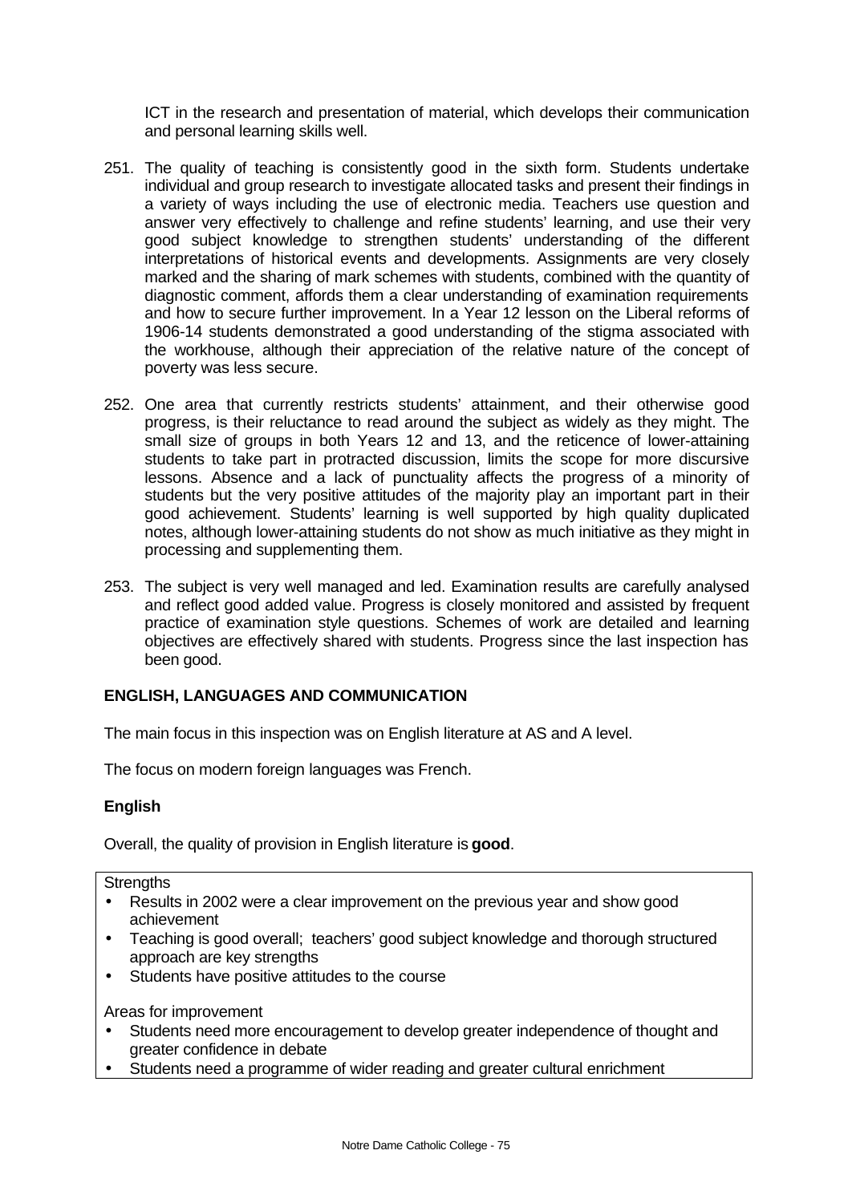ICT in the research and presentation of material, which develops their communication and personal learning skills well.

251. The quality of teaching is consistently good in the sixth form. Students undertake individual and group research to investigate allocated tasks and present their findings in a variety of ways including the use of electronic media. Teachers use question and answer very effectively to challenge and refine students' learning, and use their very good subject knowledge to strengthen students' understanding of the different interpretations of historical events and developments. Assignments are very closely marked and the sharing of mark schemes with students, combined with the quantity of diagnostic comment, affords them a clear understanding of examination requirements and how to secure further improvement. In a Year 12 lesson on the Liberal reforms of 1906-14 students demonstrated a good understanding of the stigma associated with the workhouse, although their appreciation of the relative nature of the concept of poverty was less secure.

252. One area that currently restricts students' attainment, and their otherwise good progress, is their reluctance to read around the subject as widely as they might. The small size of groups in both Years 12 and 13, and the reticence of lower-attaining students to take part in protracted discussion, limits the scope for more discursive lessons. Absence and a lack of punctuality affects the progress of a minority of students but the very positive attitudes of the majority play an important part in their good achievement. Students' learning is well supported by high quality duplicated notes, although lower-attaining students do not show as much initiative as they might in processing and supplementing them.

253. The subject is very well managed and led. Examination results are carefully analysed and reflect good added value. Progress is closely monitored and assisted by frequent practice of examination style questions. Schemes of work are detailed and learning objectives are effectively shared with students. Progress since the last inspection has been good.

## ENGLISH, LANGUAGES AND COMMUNICATION

The main focus in this inspection was on English literature at AS and A level.

The focus on modern foreign languages was French.

### English

Overall, the quality of provision in English literature is **good**.

Strengths

- Results in 2002 were a clear improvement on the previous year and show good achievement
- Teaching is good overall; teachers' good subject knowledge and thorough structured approach are key strengths
- Students have positive attitudes to the course

Areas for improvement

- Students need more encouragement to develop greater independence of thought and greater confidence in debate
- Students need a programme of wider reading and greater cultural enrichment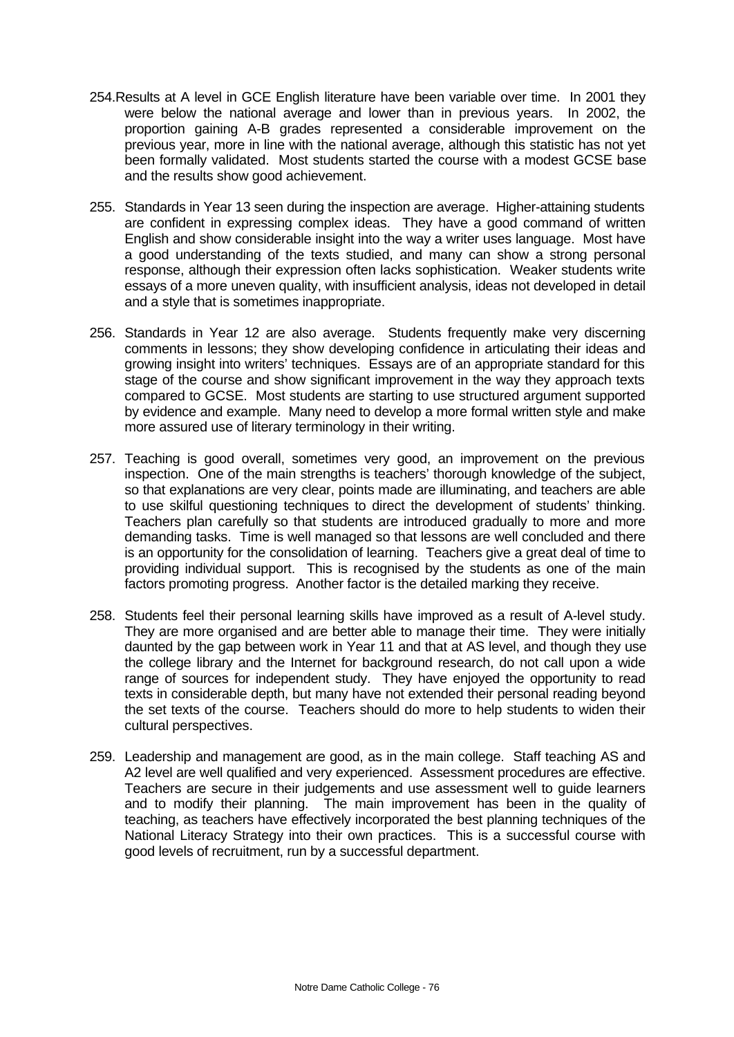254. Results at A level in GCE English literature have been variable over time. In 2001 they were below the national average and lower than in previous years. In 2002, the proportion gaining A-B grades represented a considerable improvement on the previous year, more in line with the national average, although this statistic has not yet been formally validated. Most students started the course with a modest GCSE base and the results show good achievement.

255. Standards in Year 13 seen during the inspection are average. Higher-attaining students are confident in expressing complex ideas. They have a good command of written English and show considerable insight into the way a writer uses language. Most have a good understanding of the texts studied, and many can show a strong personal response, although their expression often lacks sophistication. Weaker students write essays of a more uneven quality, with insufficient analysis, ideas not developed in detail and a style that is sometimes inappropriate.

256. Standards in Year 12 are also average. Students frequently make very discerning comments in lessons; they show developing confidence in articulating their ideas and growing insight into writers' techniques. Essays are of an appropriate standard for this stage of the course and show significant improvement in the way they approach texts compared to GCSE. Most students are starting to use structured argument supported by evidence and example. Many need to develop a more formal written style and make more assured use of literary terminology in their writing.

257. Teaching is good overall, sometimes very good, an improvement on the previous inspection. One of the main strengths is teachers' thorough knowledge of the subject, so that explanations are very clear, points made are illuminating, and teachers are able to use skilful questioning techniques to direct the development of students' thinking. Teachers plan carefully so that students are introduced gradually to more and more demanding tasks. Time is well managed so that lessons are well concluded and there is an opportunity for the consolidation of learning. Teachers give a great deal of time to providing individual support. This is recognised by the students as one of the main factors promoting progress. Another factor is the detailed marking they receive.

258. Students feel their personal learning skills have improved as a result of A-level study. They are more organised and are better able to manage their time. They were initially daunted by the gap between work in Year 11 and that at AS level, and though they use the college library and the Internet for background research, do not call upon a wide range of sources for independent study. They have enjoyed the opportunity to read texts in considerable depth, but many have not extended their personal reading beyond the set texts of the course. Teachers should do more to help students to widen their cultural perspectives.

259. Leadership and management are good, as in the main college. Staff teaching AS and A2 level are well qualified and very experienced. Assessment procedures are effective. Teachers are secure in their judgements and use assessment well to guide learners and to modify their planning. The main improvement has been in the quality of teaching, as teachers have effectively incorporated the best planning techniques of the National Literacy Strategy into their own practices. This is a successful course with good levels of recruitment, run by a successful department.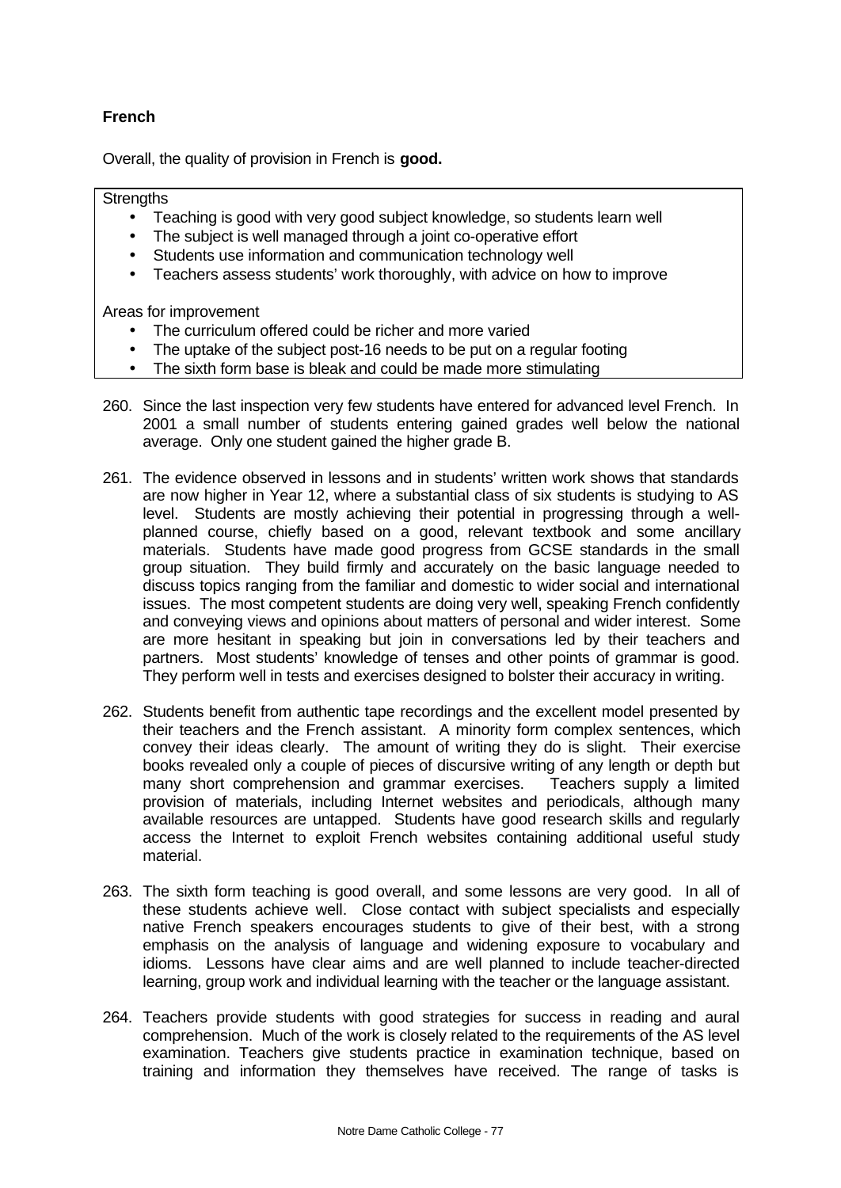**French**

Overall, the quality of provision in French is **good.**

Strengths

- Teaching is good with very good subject knowledge, so students learn well
- The subject is well managed through a joint co-operative effort
- Students use information and communication technology well
- Teachers assess students' work thoroughly, with advice on how to improve

Areas for improvement

- The curriculum offered could be richer and more varied
- The uptake of the subject post-16 needs to be put on a regular footing
- The sixth form base is bleak and could be made more stimulating

260. Since the last inspection very few students have entered for advanced level French. In 2001 a small number of students entering gained grades well below the national average. Only one student gained the higher grade B.

261. The evidence observed in lessons and in students' written work shows that standards are now higher in Year 12, where a substantial class of six students is studying to AS level. Students are mostly achieving their potential in progressing through a well-planned course, chiefly based on a good, relevant textbook and some ancillary materials. Students have made good progress from GCSE standards in the small group situation. They build firmly and accurately on the basic language needed to discuss topics ranging from the familiar and domestic to wider social and international issues. The most competent students are doing very well, speaking French confidently and conveying views and opinions about matters of personal and wider interest. Some are more hesitant in speaking but join in conversations led by their teachers and partners. Most students' knowledge of tenses and other points of grammar is good. They perform well in tests and exercises designed to bolster their accuracy in writing.

262. Students benefit from authentic tape recordings and the excellent model presented by their teachers and the French assistant. A minority form complex sentences, which convey their ideas clearly. The amount of writing they do is slight. Their exercise books revealed only a couple of pieces of discursive writing of any length or depth but many short comprehension and grammar exercises. Teachers supply a limited provision of materials, including Internet websites and periodicals, although many available resources are untapped. Students have good research skills and regularly access the Internet to exploit French websites containing additional useful study material.

263. The sixth form teaching is good overall, and some lessons are very good. In all of these students achieve well. Close contact with subject specialists and especially native French speakers encourages students to give of their best, with a strong emphasis on the analysis of language and widening exposure to vocabulary and idioms. Lessons have clear aims and are well planned to include teacher-directed learning, group work and individual learning with the teacher or the language assistant.

264. Teachers provide students with good strategies for success in reading and aural comprehension. Much of the work is closely related to the requirements of the AS level examination. Teachers give students practice in examination technique, based on training and information they themselves have received. The range of tasks is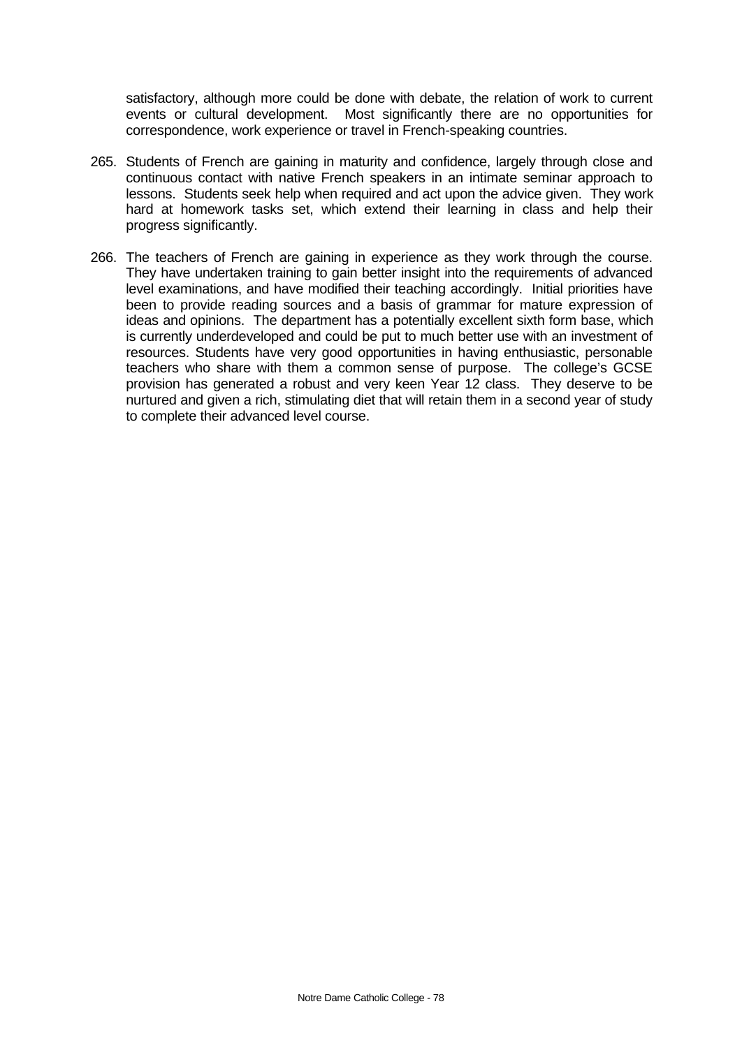satisfactory, although more could be done with debate, the relation of work to current events or cultural development. Most significantly there are no opportunities for correspondence, work experience or travel in French-speaking countries.

265. Students of French are gaining in maturity and confidence, largely through close and continuous contact with native French speakers in an intimate seminar approach to lessons. Students seek help when required and act upon the advice given. They work hard at homework tasks set, which extend their learning in class and help their progress significantly.

266. The teachers of French are gaining in experience as they work through the course. They have undertaken training to gain better insight into the requirements of advanced level examinations, and have modified their teaching accordingly. Initial priorities have been to provide reading sources and a basis of grammar for mature expression of ideas and opinions. The department has a potentially excellent sixth form base, which is currently underdeveloped and could be put to much better use with an investment of resources. Students have very good opportunities in having enthusiastic, personable teachers who share with them a common sense of purpose. The college's GCSE provision has generated a robust and very keen Year 12 class. They deserve to be nurtured and given a rich, stimulating diet that will retain them in a second year of study to complete their advanced level course.